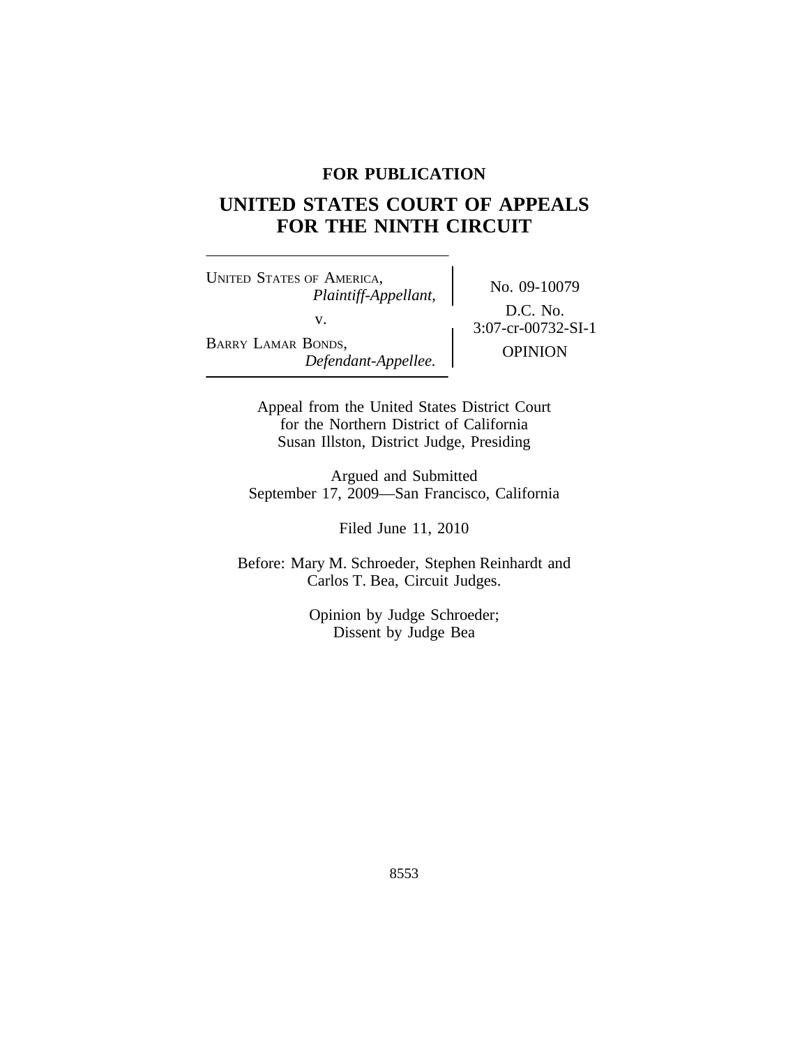**FOR PUBLICATION**

# UNITED STATES COURT OF APPEALS FOR THE NINTH CIRCUIT

UNITED STATES OF AMERICA,
*Plaintiff-Appellant,*

v.

BARRY LAMAR BONDS,
*Defendant-Appellee.*

No. 09-10079

D.C. No. 3:07-cr-00732-SI-1

OPINION

Appeal from the United States District Court for the Northern District of California
Susan Illston, District Judge, Presiding

Argued and Submitted
September 17, 2009—San Francisco, California

Filed June 11, 2010

Before: Mary M. Schroeder, Stephen Reinhardt and Carlos T. Bea, Circuit Judges.

Opinion by Judge Schroeder;
Dissent by Judge Bea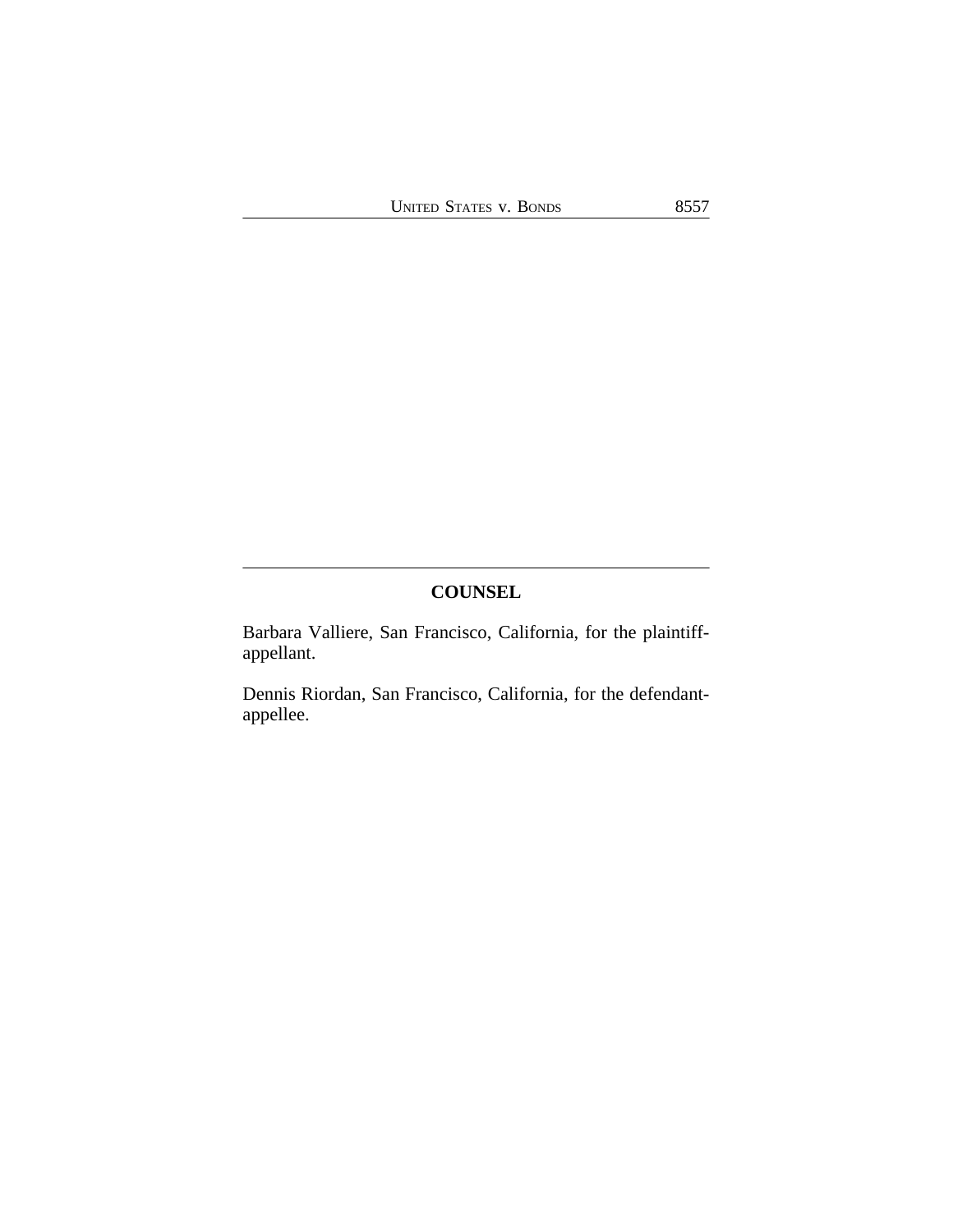## COUNSEL

Barbara Valliere, San Francisco, California, for the plaintiff-appellant.

Dennis Riordan, San Francisco, California, for the defendant-appellee.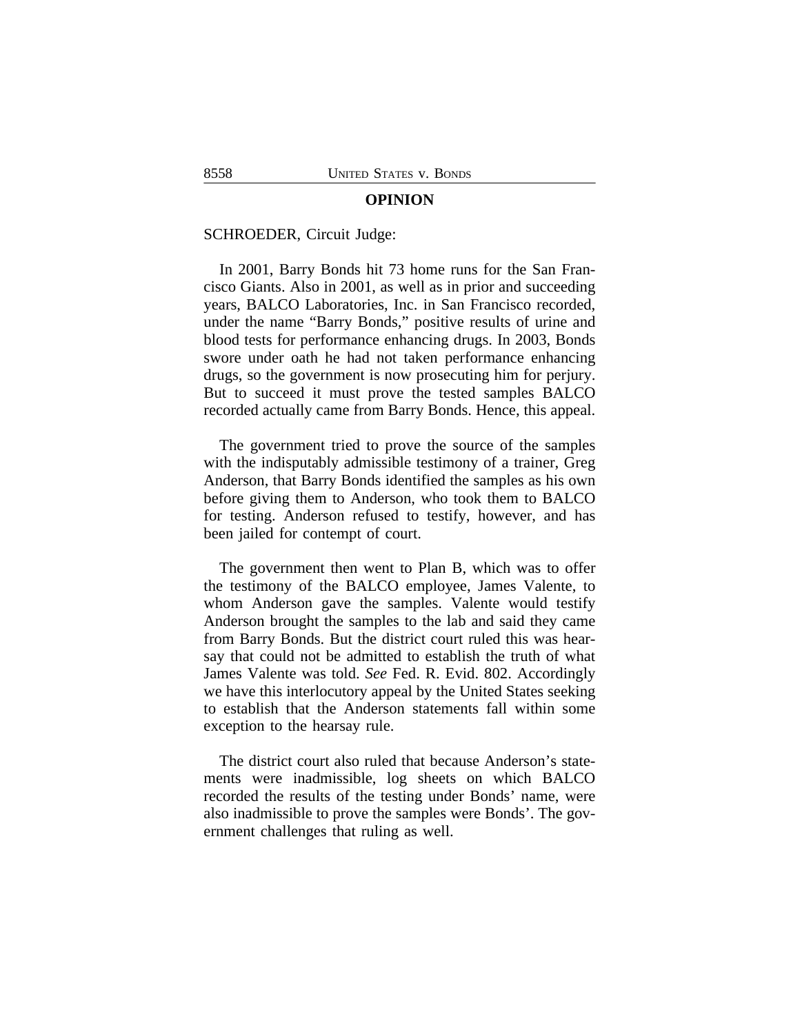## OPINION

SCHROEDER, Circuit Judge:

In 2001, Barry Bonds hit 73 home runs for the San Francisco Giants. Also in 2001, as well as in prior and succeeding years, BALCO Laboratories, Inc. in San Francisco recorded, under the name "Barry Bonds," positive results of urine and blood tests for performance enhancing drugs. In 2003, Bonds swore under oath he had not taken performance enhancing drugs, so the government is now prosecuting him for perjury. But to succeed it must prove the tested samples BALCO recorded actually came from Barry Bonds. Hence, this appeal.

The government tried to prove the source of the samples with the indisputably admissible testimony of a trainer, Greg Anderson, that Barry Bonds identified the samples as his own before giving them to Anderson, who took them to BALCO for testing. Anderson refused to testify, however, and has been jailed for contempt of court.

The government then went to Plan B, which was to offer the testimony of the BALCO employee, James Valente, to whom Anderson gave the samples. Valente would testify Anderson brought the samples to the lab and said they came from Barry Bonds. But the district court ruled this was hearsay that could not be admitted to establish the truth of what James Valente was told. *See* Fed. R. Evid. 802. Accordingly we have this interlocutory appeal by the United States seeking to establish that the Anderson statements fall within some exception to the hearsay rule.

The district court also ruled that because Anderson's statements were inadmissible, log sheets on which BALCO recorded the results of the testing under Bonds' name, were also inadmissible to prove the samples were Bonds'. The government challenges that ruling as well.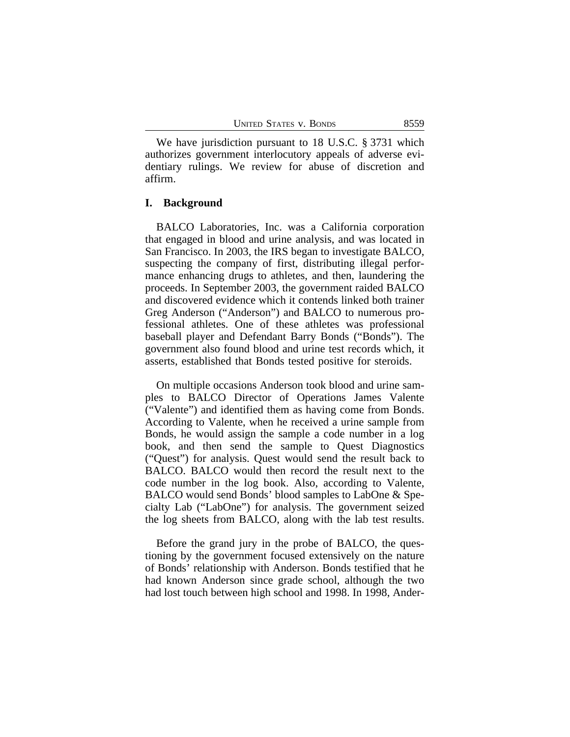We have jurisdiction pursuant to 18 U.S.C. § 3731 which authorizes government interlocutory appeals of adverse evidentiary rulings. We review for abuse of discretion and affirm.

## I. Background

BALCO Laboratories, Inc. was a California corporation that engaged in blood and urine analysis, and was located in San Francisco. In 2003, the IRS began to investigate BALCO, suspecting the company of first, distributing illegal performance enhancing drugs to athletes, and then, laundering the proceeds. In September 2003, the government raided BALCO and discovered evidence which it contends linked both trainer Greg Anderson ("Anderson") and BALCO to numerous professional athletes. One of these athletes was professional baseball player and Defendant Barry Bonds ("Bonds"). The government also found blood and urine test records which, it asserts, established that Bonds tested positive for steroids.

On multiple occasions Anderson took blood and urine samples to BALCO Director of Operations James Valente ("Valente") and identified them as having come from Bonds. According to Valente, when he received a urine sample from Bonds, he would assign the sample a code number in a log book, and then send the sample to Quest Diagnostics ("Quest") for analysis. Quest would send the result back to BALCO. BALCO would then record the result next to the code number in the log book. Also, according to Valente, BALCO would send Bonds' blood samples to LabOne & Specialty Lab ("LabOne") for analysis. The government seized the log sheets from BALCO, along with the lab test results.

Before the grand jury in the probe of BALCO, the questioning by the government focused extensively on the nature of Bonds' relationship with Anderson. Bonds testified that he had known Anderson since grade school, although the two had lost touch between high school and 1998. In 1998, Ander-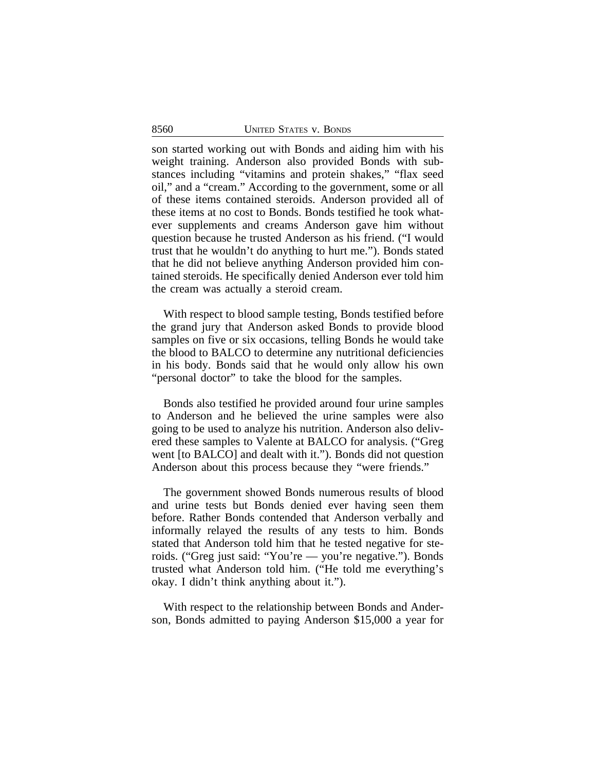son started working out with Bonds and aiding him with his weight training. Anderson also provided Bonds with substances including "vitamins and protein shakes," "flax seed oil," and a "cream." According to the government, some or all of these items contained steroids. Anderson provided all of these items at no cost to Bonds. Bonds testified he took whatever supplements and creams Anderson gave him without question because he trusted Anderson as his friend. ("I would trust that he wouldn't do anything to hurt me."). Bonds stated that he did not believe anything Anderson provided him contained steroids. He specifically denied Anderson ever told him the cream was actually a steroid cream.

With respect to blood sample testing, Bonds testified before the grand jury that Anderson asked Bonds to provide blood samples on five or six occasions, telling Bonds he would take the blood to BALCO to determine any nutritional deficiencies in his body. Bonds said that he would only allow his own "personal doctor" to take the blood for the samples.

Bonds also testified he provided around four urine samples to Anderson and he believed the urine samples were also going to be used to analyze his nutrition. Anderson also delivered these samples to Valente at BALCO for analysis. ("Greg went [to BALCO] and dealt with it."). Bonds did not question Anderson about this process because they "were friends."

The government showed Bonds numerous results of blood and urine tests but Bonds denied ever having seen them before. Rather Bonds contended that Anderson verbally and informally relayed the results of any tests to him. Bonds stated that Anderson told him that he tested negative for steroids. ("Greg just said: "You're — you're negative."). Bonds trusted what Anderson told him. ("He told me everything's okay. I didn't think anything about it.").

With respect to the relationship between Bonds and Anderson, Bonds admitted to paying Anderson $15,000 a year for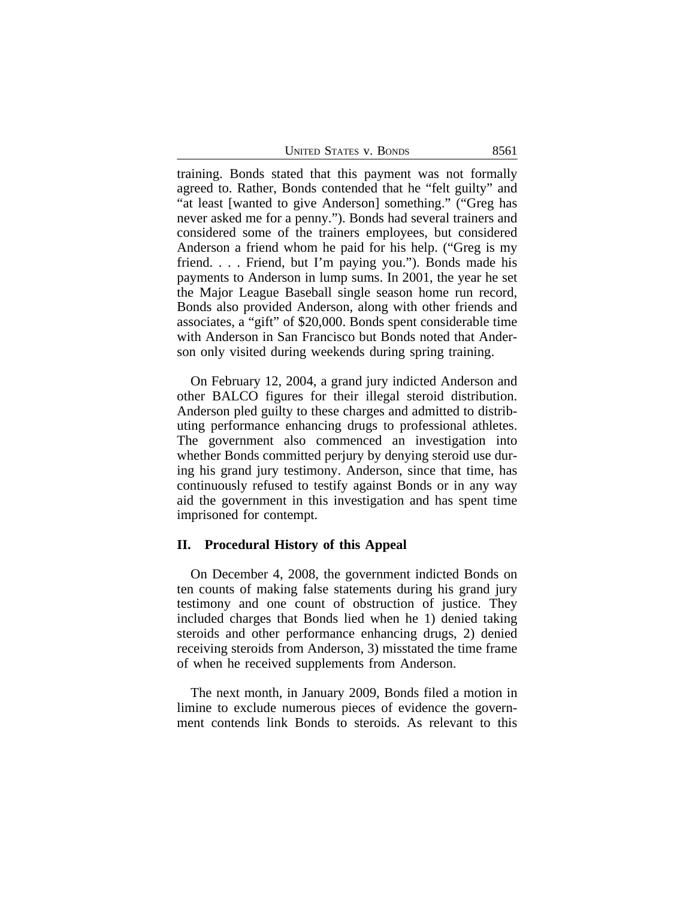training. Bonds stated that this payment was not formally agreed to. Rather, Bonds contended that he "felt guilty" and "at least [wanted to give Anderson] something." ("Greg has never asked me for a penny."). Bonds had several trainers and considered some of the trainers employees, but considered Anderson a friend whom he paid for his help. ("Greg is my friend. . . . Friend, but I'm paying you."). Bonds made his payments to Anderson in lump sums. In 2001, the year he set the Major League Baseball single season home run record, Bonds also provided Anderson, along with other friends and associates, a "gift" of $20,000. Bonds spent considerable time with Anderson in San Francisco but Bonds noted that Anderson only visited during weekends during spring training.

On February 12, 2004, a grand jury indicted Anderson and other BALCO figures for their illegal steroid distribution. Anderson pled guilty to these charges and admitted to distributing performance enhancing drugs to professional athletes. The government also commenced an investigation into whether Bonds committed perjury by denying steroid use during his grand jury testimony. Anderson, since that time, has continuously refused to testify against Bonds or in any way aid the government in this investigation and has spent time imprisoned for contempt.

## II. Procedural History of this Appeal

On December 4, 2008, the government indicted Bonds on ten counts of making false statements during his grand jury testimony and one count of obstruction of justice. They included charges that Bonds lied when he 1) denied taking steroids and other performance enhancing drugs, 2) denied receiving steroids from Anderson, 3) misstated the time frame of when he received supplements from Anderson.

The next month, in January 2009, Bonds filed a motion in limine to exclude numerous pieces of evidence the government contends link Bonds to steroids. As relevant to this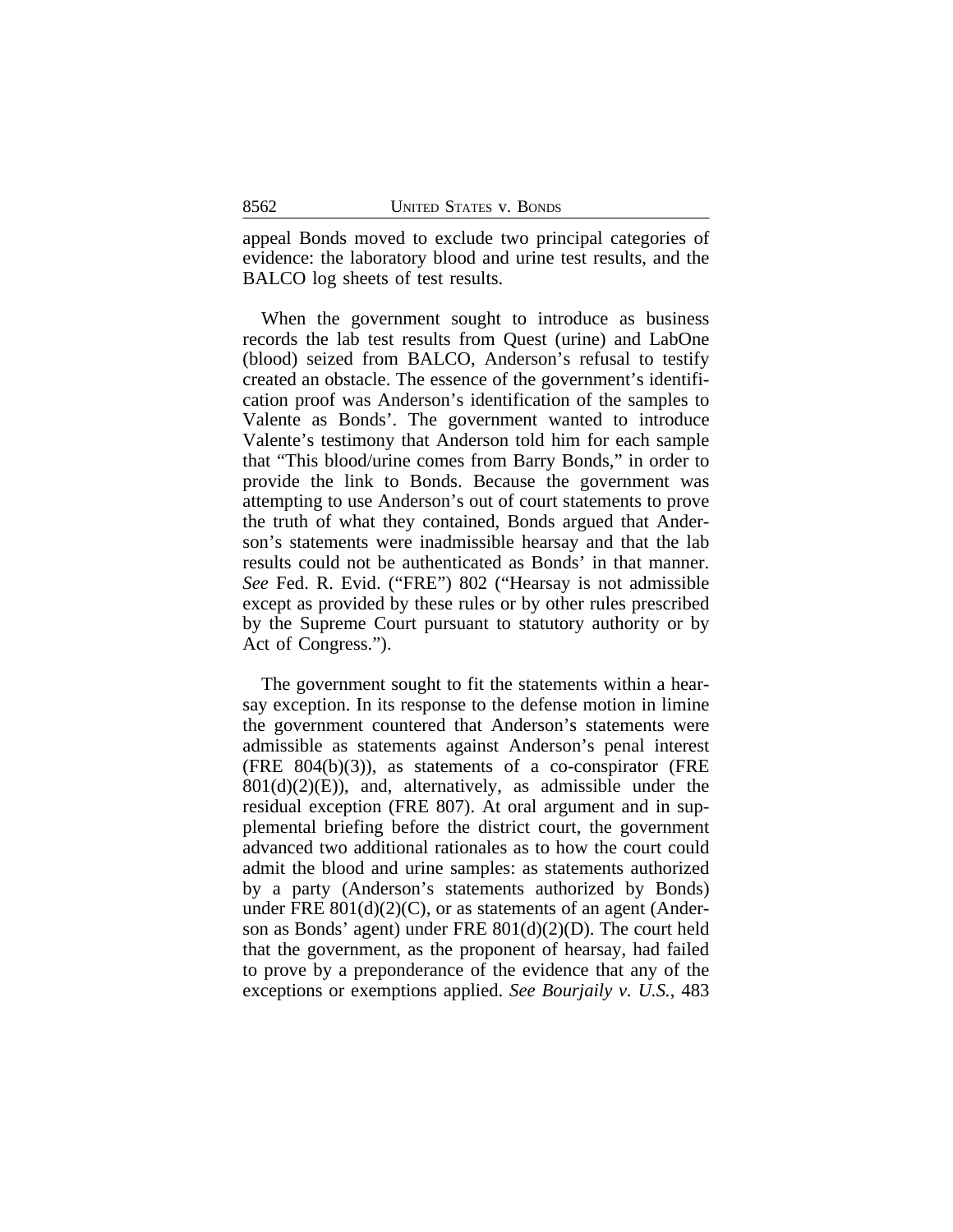appeal Bonds moved to exclude two principal categories of evidence: the laboratory blood and urine test results, and the BALCO log sheets of test results.

When the government sought to introduce as business records the lab test results from Quest (urine) and LabOne (blood) seized from BALCO, Anderson's refusal to testify created an obstacle. The essence of the government's identification proof was Anderson's identification of the samples to Valente as Bonds'. The government wanted to introduce Valente's testimony that Anderson told him for each sample that "This blood/urine comes from Barry Bonds," in order to provide the link to Bonds. Because the government was attempting to use Anderson's out of court statements to prove the truth of what they contained, Bonds argued that Anderson's statements were inadmissible hearsay and that the lab results could not be authenticated as Bonds' in that manner. *See* Fed. R. Evid. ("FRE") 802 ("Hearsay is not admissible except as provided by these rules or by other rules prescribed by the Supreme Court pursuant to statutory authority or by Act of Congress.").

The government sought to fit the statements within a hearsay exception. In its response to the defense motion in limine the government countered that Anderson's statements were admissible as statements against Anderson's penal interest (FRE 804(b)(3)), as statements of a co-conspirator (FRE 801(d)(2)(E)), and, alternatively, as admissible under the residual exception (FRE 807). At oral argument and in supplemental briefing before the district court, the government advanced two additional rationales as to how the court could admit the blood and urine samples: as statements authorized by a party (Anderson's statements authorized by Bonds) under FRE 801(d)(2)(C), or as statements of an agent (Anderson as Bonds' agent) under FRE 801(d)(2)(D). The court held that the government, as the proponent of hearsay, had failed to prove by a preponderance of the evidence that any of the exceptions or exemptions applied. *See Bourjaily v. U.S.*, 483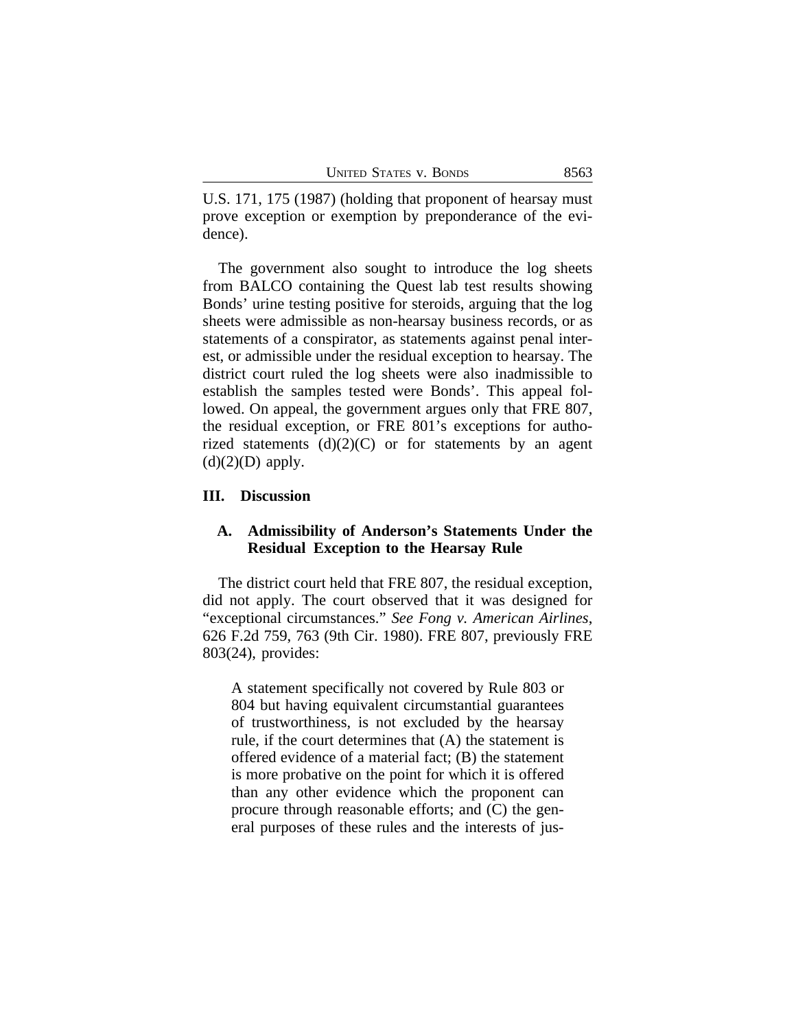U.S. 171, 175 (1987) (holding that proponent of hearsay must prove exception or exemption by preponderance of the evidence).

The government also sought to introduce the log sheets from BALCO containing the Quest lab test results showing Bonds' urine testing positive for steroids, arguing that the log sheets were admissible as non-hearsay business records, or as statements of a conspirator, as statements against penal interest, or admissible under the residual exception to hearsay. The district court ruled the log sheets were also inadmissible to establish the samples tested were Bonds'. This appeal followed. On appeal, the government argues only that FRE 807, the residual exception, or FRE 801's exceptions for authorized statements (d)(2)(C) or for statements by an agent (d)(2)(D) apply.

## III. Discussion

### A. Admissibility of Anderson's Statements Under the Residual Exception to the Hearsay Rule

The district court held that FRE 807, the residual exception, did not apply. The court observed that it was designed for "exceptional circumstances." *See Fong v. American Airlines*, 626 F.2d 759, 763 (9th Cir. 1980). FRE 807, previously FRE 803(24), provides:

> A statement specifically not covered by Rule 803 or 804 but having equivalent circumstantial guarantees of trustworthiness, is not excluded by the hearsay rule, if the court determines that (A) the statement is offered evidence of a material fact; (B) the statement is more probative on the point for which it is offered than any other evidence which the proponent can procure through reasonable efforts; and (C) the general purposes of these rules and the interests of jus-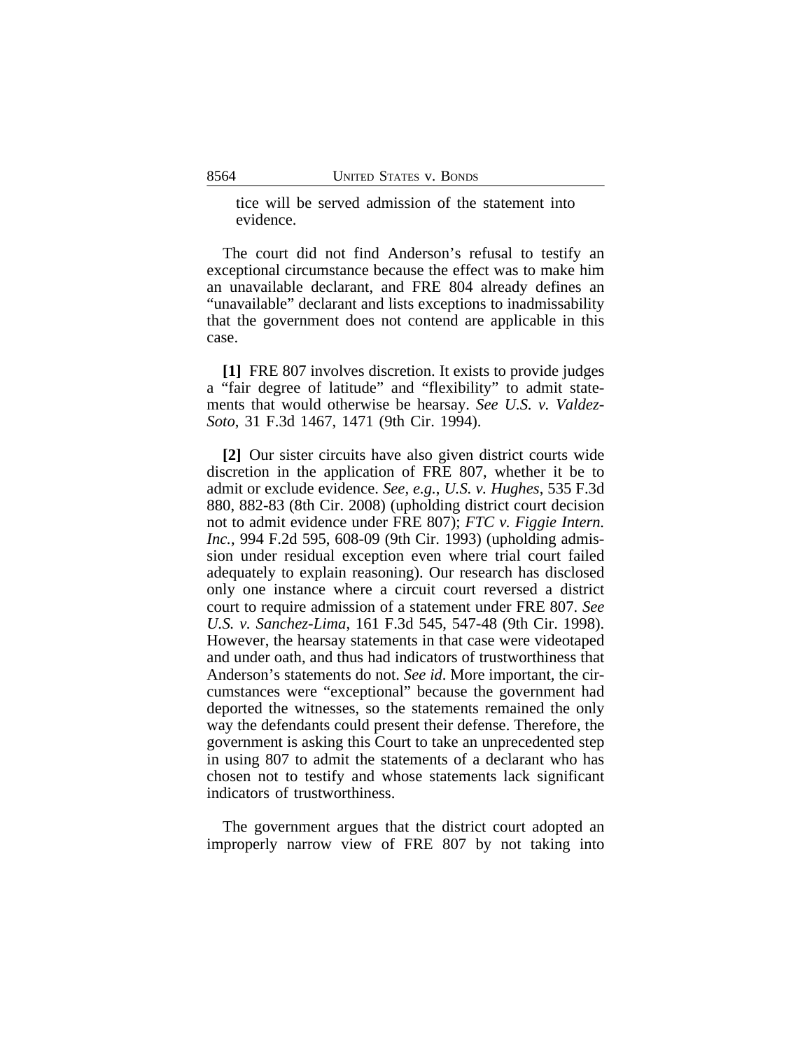tice will be served admission of the statement into evidence.

The court did not find Anderson's refusal to testify an exceptional circumstance because the effect was to make him an unavailable declarant, and FRE 804 already defines an "unavailable" declarant and lists exceptions to inadmissability that the government does not contend are applicable in this case.

**[1]** FRE 807 involves discretion. It exists to provide judges a "fair degree of latitude" and "flexibility" to admit statements that would otherwise be hearsay. *See U.S. v. Valdez-Soto*, 31 F.3d 1467, 1471 (9th Cir. 1994).

**[2]** Our sister circuits have also given district courts wide discretion in the application of FRE 807, whether it be to admit or exclude evidence. *See, e.g.*, *U.S. v. Hughes*, 535 F.3d 880, 882-83 (8th Cir. 2008) (upholding district court decision not to admit evidence under FRE 807); *FTC v. Figgie Intern. Inc.*, 994 F.2d 595, 608-09 (9th Cir. 1993) (upholding admission under residual exception even where trial court failed adequately to explain reasoning). Our research has disclosed only one instance where a circuit court reversed a district court to require admission of a statement under FRE 807. *See U.S. v. Sanchez-Lima*, 161 F.3d 545, 547-48 (9th Cir. 1998). However, the hearsay statements in that case were videotaped and under oath, and thus had indicators of trustworthiness that Anderson's statements do not. *See id*. More important, the circumstances were "exceptional" because the government had deported the witnesses, so the statements remained the only way the defendants could present their defense. Therefore, the government is asking this Court to take an unprecedented step in using 807 to admit the statements of a declarant who has chosen not to testify and whose statements lack significant indicators of trustworthiness.

The government argues that the district court adopted an improperly narrow view of FRE 807 by not taking into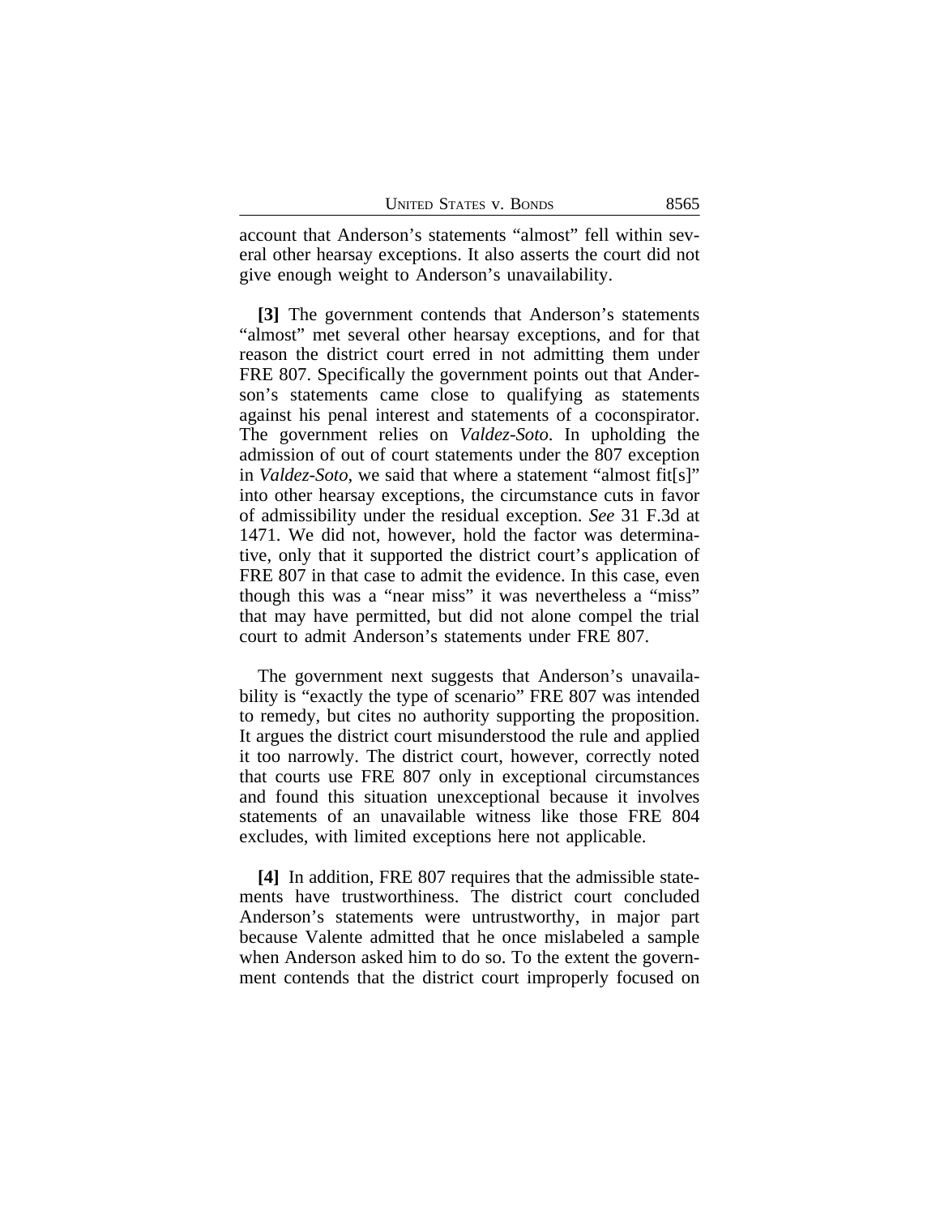account that Anderson's statements "almost" fell within several other hearsay exceptions. It also asserts the court did not give enough weight to Anderson's unavailability.

**[3]** The government contends that Anderson's statements "almost" met several other hearsay exceptions, and for that reason the district court erred in not admitting them under FRE 807. Specifically the government points out that Anderson's statements came close to qualifying as statements against his penal interest and statements of a coconspirator. The government relies on *Valdez-Soto*. In upholding the admission of out of court statements under the 807 exception in *Valdez-Soto*, we said that where a statement "almost fit[s]" into other hearsay exceptions, the circumstance cuts in favor of admissibility under the residual exception. *See* 31 F.3d at 1471. We did not, however, hold the factor was determinative, only that it supported the district court's application of FRE 807 in that case to admit the evidence. In this case, even though this was a "near miss" it was nevertheless a "miss" that may have permitted, but did not alone compel the trial court to admit Anderson's statements under FRE 807.

The government next suggests that Anderson's unavailability is "exactly the type of scenario" FRE 807 was intended to remedy, but cites no authority supporting the proposition. It argues the district court misunderstood the rule and applied it too narrowly. The district court, however, correctly noted that courts use FRE 807 only in exceptional circumstances and found this situation unexceptional because it involves statements of an unavailable witness like those FRE 804 excludes, with limited exceptions here not applicable.

**[4]** In addition, FRE 807 requires that the admissible statements have trustworthiness. The district court concluded Anderson's statements were untrustworthy, in major part because Valente admitted that he once mislabeled a sample when Anderson asked him to do so. To the extent the government contends that the district court improperly focused on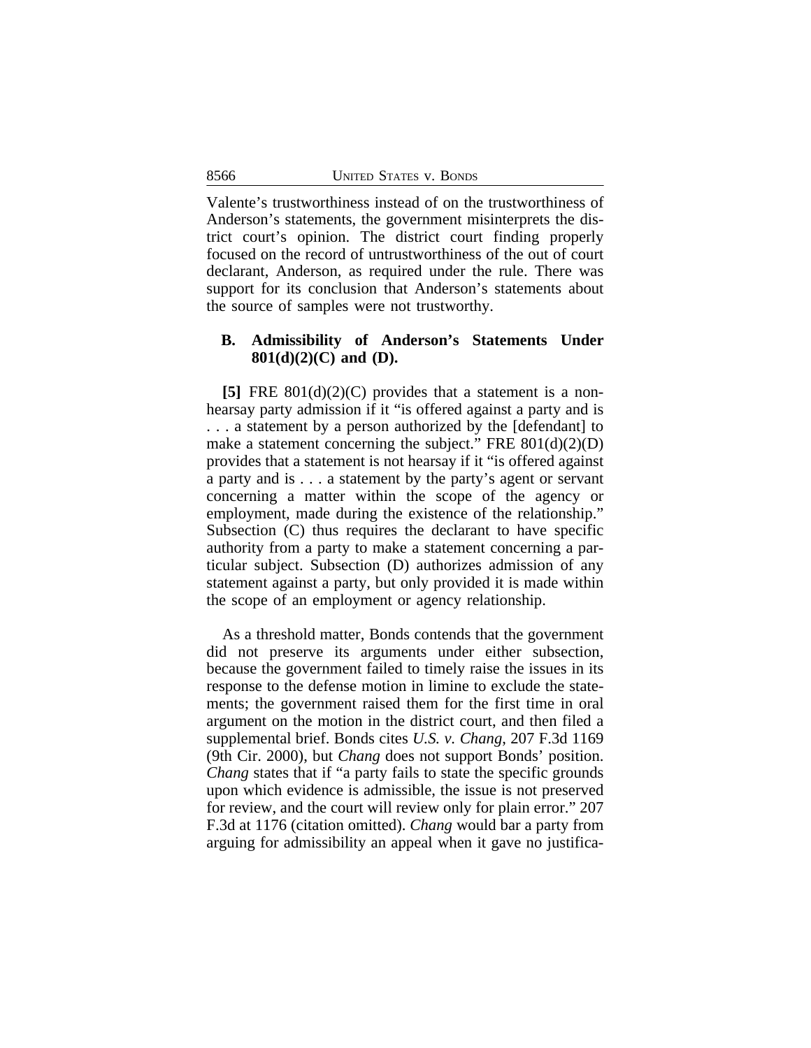Valente's trustworthiness instead of on the trustworthiness of Anderson's statements, the government misinterprets the district court's opinion. The district court finding properly focused on the record of untrustworthiness of the out of court declarant, Anderson, as required under the rule. There was support for its conclusion that Anderson's statements about the source of samples were not trustworthy.

### B. Admissibility of Anderson's Statements Under 801(d)(2)(C) and (D).

**[5]** FRE 801(d)(2)(C) provides that a statement is a non-hearsay party admission if it "is offered against a party and is . . . a statement by a person authorized by the [defendant] to make a statement concerning the subject." FRE 801(d)(2)(D) provides that a statement is not hearsay if it "is offered against a party and is . . . a statement by the party's agent or servant concerning a matter within the scope of the agency or employment, made during the existence of the relationship." Subsection (C) thus requires the declarant to have specific authority from a party to make a statement concerning a particular subject. Subsection (D) authorizes admission of any statement against a party, but only provided it is made within the scope of an employment or agency relationship.

As a threshold matter, Bonds contends that the government did not preserve its arguments under either subsection, because the government failed to timely raise the issues in its response to the defense motion in limine to exclude the statements; the government raised them for the first time in oral argument on the motion in the district court, and then filed a supplemental brief. Bonds cites *U.S. v. Chang*, 207 F.3d 1169 (9th Cir. 2000), but *Chang* does not support Bonds' position. *Chang* states that if "a party fails to state the specific grounds upon which evidence is admissible, the issue is not preserved for review, and the court will review only for plain error." 207 F.3d at 1176 (citation omitted). *Chang* would bar a party from arguing for admissibility an appeal when it gave no justifica-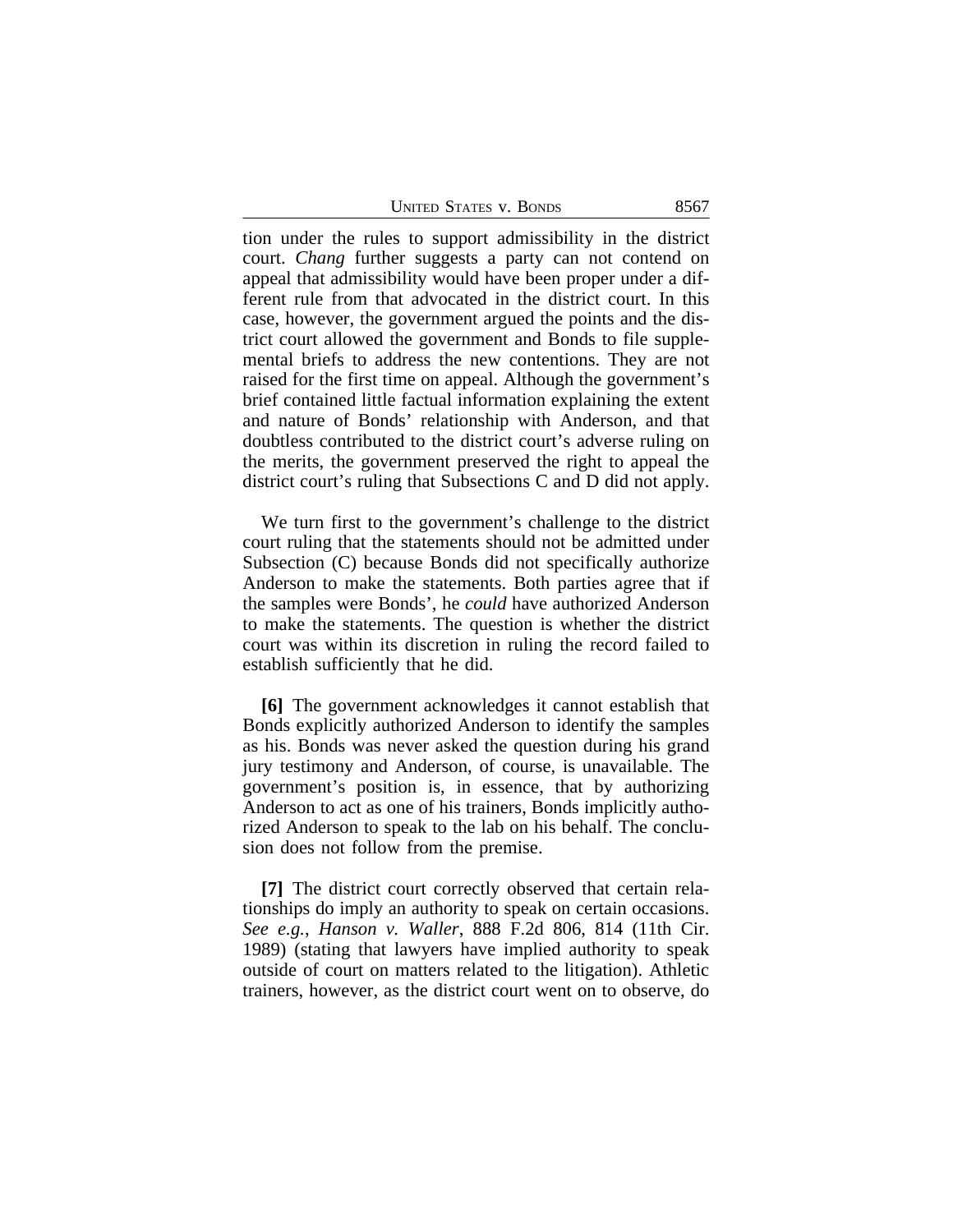tion under the rules to support admissibility in the district court. *Chang* further suggests a party can not contend on appeal that admissibility would have been proper under a different rule from that advocated in the district court. In this case, however, the government argued the points and the district court allowed the government and Bonds to file supplemental briefs to address the new contentions. They are not raised for the first time on appeal. Although the government's brief contained little factual information explaining the extent and nature of Bonds' relationship with Anderson, and that doubtless contributed to the district court's adverse ruling on the merits, the government preserved the right to appeal the district court's ruling that Subsections C and D did not apply.

We turn first to the government's challenge to the district court ruling that the statements should not be admitted under Subsection (C) because Bonds did not specifically authorize Anderson to make the statements. Both parties agree that if the samples were Bonds', he *could* have authorized Anderson to make the statements. The question is whether the district court was within its discretion in ruling the record failed to establish sufficiently that he did.

**[6]** The government acknowledges it cannot establish that Bonds explicitly authorized Anderson to identify the samples as his. Bonds was never asked the question during his grand jury testimony and Anderson, of course, is unavailable. The government's position is, in essence, that by authorizing Anderson to act as one of his trainers, Bonds implicitly authorized Anderson to speak to the lab on his behalf. The conclusion does not follow from the premise.

**[7]** The district court correctly observed that certain relationships do imply an authority to speak on certain occasions. *See e.g.*, *Hanson v. Waller*, 888 F.2d 806, 814 (11th Cir. 1989) (stating that lawyers have implied authority to speak outside of court on matters related to the litigation). Athletic trainers, however, as the district court went on to observe, do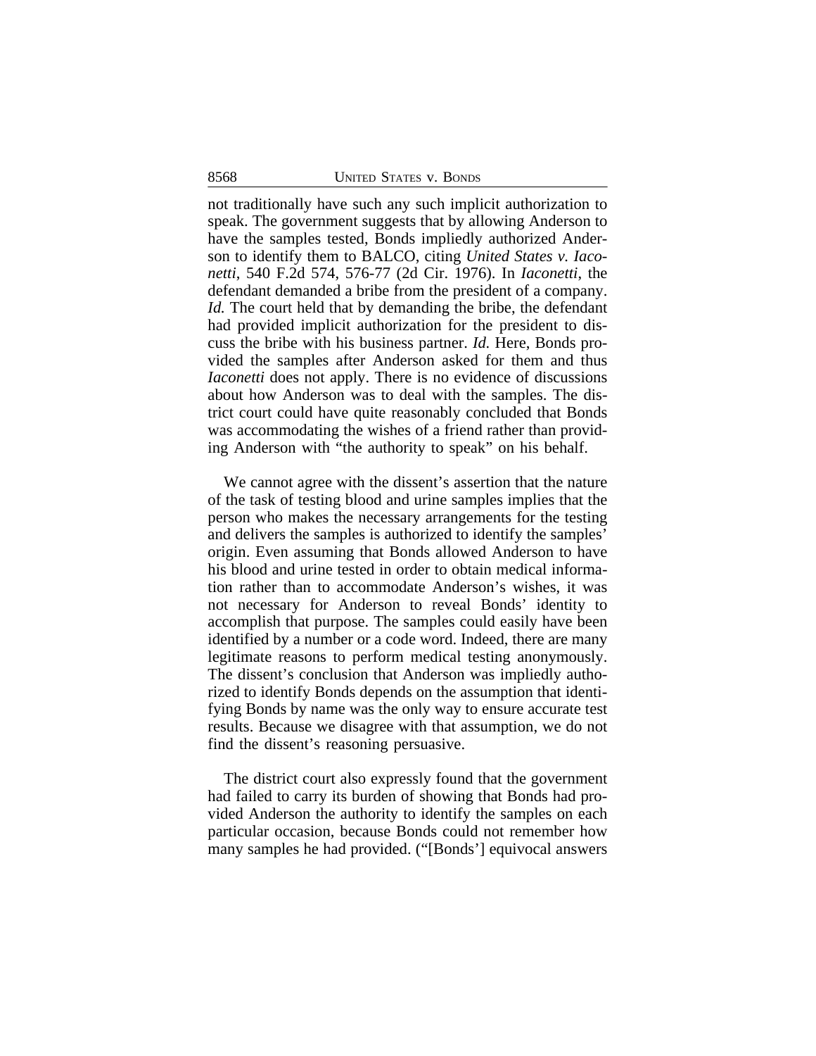not traditionally have such any such implicit authorization to speak. The government suggests that by allowing Anderson to have the samples tested, Bonds impliedly authorized Anderson to identify them to BALCO, citing *United States v. Iaconetti*, 540 F.2d 574, 576-77 (2d Cir. 1976). In *Iaconetti*, the defendant demanded a bribe from the president of a company. *Id.* The court held that by demanding the bribe, the defendant had provided implicit authorization for the president to discuss the bribe with his business partner. *Id.* Here, Bonds provided the samples after Anderson asked for them and thus *Iaconetti* does not apply. There is no evidence of discussions about how Anderson was to deal with the samples. The district court could have quite reasonably concluded that Bonds was accommodating the wishes of a friend rather than providing Anderson with "the authority to speak" on his behalf.

We cannot agree with the dissent's assertion that the nature of the task of testing blood and urine samples implies that the person who makes the necessary arrangements for the testing and delivers the samples is authorized to identify the samples' origin. Even assuming that Bonds allowed Anderson to have his blood and urine tested in order to obtain medical information rather than to accommodate Anderson's wishes, it was not necessary for Anderson to reveal Bonds' identity to accomplish that purpose. The samples could easily have been identified by a number or a code word. Indeed, there are many legitimate reasons to perform medical testing anonymously. The dissent's conclusion that Anderson was impliedly authorized to identify Bonds depends on the assumption that identifying Bonds by name was the only way to ensure accurate test results. Because we disagree with that assumption, we do not find the dissent's reasoning persuasive.

The district court also expressly found that the government had failed to carry its burden of showing that Bonds had provided Anderson the authority to identify the samples on each particular occasion, because Bonds could not remember how many samples he had provided. ("[Bonds'] equivocal answers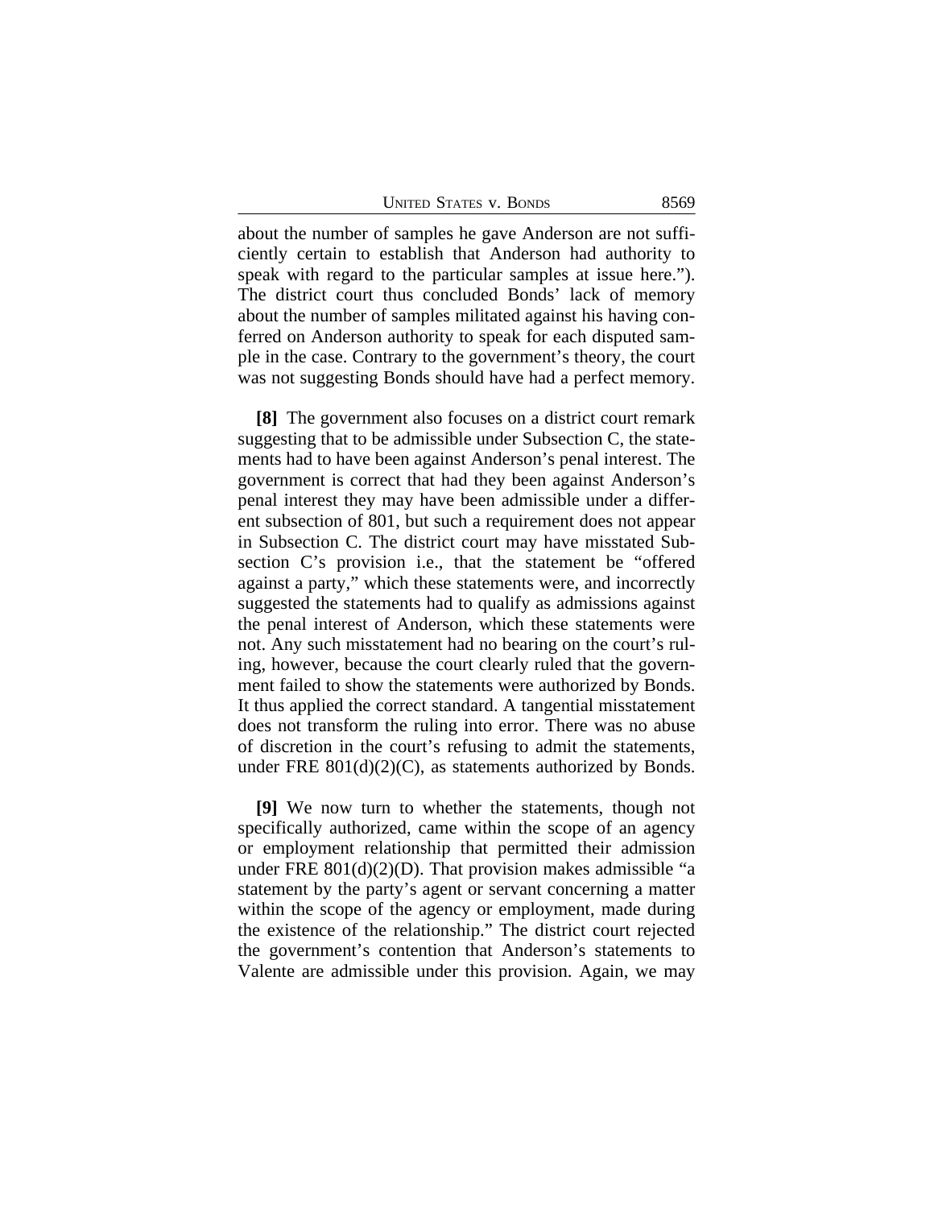about the number of samples he gave Anderson are not sufficiently certain to establish that Anderson had authority to speak with regard to the particular samples at issue here."). The district court thus concluded Bonds' lack of memory about the number of samples militated against his having conferred on Anderson authority to speak for each disputed sample in the case. Contrary to the government's theory, the court was not suggesting Bonds should have had a perfect memory.

**[8]** The government also focuses on a district court remark suggesting that to be admissible under Subsection C, the statements had to have been against Anderson's penal interest. The government is correct that had they been against Anderson's penal interest they may have been admissible under a different subsection of 801, but such a requirement does not appear in Subsection C. The district court may have misstated Subsection C's provision i.e., that the statement be "offered against a party," which these statements were, and incorrectly suggested the statements had to qualify as admissions against the penal interest of Anderson, which these statements were not. Any such misstatement had no bearing on the court's ruling, however, because the court clearly ruled that the government failed to show the statements were authorized by Bonds. It thus applied the correct standard. A tangential misstatement does not transform the ruling into error. There was no abuse of discretion in the court's refusing to admit the statements, under FRE 801(d)(2)(C), as statements authorized by Bonds.

**[9]** We now turn to whether the statements, though not specifically authorized, came within the scope of an agency or employment relationship that permitted their admission under FRE 801(d)(2)(D). That provision makes admissible "a statement by the party's agent or servant concerning a matter within the scope of the agency or employment, made during the existence of the relationship." The district court rejected the government's contention that Anderson's statements to Valente are admissible under this provision. Again, we may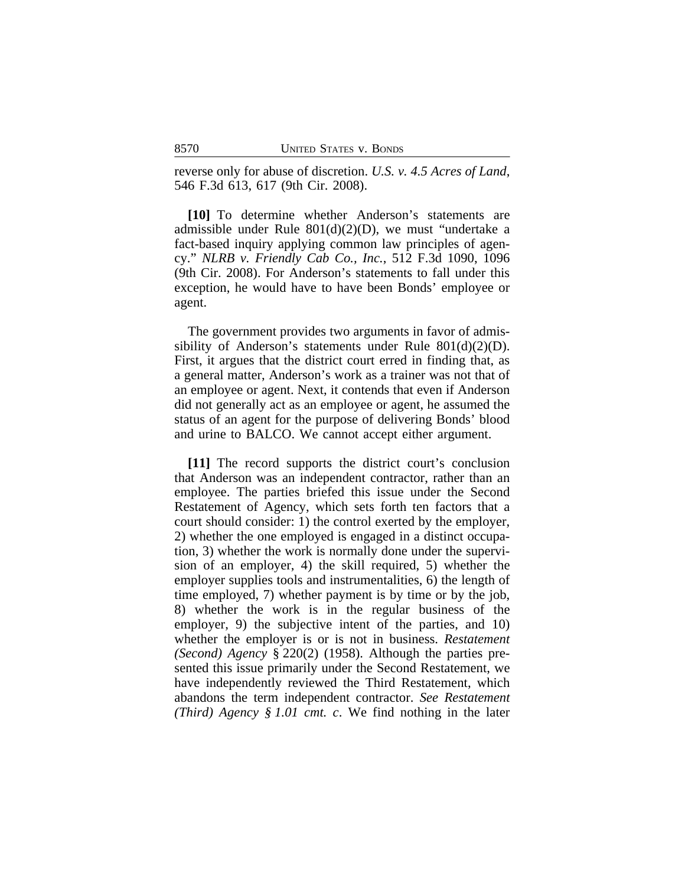reverse only for abuse of discretion. *U.S. v. 4.5 Acres of Land*, 546 F.3d 613, 617 (9th Cir. 2008).

**[10]** To determine whether Anderson's statements are admissible under Rule 801(d)(2)(D), we must "undertake a fact-based inquiry applying common law principles of agency." *NLRB v. Friendly Cab Co., Inc.*, 512 F.3d 1090, 1096 (9th Cir. 2008). For Anderson's statements to fall under this exception, he would have to have been Bonds' employee or agent.

The government provides two arguments in favor of admissibility of Anderson's statements under Rule 801(d)(2)(D). First, it argues that the district court erred in finding that, as a general matter, Anderson's work as a trainer was not that of an employee or agent. Next, it contends that even if Anderson did not generally act as an employee or agent, he assumed the status of an agent for the purpose of delivering Bonds' blood and urine to BALCO. We cannot accept either argument.

**[11]** The record supports the district court's conclusion that Anderson was an independent contractor, rather than an employee. The parties briefed this issue under the Second Restatement of Agency, which sets forth ten factors that a court should consider: 1) the control exerted by the employer, 2) whether the one employed is engaged in a distinct occupation, 3) whether the work is normally done under the supervision of an employer, 4) the skill required, 5) whether the employer supplies tools and instrumentalities, 6) the length of time employed, 7) whether payment is by time or by the job, 8) whether the work is in the regular business of the employer, 9) the subjective intent of the parties, and 10) whether the employer is or is not in business. *Restatement (Second) Agency* § 220(2) (1958). Although the parties presented this issue primarily under the Second Restatement, we have independently reviewed the Third Restatement, which abandons the term independent contractor. *See Restatement (Third) Agency § 1.01 cmt. c*. We find nothing in the later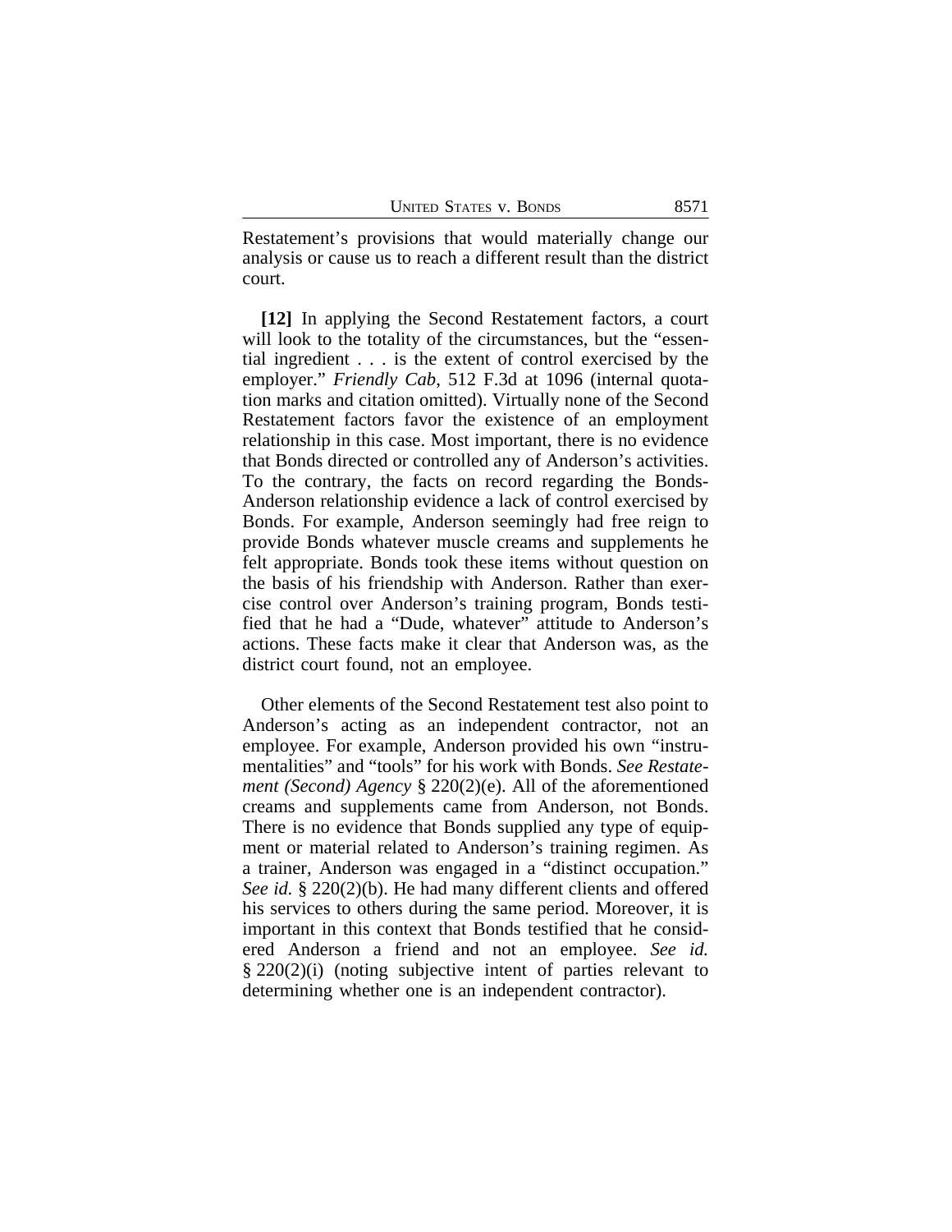Restatement's provisions that would materially change our analysis or cause us to reach a different result than the district court.

**[12]** In applying the Second Restatement factors, a court will look to the totality of the circumstances, but the "essential ingredient . . . is the extent of control exercised by the employer." *Friendly Cab*, 512 F.3d at 1096 (internal quotation marks and citation omitted). Virtually none of the Second Restatement factors favor the existence of an employment relationship in this case. Most important, there is no evidence that Bonds directed or controlled any of Anderson's activities. To the contrary, the facts on record regarding the Bonds-Anderson relationship evidence a lack of control exercised by Bonds. For example, Anderson seemingly had free reign to provide Bonds whatever muscle creams and supplements he felt appropriate. Bonds took these items without question on the basis of his friendship with Anderson. Rather than exercise control over Anderson's training program, Bonds testified that he had a "Dude, whatever" attitude to Anderson's actions. These facts make it clear that Anderson was, as the district court found, not an employee.

Other elements of the Second Restatement test also point to Anderson's acting as an independent contractor, not an employee. For example, Anderson provided his own "instrumentalities" and "tools" for his work with Bonds. *See Restatement (Second) Agency* § 220(2)(e). All of the aforementioned creams and supplements came from Anderson, not Bonds. There is no evidence that Bonds supplied any type of equipment or material related to Anderson's training regimen. As a trainer, Anderson was engaged in a "distinct occupation." *See id.* § 220(2)(b). He had many different clients and offered his services to others during the same period. Moreover, it is important in this context that Bonds testified that he considered Anderson a friend and not an employee. *See id.* § 220(2)(i) (noting subjective intent of parties relevant to determining whether one is an independent contractor).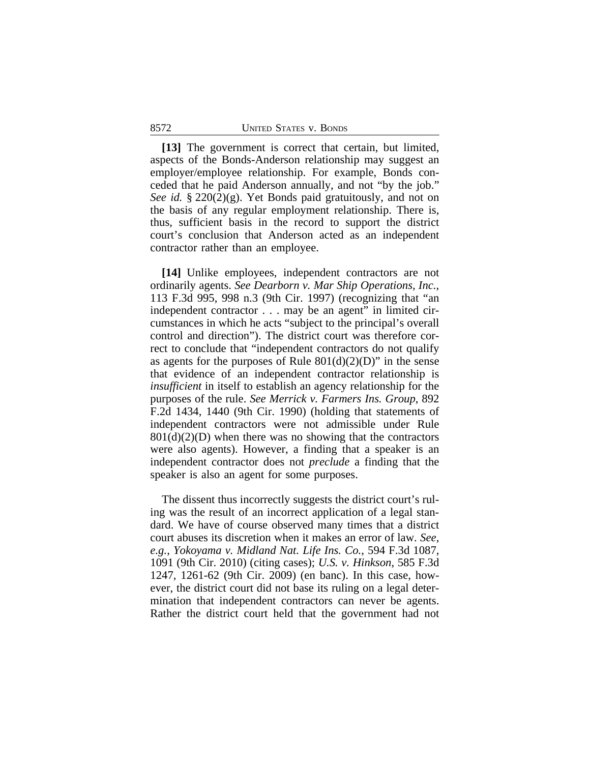**[13]** The government is correct that certain, but limited, aspects of the Bonds-Anderson relationship may suggest an employer/employee relationship. For example, Bonds conceded that he paid Anderson annually, and not "by the job." *See id.* § 220(2)(g). Yet Bonds paid gratuitously, and not on the basis of any regular employment relationship. There is, thus, sufficient basis in the record to support the district court's conclusion that Anderson acted as an independent contractor rather than an employee.

**[14]** Unlike employees, independent contractors are not ordinarily agents. *See Dearborn v. Mar Ship Operations, Inc.*, 113 F.3d 995, 998 n.3 (9th Cir. 1997) (recognizing that "an independent contractor . . . may be an agent" in limited circumstances in which he acts "subject to the principal's overall control and direction"). The district court was therefore correct to conclude that "independent contractors do not qualify as agents for the purposes of Rule 801(d)(2)(D)" in the sense that evidence of an independent contractor relationship is *insufficient* in itself to establish an agency relationship for the purposes of the rule. *See Merrick v. Farmers Ins. Group*, 892 F.2d 1434, 1440 (9th Cir. 1990) (holding that statements of independent contractors were not admissible under Rule 801(d)(2)(D) when there was no showing that the contractors were also agents). However, a finding that a speaker is an independent contractor does not *preclude* a finding that the speaker is also an agent for some purposes.

The dissent thus incorrectly suggests the district court's ruling was the result of an incorrect application of a legal standard. We have of course observed many times that a district court abuses its discretion when it makes an error of law. *See, e.g.*, *Yokoyama v. Midland Nat. Life Ins. Co.*, 594 F.3d 1087, 1091 (9th Cir. 2010) (citing cases); *U.S. v. Hinkson*, 585 F.3d 1247, 1261-62 (9th Cir. 2009) (en banc). In this case, however, the district court did not base its ruling on a legal determination that independent contractors can never be agents. Rather the district court held that the government had not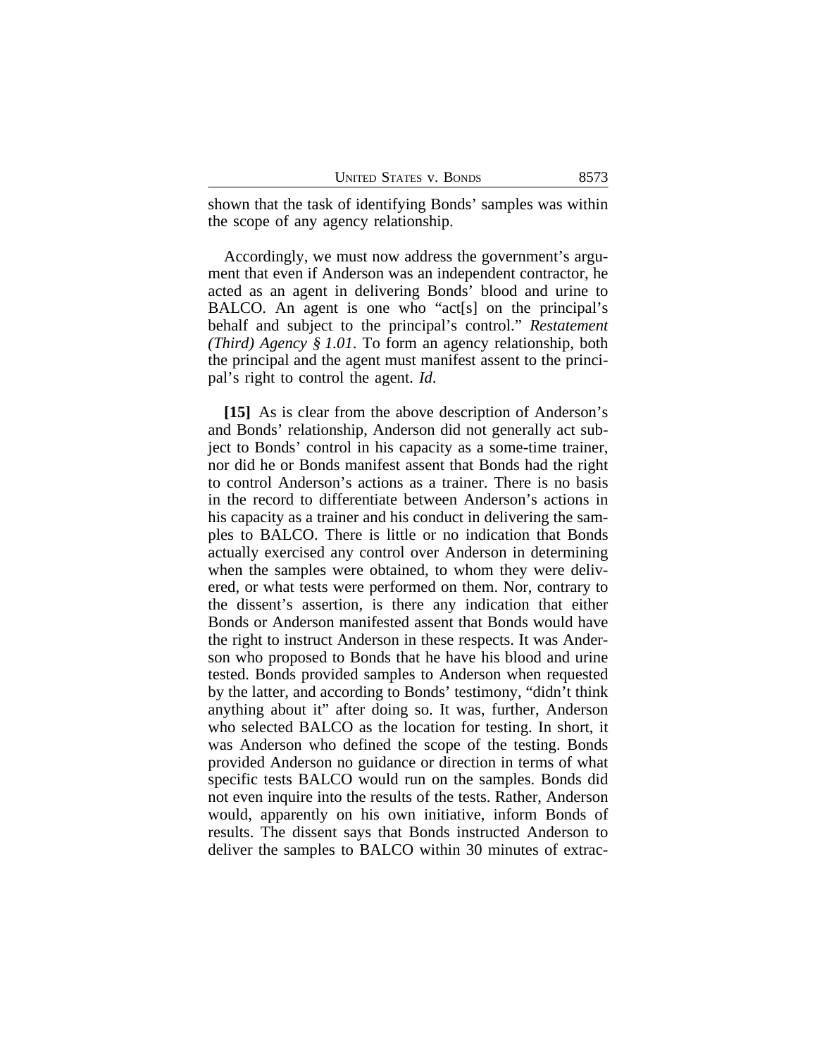shown that the task of identifying Bonds' samples was within the scope of any agency relationship.

Accordingly, we must now address the government's argument that even if Anderson was an independent contractor, he acted as an agent in delivering Bonds' blood and urine to BALCO. An agent is one who "act[s] on the principal's behalf and subject to the principal's control." *Restatement (Third) Agency § 1.01*. To form an agency relationship, both the principal and the agent must manifest assent to the principal's right to control the agent. *Id.*

**[15]** As is clear from the above description of Anderson's and Bonds' relationship, Anderson did not generally act subject to Bonds' control in his capacity as a some-time trainer, nor did he or Bonds manifest assent that Bonds had the right to control Anderson's actions as a trainer. There is no basis in the record to differentiate between Anderson's actions in his capacity as a trainer and his conduct in delivering the samples to BALCO. There is little or no indication that Bonds actually exercised any control over Anderson in determining when the samples were obtained, to whom they were delivered, or what tests were performed on them. Nor, contrary to the dissent's assertion, is there any indication that either Bonds or Anderson manifested assent that Bonds would have the right to instruct Anderson in these respects. It was Anderson who proposed to Bonds that he have his blood and urine tested. Bonds provided samples to Anderson when requested by the latter, and according to Bonds' testimony, "didn't think anything about it" after doing so. It was, further, Anderson who selected BALCO as the location for testing. In short, it was Anderson who defined the scope of the testing. Bonds provided Anderson no guidance or direction in terms of what specific tests BALCO would run on the samples. Bonds did not even inquire into the results of the tests. Rather, Anderson would, apparently on his own initiative, inform Bonds of results. The dissent says that Bonds instructed Anderson to deliver the samples to BALCO within 30 minutes of extrac-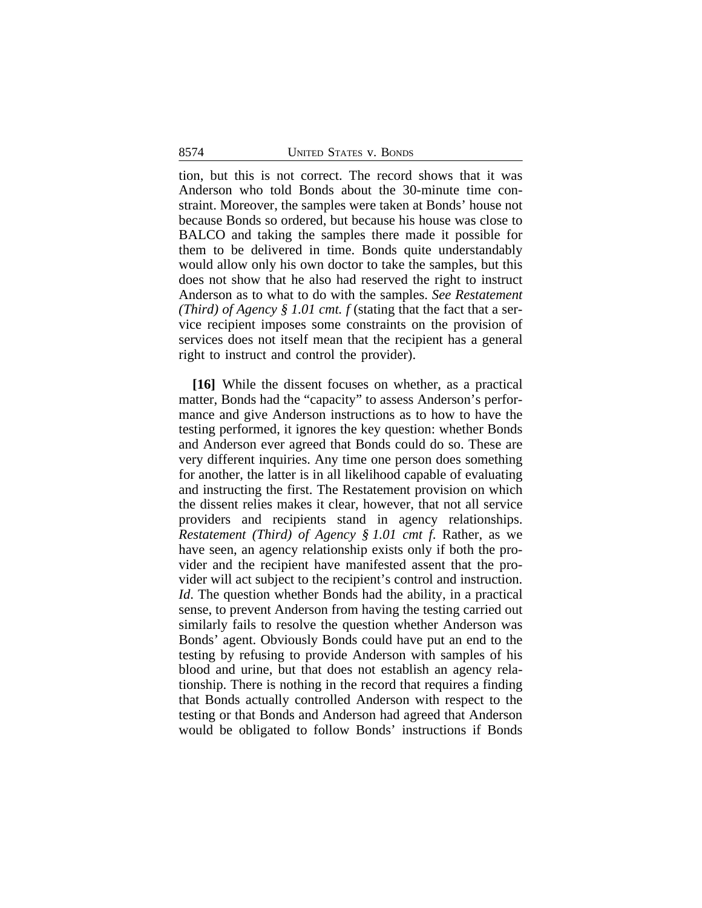tion, but this is not correct. The record shows that it was Anderson who told Bonds about the 30-minute time constraint. Moreover, the samples were taken at Bonds' house not because Bonds so ordered, but because his house was close to BALCO and taking the samples there made it possible for them to be delivered in time. Bonds quite understandably would allow only his own doctor to take the samples, but this does not show that he also had reserved the right to instruct Anderson as to what to do with the samples. *See Restatement (Third) of Agency § 1.01 cmt. f* (stating that the fact that a service recipient imposes some constraints on the provision of services does not itself mean that the recipient has a general right to instruct and control the provider).

**[16]** While the dissent focuses on whether, as a practical matter, Bonds had the "capacity" to assess Anderson's performance and give Anderson instructions as to how to have the testing performed, it ignores the key question: whether Bonds and Anderson ever agreed that Bonds could do so. These are very different inquiries. Any time one person does something for another, the latter is in all likelihood capable of evaluating and instructing the first. The Restatement provision on which the dissent relies makes it clear, however, that not all service providers and recipients stand in agency relationships. *Restatement (Third) of Agency § 1.01 cmt f.* Rather, as we have seen, an agency relationship exists only if both the provider and the recipient have manifested assent that the provider will act subject to the recipient's control and instruction. *Id*. The question whether Bonds had the ability, in a practical sense, to prevent Anderson from having the testing carried out similarly fails to resolve the question whether Anderson was Bonds' agent. Obviously Bonds could have put an end to the testing by refusing to provide Anderson with samples of his blood and urine, but that does not establish an agency relationship. There is nothing in the record that requires a finding that Bonds actually controlled Anderson with respect to the testing or that Bonds and Anderson had agreed that Anderson would be obligated to follow Bonds' instructions if Bonds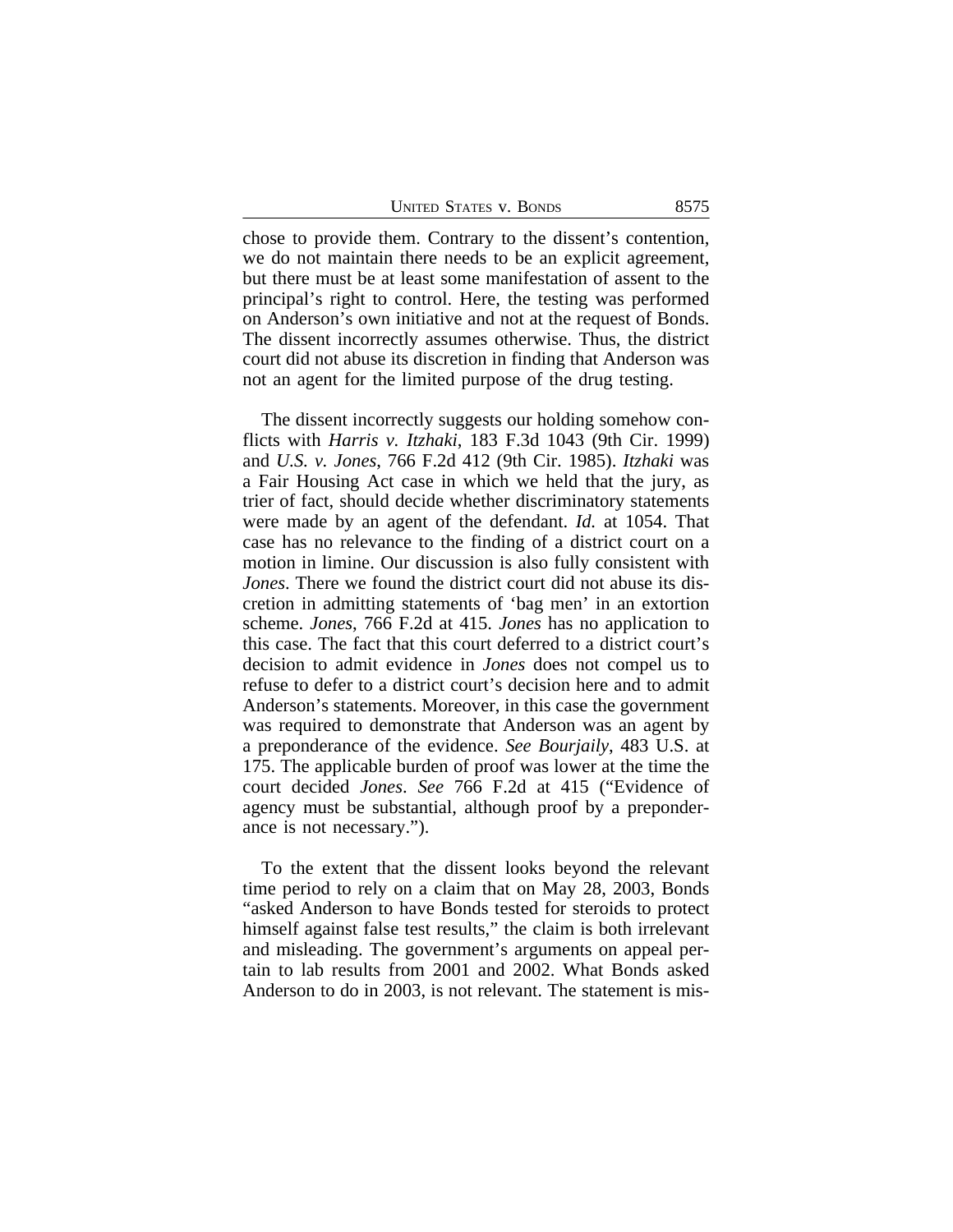chose to provide them. Contrary to the dissent's contention, we do not maintain there needs to be an explicit agreement, but there must be at least some manifestation of assent to the principal's right to control. Here, the testing was performed on Anderson's own initiative and not at the request of Bonds. The dissent incorrectly assumes otherwise. Thus, the district court did not abuse its discretion in finding that Anderson was not an agent for the limited purpose of the drug testing.

The dissent incorrectly suggests our holding somehow conflicts with *Harris v. Itzhaki*, 183 F.3d 1043 (9th Cir. 1999) and *U.S. v. Jones*, 766 F.2d 412 (9th Cir. 1985). *Itzhaki* was a Fair Housing Act case in which we held that the jury, as trier of fact, should decide whether discriminatory statements were made by an agent of the defendant. *Id.* at 1054. That case has no relevance to the finding of a district court on a motion in limine. Our discussion is also fully consistent with *Jones*. There we found the district court did not abuse its discretion in admitting statements of 'bag men' in an extortion scheme. *Jones*, 766 F.2d at 415. *Jones* has no application to this case. The fact that this court deferred to a district court's decision to admit evidence in *Jones* does not compel us to refuse to defer to a district court's decision here and to admit Anderson's statements. Moreover, in this case the government was required to demonstrate that Anderson was an agent by a preponderance of the evidence. *See Bourjaily*, 483 U.S. at 175. The applicable burden of proof was lower at the time the court decided *Jones*. *See* 766 F.2d at 415 ("Evidence of agency must be substantial, although proof by a preponderance is not necessary.").

To the extent that the dissent looks beyond the relevant time period to rely on a claim that on May 28, 2003, Bonds "asked Anderson to have Bonds tested for steroids to protect himself against false test results," the claim is both irrelevant and misleading. The government's arguments on appeal pertain to lab results from 2001 and 2002. What Bonds asked Anderson to do in 2003, is not relevant. The statement is mis-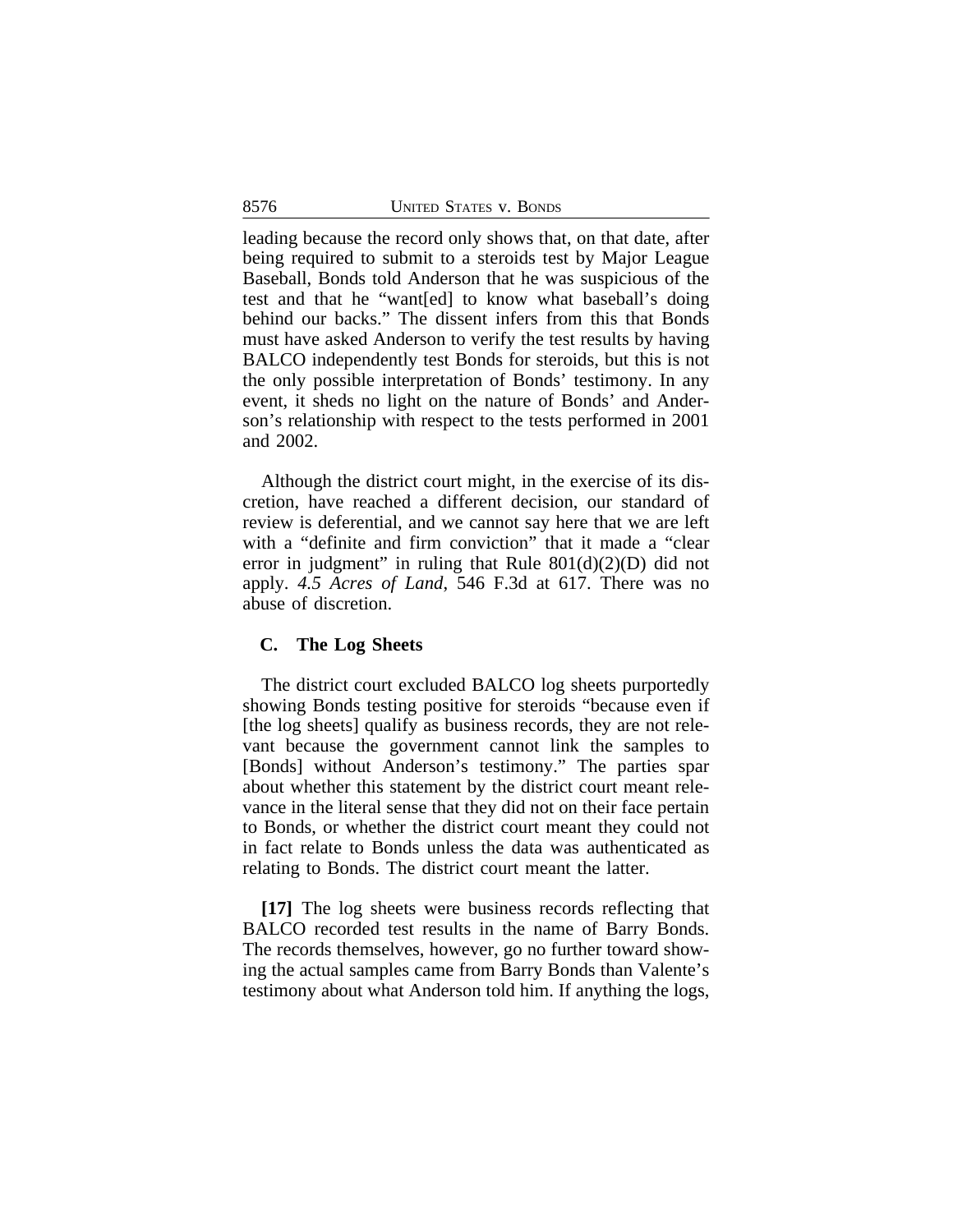leading because the record only shows that, on that date, after being required to submit to a steroids test by Major League Baseball, Bonds told Anderson that he was suspicious of the test and that he "want[ed] to know what baseball's doing behind our backs." The dissent infers from this that Bonds must have asked Anderson to verify the test results by having BALCO independently test Bonds for steroids, but this is not the only possible interpretation of Bonds' testimony. In any event, it sheds no light on the nature of Bonds' and Anderson's relationship with respect to the tests performed in 2001 and 2002.

Although the district court might, in the exercise of its discretion, have reached a different decision, our standard of review is deferential, and we cannot say here that we are left with a "definite and firm conviction" that it made a "clear error in judgment" in ruling that Rule 801(d)(2)(D) did not apply. *4.5 Acres of Land*, 546 F.3d at 617. There was no abuse of discretion.

### C. The Log Sheets

The district court excluded BALCO log sheets purportedly showing Bonds testing positive for steroids "because even if [the log sheets] qualify as business records, they are not relevant because the government cannot link the samples to [Bonds] without Anderson's testimony." The parties spar about whether this statement by the district court meant relevance in the literal sense that they did not on their face pertain to Bonds, or whether the district court meant they could not in fact relate to Bonds unless the data was authenticated as relating to Bonds. The district court meant the latter.

**[17]** The log sheets were business records reflecting that BALCO recorded test results in the name of Barry Bonds. The records themselves, however, go no further toward showing the actual samples came from Barry Bonds than Valente's testimony about what Anderson told him. If anything the logs,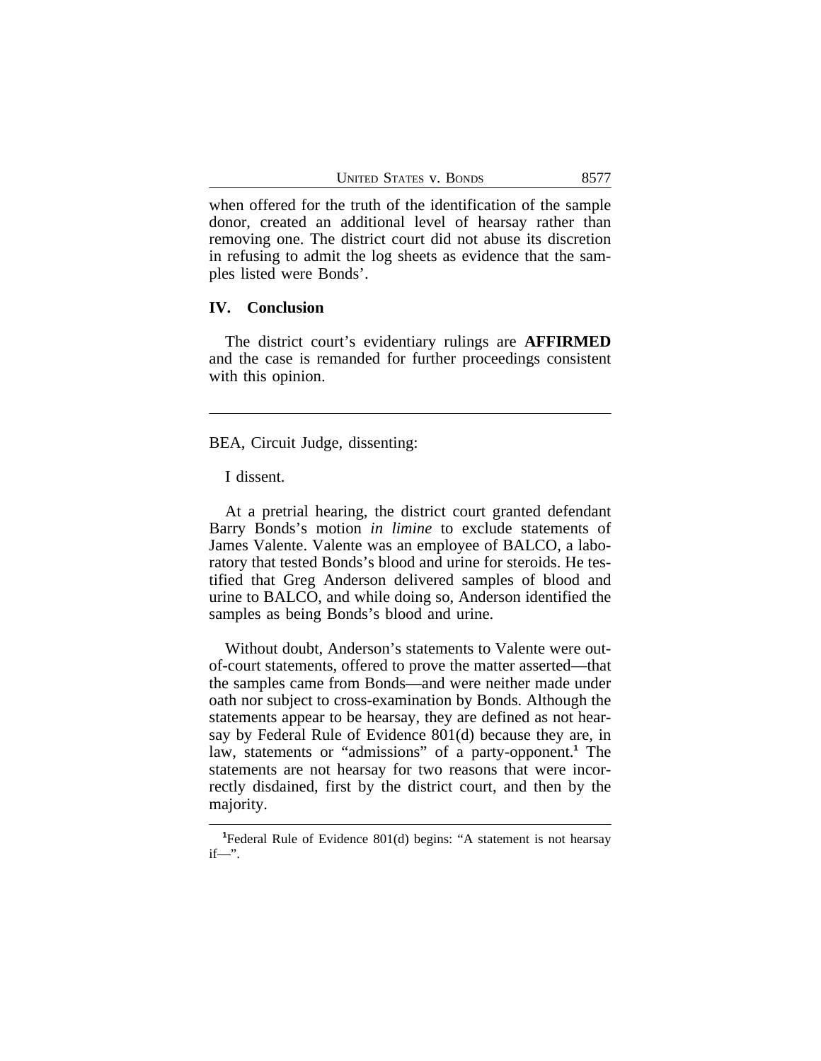when offered for the truth of the identification of the sample donor, created an additional level of hearsay rather than removing one. The district court did not abuse its discretion in refusing to admit the log sheets as evidence that the samples listed were Bonds'.

## IV. Conclusion

The district court's evidentiary rulings are **AFFIRMED** and the case is remanded for further proceedings consistent with this opinion.

---

BEA, Circuit Judge, dissenting:

I dissent.

At a pretrial hearing, the district court granted defendant Barry Bonds's motion *in limine* to exclude statements of James Valente. Valente was an employee of BALCO, a laboratory that tested Bonds's blood and urine for steroids. He testified that Greg Anderson delivered samples of blood and urine to BALCO, and while doing so, Anderson identified the samples as being Bonds's blood and urine.

Without doubt, Anderson's statements to Valente were out-of-court statements, offered to prove the matter asserted—that the samples came from Bonds—and were neither made under oath nor subject to cross-examination by Bonds. Although the statements appear to be hearsay, they are defined as not hearsay by Federal Rule of Evidence 801(d) because they are, in law, statements or "admissions" of a party-opponent.[1] The statements are not hearsay for two reasons that were incorrectly disdained, first by the district court, and then by the majority.

---

[1]Federal Rule of Evidence 801(d) begins: "A statement is not hearsay if—".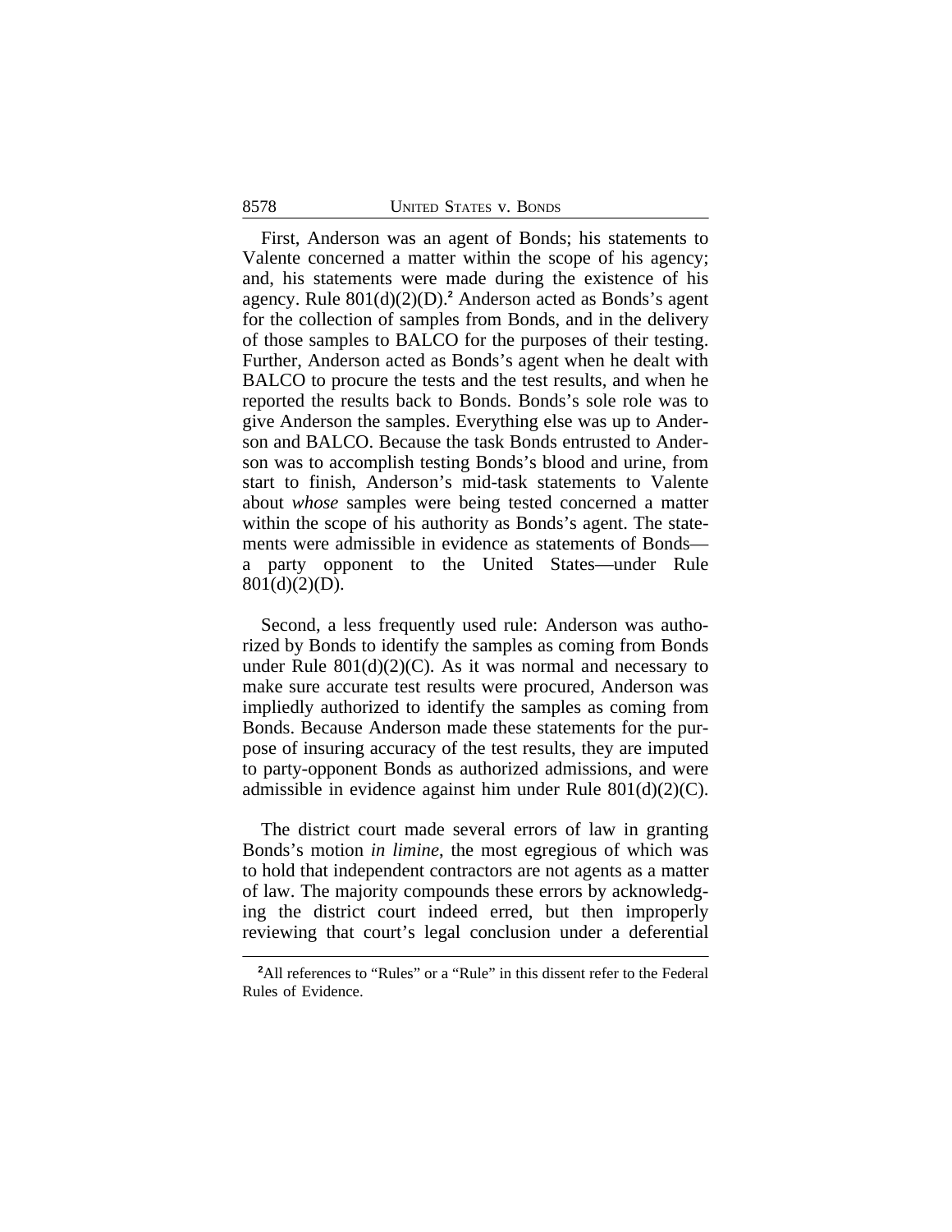First, Anderson was an agent of Bonds; his statements to Valente concerned a matter within the scope of his agency; and, his statements were made during the existence of his agency. Rule 801(d)(2)(D).[2] Anderson acted as Bonds's agent for the collection of samples from Bonds, and in the delivery of those samples to BALCO for the purposes of their testing. Further, Anderson acted as Bonds's agent when he dealt with BALCO to procure the tests and the test results, and when he reported the results back to Bonds. Bonds's sole role was to give Anderson the samples. Everything else was up to Anderson and BALCO. Because the task Bonds entrusted to Anderson was to accomplish testing Bonds's blood and urine, from start to finish, Anderson's mid-task statements to Valente about *whose* samples were being tested concerned a matter within the scope of his authority as Bonds's agent. The statements were admissible in evidence as statements of Bonds—a party opponent to the United States—under Rule 801(d)(2)(D).

Second, a less frequently used rule: Anderson was authorized by Bonds to identify the samples as coming from Bonds under Rule 801(d)(2)(C). As it was normal and necessary to make sure accurate test results were procured, Anderson was impliedly authorized to identify the samples as coming from Bonds. Because Anderson made these statements for the purpose of insuring accuracy of the test results, they are imputed to party-opponent Bonds as authorized admissions, and were admissible in evidence against him under Rule 801(d)(2)(C).

The district court made several errors of law in granting Bonds's motion *in limine*, the most egregious of which was to hold that independent contractors are not agents as a matter of law. The majority compounds these errors by acknowledging the district court indeed erred, but then improperly reviewing that court's legal conclusion under a deferential

[2] All references to "Rules" or a "Rule" in this dissent refer to the Federal Rules of Evidence.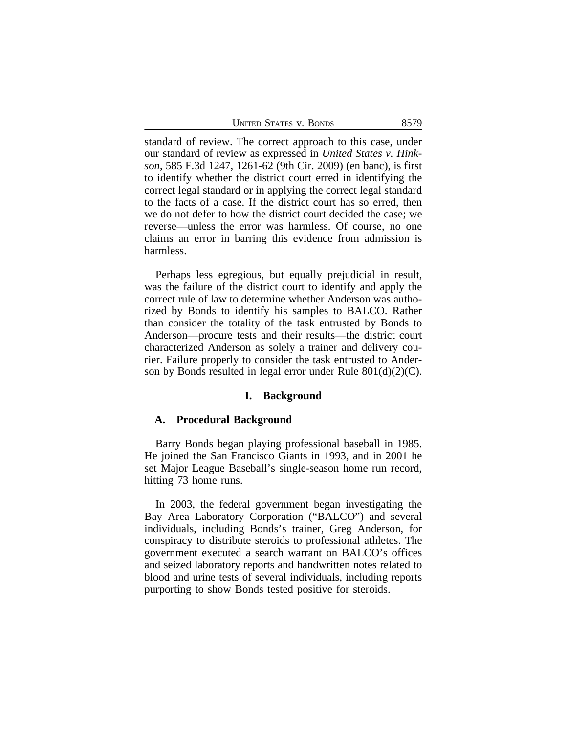standard of review. The correct approach to this case, under our standard of review as expressed in *United States v. Hinkson*, 585 F.3d 1247, 1261-62 (9th Cir. 2009) (en banc), is first to identify whether the district court erred in identifying the correct legal standard or in applying the correct legal standard to the facts of a case. If the district court has so erred, then we do not defer to how the district court decided the case; we reverse—unless the error was harmless. Of course, no one claims an error in barring this evidence from admission is harmless.

Perhaps less egregious, but equally prejudicial in result, was the failure of the district court to identify and apply the correct rule of law to determine whether Anderson was authorized by Bonds to identify his samples to BALCO. Rather than consider the totality of the task entrusted by Bonds to Anderson—procure tests and their results—the district court characterized Anderson as solely a trainer and delivery courier. Failure properly to consider the task entrusted to Anderson by Bonds resulted in legal error under Rule 801(d)(2)(C).

## I. Background

### A. Procedural Background

Barry Bonds began playing professional baseball in 1985. He joined the San Francisco Giants in 1993, and in 2001 he set Major League Baseball's single-season home run record, hitting 73 home runs.

In 2003, the federal government began investigating the Bay Area Laboratory Corporation ("BALCO") and several individuals, including Bonds's trainer, Greg Anderson, for conspiracy to distribute steroids to professional athletes. The government executed a search warrant on BALCO's offices and seized laboratory reports and handwritten notes related to blood and urine tests of several individuals, including reports purporting to show Bonds tested positive for steroids.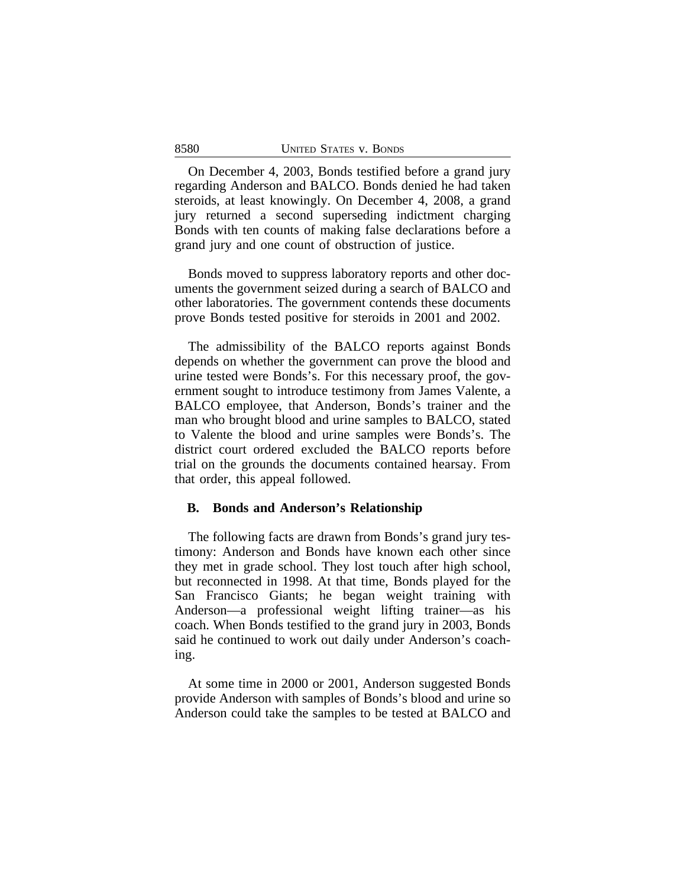On December 4, 2003, Bonds testified before a grand jury regarding Anderson and BALCO. Bonds denied he had taken steroids, at least knowingly. On December 4, 2008, a grand jury returned a second superseding indictment charging Bonds with ten counts of making false declarations before a grand jury and one count of obstruction of justice.

Bonds moved to suppress laboratory reports and other documents the government seized during a search of BALCO and other laboratories. The government contends these documents prove Bonds tested positive for steroids in 2001 and 2002.

The admissibility of the BALCO reports against Bonds depends on whether the government can prove the blood and urine tested were Bonds's. For this necessary proof, the government sought to introduce testimony from James Valente, a BALCO employee, that Anderson, Bonds's trainer and the man who brought blood and urine samples to BALCO, stated to Valente the blood and urine samples were Bonds's. The district court ordered excluded the BALCO reports before trial on the grounds the documents contained hearsay. From that order, this appeal followed.

### B. Bonds and Anderson's Relationship

The following facts are drawn from Bonds's grand jury testimony: Anderson and Bonds have known each other since they met in grade school. They lost touch after high school, but reconnected in 1998. At that time, Bonds played for the San Francisco Giants; he began weight training with Anderson—a professional weight lifting trainer—as his coach. When Bonds testified to the grand jury in 2003, Bonds said he continued to work out daily under Anderson's coaching.

At some time in 2000 or 2001, Anderson suggested Bonds provide Anderson with samples of Bonds's blood and urine so Anderson could take the samples to be tested at BALCO and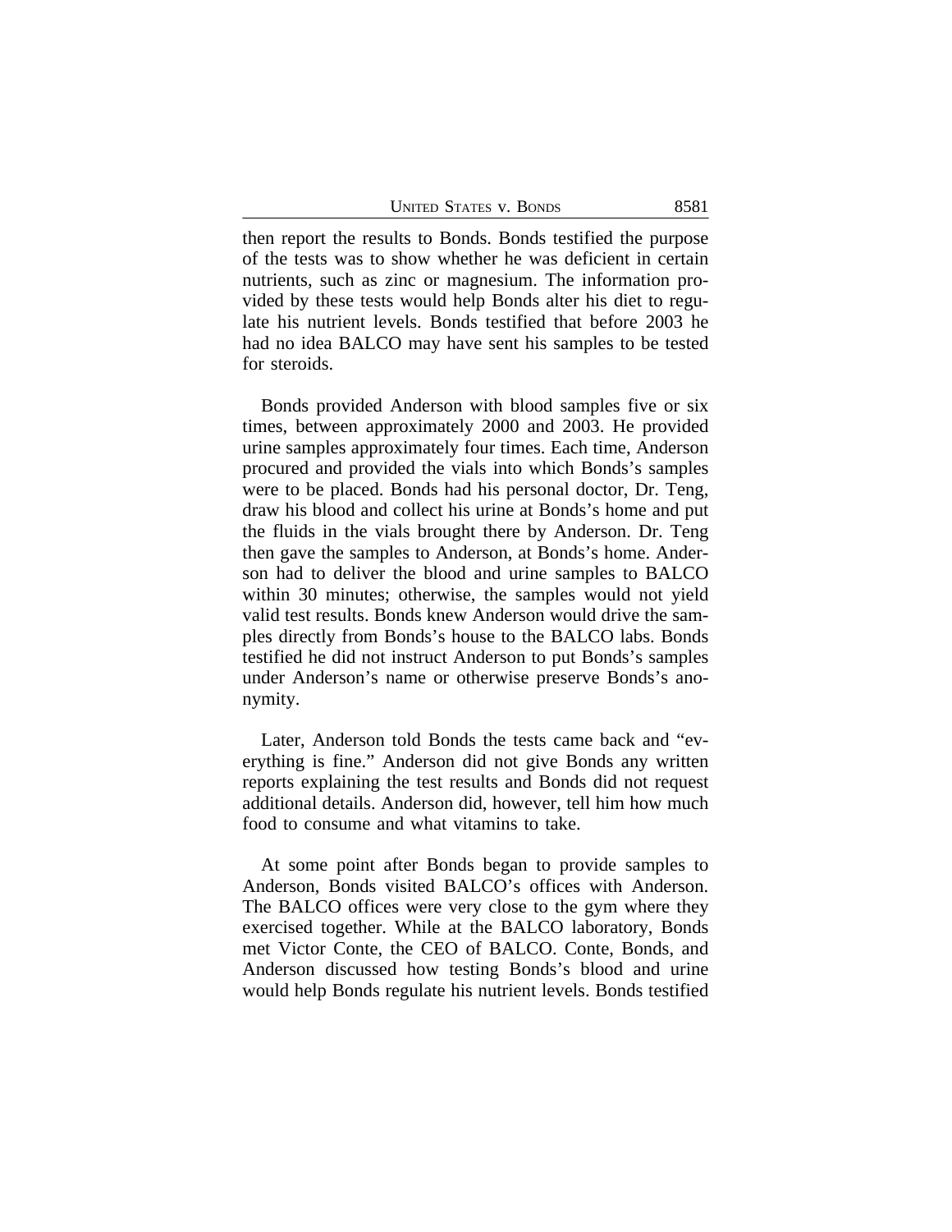then report the results to Bonds. Bonds testified the purpose of the tests was to show whether he was deficient in certain nutrients, such as zinc or magnesium. The information provided by these tests would help Bonds alter his diet to regulate his nutrient levels. Bonds testified that before 2003 he had no idea BALCO may have sent his samples to be tested for steroids.

Bonds provided Anderson with blood samples five or six times, between approximately 2000 and 2003. He provided urine samples approximately four times. Each time, Anderson procured and provided the vials into which Bonds's samples were to be placed. Bonds had his personal doctor, Dr. Teng, draw his blood and collect his urine at Bonds's home and put the fluids in the vials brought there by Anderson. Dr. Teng then gave the samples to Anderson, at Bonds's home. Anderson had to deliver the blood and urine samples to BALCO within 30 minutes; otherwise, the samples would not yield valid test results. Bonds knew Anderson would drive the samples directly from Bonds's house to the BALCO labs. Bonds testified he did not instruct Anderson to put Bonds's samples under Anderson's name or otherwise preserve Bonds's anonymity.

Later, Anderson told Bonds the tests came back and "everything is fine." Anderson did not give Bonds any written reports explaining the test results and Bonds did not request additional details. Anderson did, however, tell him how much food to consume and what vitamins to take.

At some point after Bonds began to provide samples to Anderson, Bonds visited BALCO's offices with Anderson. The BALCO offices were very close to the gym where they exercised together. While at the BALCO laboratory, Bonds met Victor Conte, the CEO of BALCO. Conte, Bonds, and Anderson discussed how testing Bonds's blood and urine would help Bonds regulate his nutrient levels. Bonds testified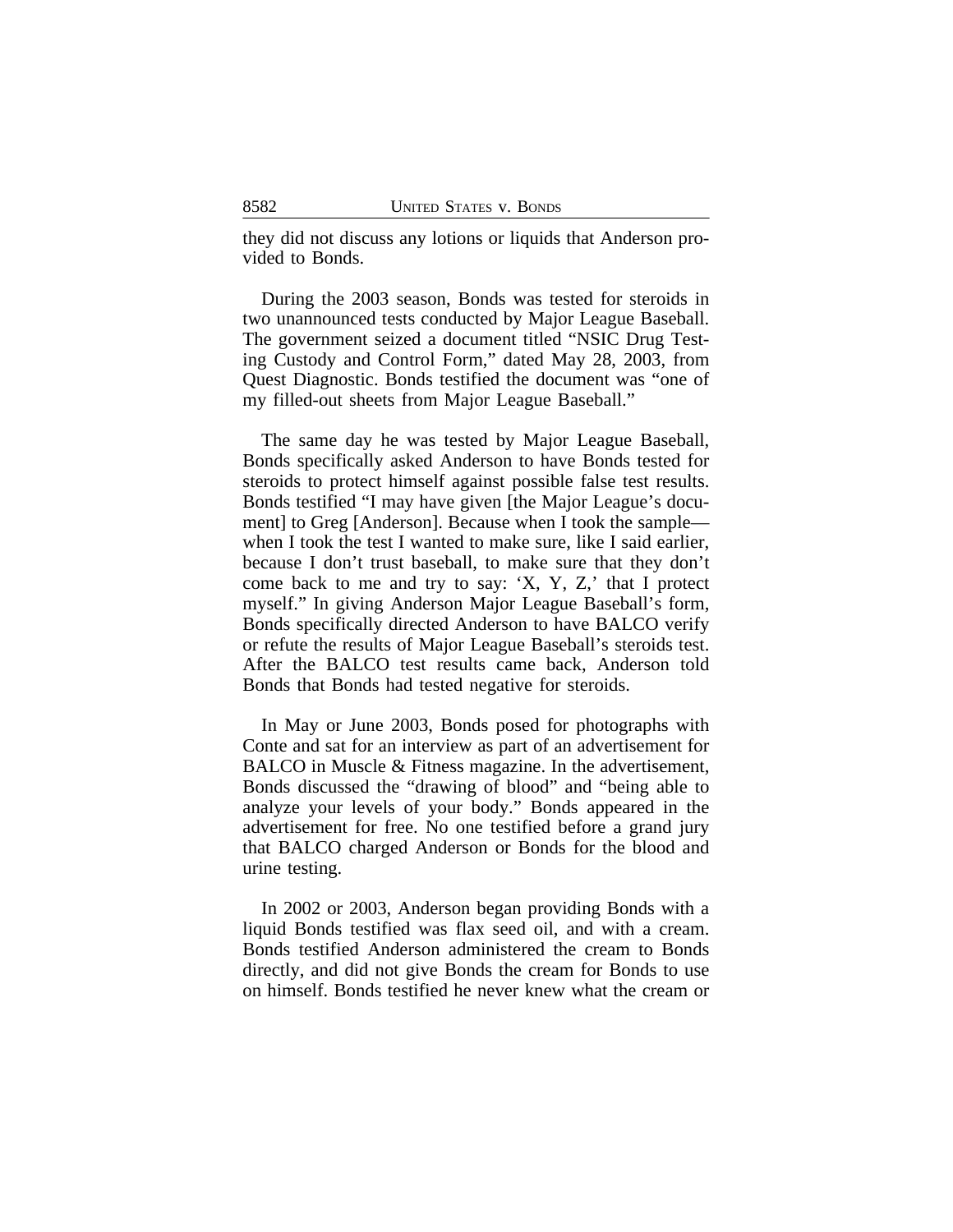they did not discuss any lotions or liquids that Anderson provided to Bonds.

During the 2003 season, Bonds was tested for steroids in two unannounced tests conducted by Major League Baseball. The government seized a document titled "NSIC Drug Testing Custody and Control Form," dated May 28, 2003, from Quest Diagnostic. Bonds testified the document was "one of my filled-out sheets from Major League Baseball."

The same day he was tested by Major League Baseball, Bonds specifically asked Anderson to have Bonds tested for steroids to protect himself against possible false test results. Bonds testified "I may have given [the Major League's document] to Greg [Anderson]. Because when I took the sample—when I took the test I wanted to make sure, like I said earlier, because I don't trust baseball, to make sure that they don't come back to me and try to say: 'X, Y, Z,' that I protect myself." In giving Anderson Major League Baseball's form, Bonds specifically directed Anderson to have BALCO verify or refute the results of Major League Baseball's steroids test. After the BALCO test results came back, Anderson told Bonds that Bonds had tested negative for steroids.

In May or June 2003, Bonds posed for photographs with Conte and sat for an interview as part of an advertisement for BALCO in Muscle & Fitness magazine. In the advertisement, Bonds discussed the "drawing of blood" and "being able to analyze your levels of your body." Bonds appeared in the advertisement for free. No one testified before a grand jury that BALCO charged Anderson or Bonds for the blood and urine testing.

In 2002 or 2003, Anderson began providing Bonds with a liquid Bonds testified was flax seed oil, and with a cream. Bonds testified Anderson administered the cream to Bonds directly, and did not give Bonds the cream for Bonds to use on himself. Bonds testified he never knew what the cream or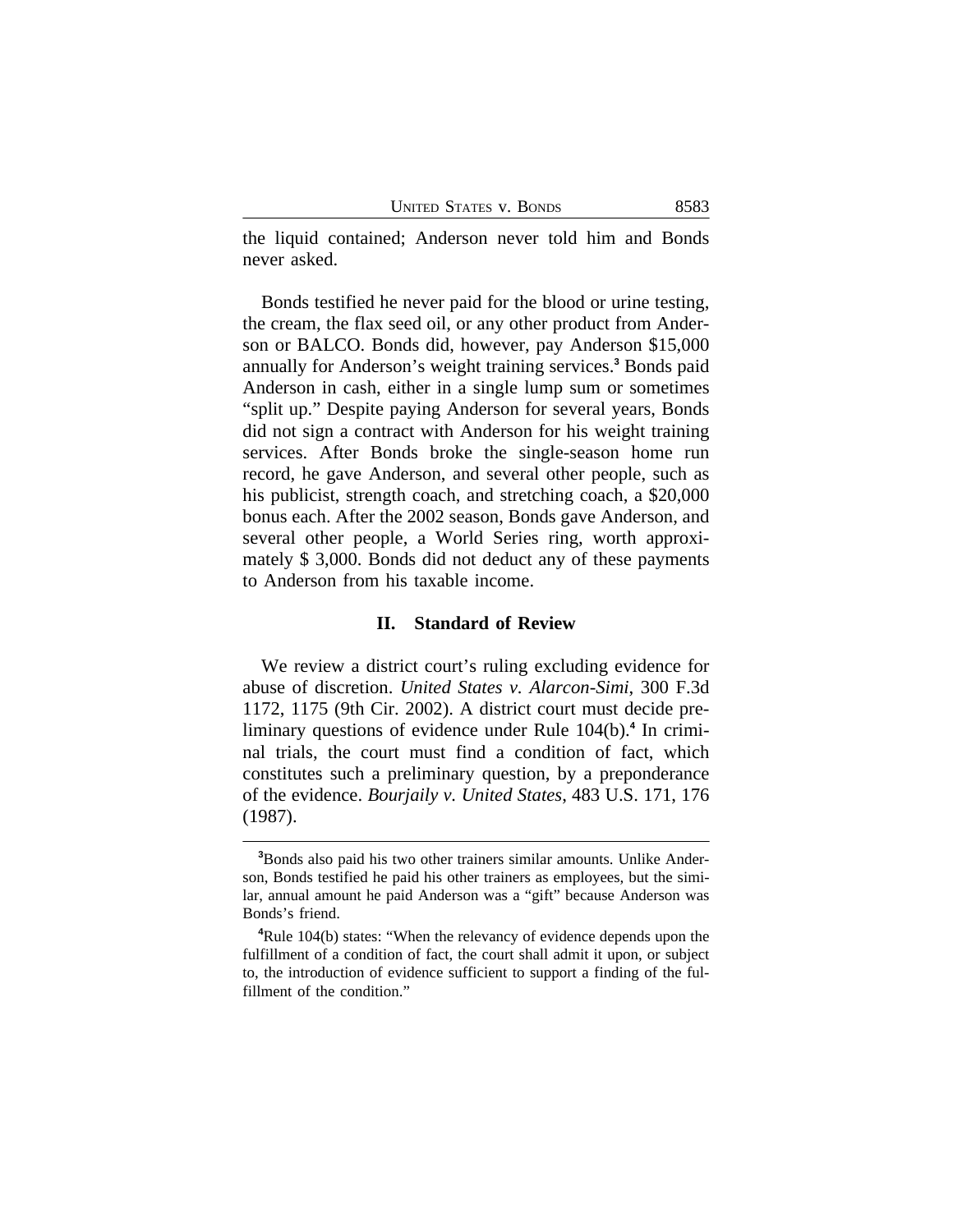the liquid contained; Anderson never told him and Bonds never asked.

Bonds testified he never paid for the blood or urine testing, the cream, the flax seed oil, or any other product from Anderson or BALCO. Bonds did, however, pay Anderson $15,000 annually for Anderson's weight training services.[3] Bonds paid Anderson in cash, either in a single lump sum or sometimes "split up." Despite paying Anderson for several years, Bonds did not sign a contract with Anderson for his weight training services. After Bonds broke the single-season home run record, he gave Anderson, and several other people, such as his publicist, strength coach, and stretching coach, a $20,000 bonus each. After the 2002 season, Bonds gave Anderson, and several other people, a World Series ring, worth approximately $ 3,000. Bonds did not deduct any of these payments to Anderson from his taxable income.

## II. Standard of Review

We review a district court's ruling excluding evidence for abuse of discretion. *United States v. Alarcon-Simi*, 300 F.3d 1172, 1175 (9th Cir. 2002). A district court must decide preliminary questions of evidence under Rule 104(b).[4] In criminal trials, the court must find a condition of fact, which constitutes such a preliminary question, by a preponderance of the evidence. *Bourjaily v. United States*, 483 U.S. 171, 176 (1987).

---

[3]Bonds also paid his two other trainers similar amounts. Unlike Anderson, Bonds testified he paid his other trainers as employees, but the similar, annual amount he paid Anderson was a "gift" because Anderson was Bonds's friend.

[4]Rule 104(b) states: "When the relevancy of evidence depends upon the fulfillment of a condition of fact, the court shall admit it upon, or subject to, the introduction of evidence sufficient to support a finding of the fulfillment of the condition."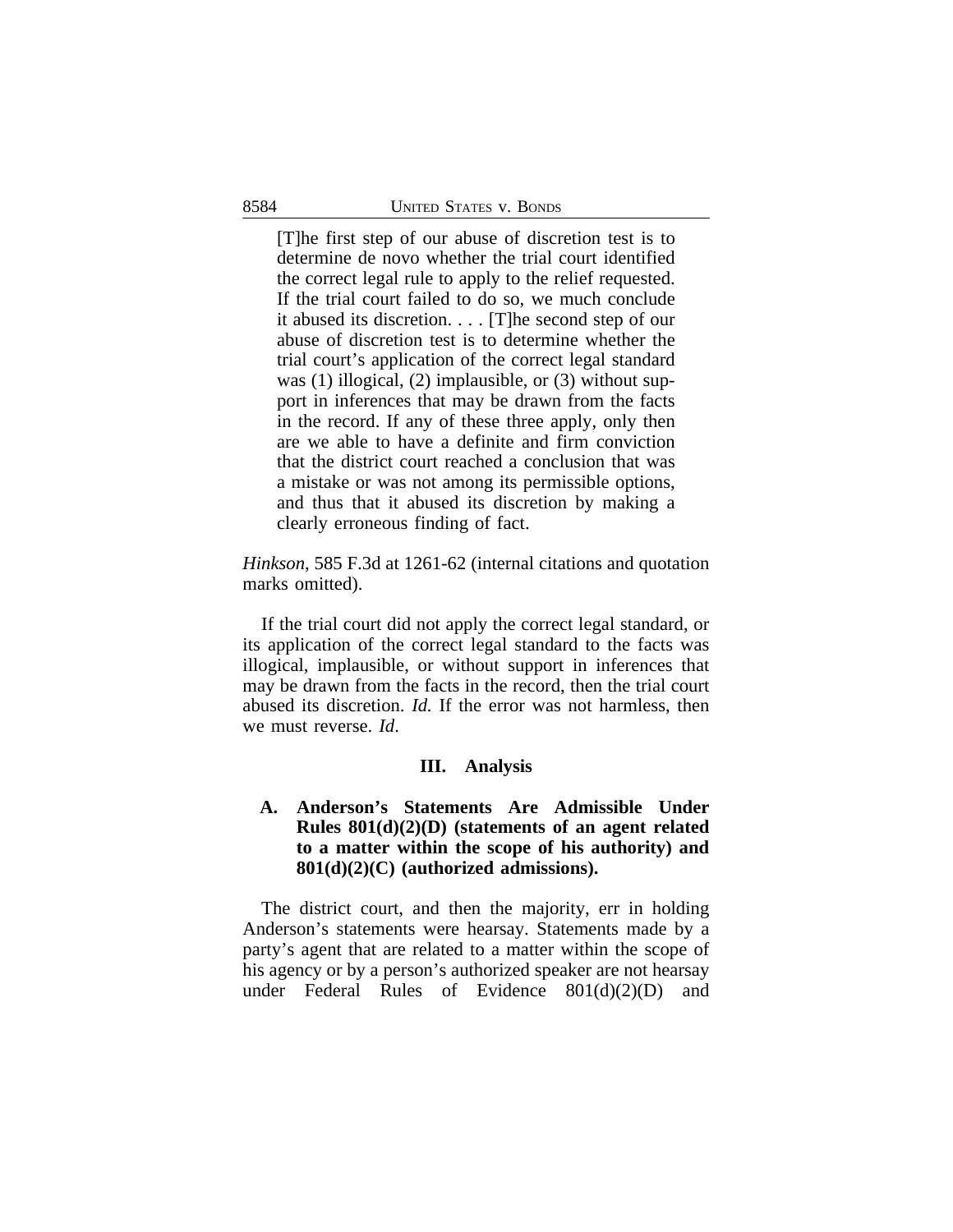> [T]he first step of our abuse of discretion test is to determine de novo whether the trial court identified the correct legal rule to apply to the relief requested. If the trial court failed to do so, we much conclude it abused its discretion. . . . [T]he second step of our abuse of discretion test is to determine whether the trial court's application of the correct legal standard was (1) illogical, (2) implausible, or (3) without support in inferences that may be drawn from the facts in the record. If any of these three apply, only then are we able to have a definite and firm conviction that the district court reached a conclusion that was a mistake or was not among its permissible options, and thus that it abused its discretion by making a clearly erroneous finding of fact.

*Hinkson*, 585 F.3d at 1261-62 (internal citations and quotation marks omitted).

If the trial court did not apply the correct legal standard, or its application of the correct legal standard to the facts was illogical, implausible, or without support in inferences that may be drawn from the facts in the record, then the trial court abused its discretion. *Id.* If the error was not harmless, then we must reverse. *Id*.

## III. Analysis

### A. Anderson's Statements Are Admissible Under Rules 801(d)(2)(D) (statements of an agent related to a matter within the scope of his authority) and 801(d)(2)(C) (authorized admissions).

The district court, and then the majority, err in holding Anderson's statements were hearsay. Statements made by a party's agent that are related to a matter within the scope of his agency or by a person's authorized speaker are not hearsay under Federal Rules of Evidence 801(d)(2)(D) and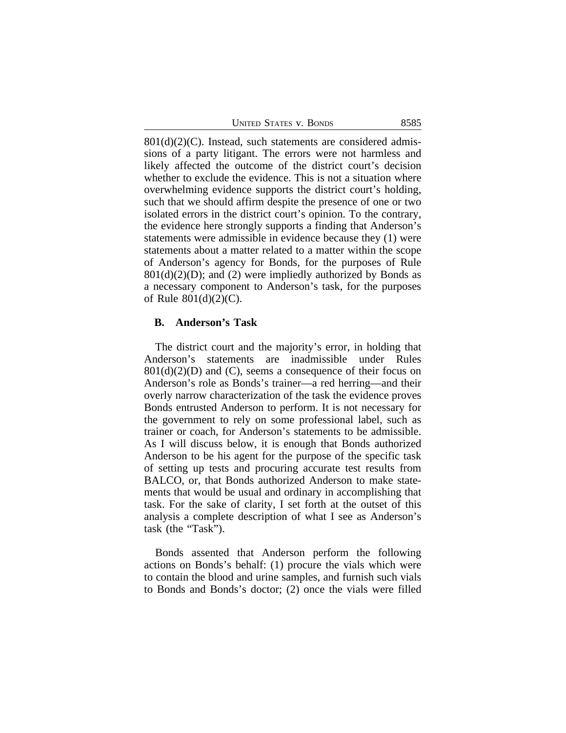801(d)(2)(C). Instead, such statements are considered admissions of a party litigant. The errors were not harmless and likely affected the outcome of the district court's decision whether to exclude the evidence. This is not a situation where overwhelming evidence supports the district court's holding, such that we should affirm despite the presence of one or two isolated errors in the district court's opinion. To the contrary, the evidence here strongly supports a finding that Anderson's statements were admissible in evidence because they (1) were statements about a matter related to a matter within the scope of Anderson's agency for Bonds, for the purposes of Rule 801(d)(2)(D); and (2) were impliedly authorized by Bonds as a necessary component to Anderson's task, for the purposes of Rule 801(d)(2)(C).

## B. Anderson's Task

The district court and the majority's error, in holding that Anderson's statements are inadmissible under Rules 801(d)(2)(D) and (C), seems a consequence of their focus on Anderson's role as Bonds's trainer—a red herring—and their overly narrow characterization of the task the evidence proves Bonds entrusted Anderson to perform. It is not necessary for the government to rely on some professional label, such as trainer or coach, for Anderson's statements to be admissible. As I will discuss below, it is enough that Bonds authorized Anderson to be his agent for the purpose of the specific task of setting up tests and procuring accurate test results from BALCO, or, that Bonds authorized Anderson to make statements that would be usual and ordinary in accomplishing that task. For the sake of clarity, I set forth at the outset of this analysis a complete description of what I see as Anderson's task (the "Task").

Bonds assented that Anderson perform the following actions on Bonds's behalf: (1) procure the vials which were to contain the blood and urine samples, and furnish such vials to Bonds and Bonds's doctor; (2) once the vials were filled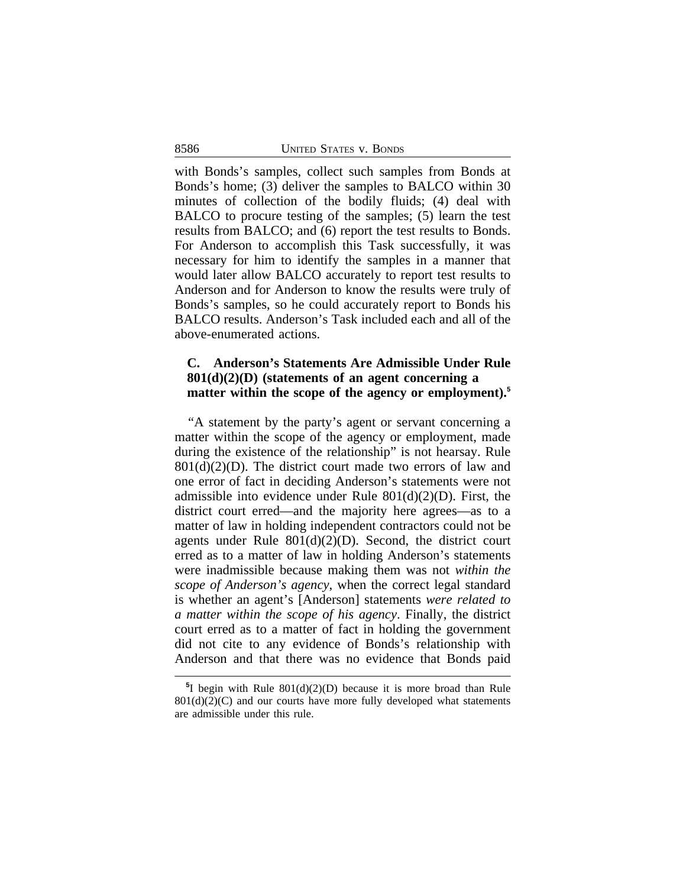with Bonds's samples, collect such samples from Bonds at Bonds's home; (3) deliver the samples to BALCO within 30 minutes of collection of the bodily fluids; (4) deal with BALCO to procure testing of the samples; (5) learn the test results from BALCO; and (6) report the test results to Bonds. For Anderson to accomplish this Task successfully, it was necessary for him to identify the samples in a manner that would later allow BALCO accurately to report test results to Anderson and for Anderson to know the results were truly of Bonds's samples, so he could accurately report to Bonds his BALCO results. Anderson's Task included each and all of the above-enumerated actions.

### C. Anderson's Statements Are Admissible Under Rule 801(d)(2)(D) (statements of an agent concerning a matter within the scope of the agency or employment).[5]

"A statement by the party's agent or servant concerning a matter within the scope of the agency or employment, made during the existence of the relationship" is not hearsay. Rule 801(d)(2)(D). The district court made two errors of law and one error of fact in deciding Anderson's statements were not admissible into evidence under Rule 801(d)(2)(D). First, the district court erred—and the majority here agrees—as to a matter of law in holding independent contractors could not be agents under Rule 801(d)(2)(D). Second, the district court erred as to a matter of law in holding Anderson's statements were inadmissible because making them was not *within the scope of Anderson's agency*, when the correct legal standard is whether an agent's [Anderson] statements *were related to a matter within the scope of his agency*. Finally, the district court erred as to a matter of fact in holding the government did not cite to any evidence of Bonds's relationship with Anderson and that there was no evidence that Bonds paid

[5] I begin with Rule 801(d)(2)(D) because it is more broad than Rule 801(d)(2)(C) and our courts have more fully developed what statements are admissible under this rule.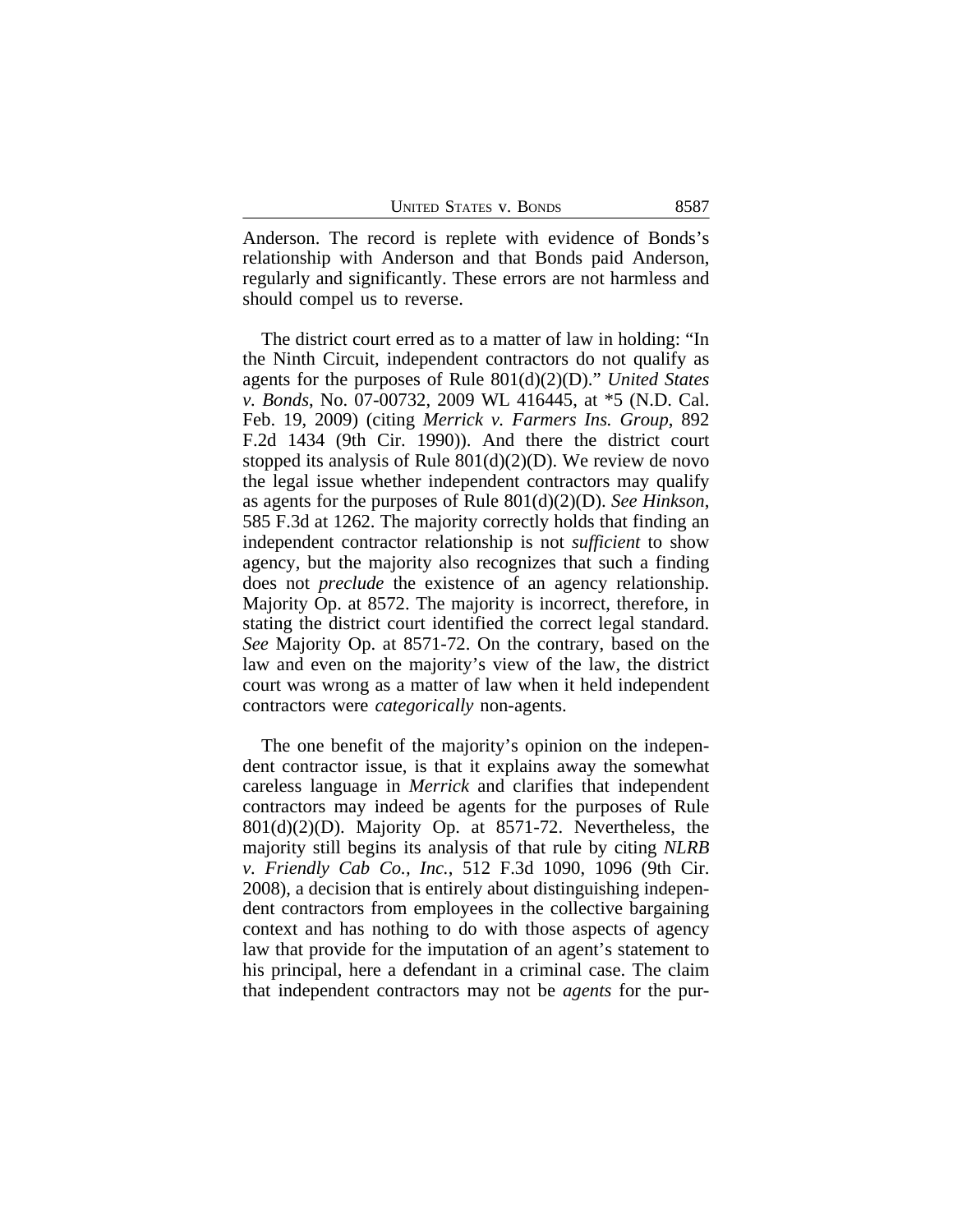Anderson. The record is replete with evidence of Bonds's relationship with Anderson and that Bonds paid Anderson, regularly and significantly. These errors are not harmless and should compel us to reverse.

The district court erred as to a matter of law in holding: "In the Ninth Circuit, independent contractors do not qualify as agents for the purposes of Rule 801(d)(2)(D)." *United States v. Bonds*, No. 07-00732, 2009 WL 416445, at *5 (N.D. Cal. Feb. 19, 2009) (citing *Merrick v. Farmers Ins. Group*, 892 F.2d 1434 (9th Cir. 1990)). And there the district court stopped its analysis of Rule 801(d)(2)(D). We review de novo the legal issue whether independent contractors may qualify as agents for the purposes of Rule 801(d)(2)(D). *See Hinkson*, 585 F.3d at 1262. The majority correctly holds that finding an independent contractor relationship is not *sufficient* to show agency, but the majority also recognizes that such a finding does not *preclude* the existence of an agency relationship. Majority Op. at 8572. The majority is incorrect, therefore, in stating the district court identified the correct legal standard. *See* Majority Op. at 8571-72. On the contrary, based on the law and even on the majority's view of the law, the district court was wrong as a matter of law when it held independent contractors were *categorically* non-agents.

The one benefit of the majority's opinion on the independent contractor issue, is that it explains away the somewhat careless language in *Merrick* and clarifies that independent contractors may indeed be agents for the purposes of Rule 801(d)(2)(D). Majority Op. at 8571-72. Nevertheless, the majority still begins its analysis of that rule by citing *NLRB v. Friendly Cab Co., Inc.*, 512 F.3d 1090, 1096 (9th Cir. 2008), a decision that is entirely about distinguishing independent contractors from employees in the collective bargaining context and has nothing to do with those aspects of agency law that provide for the imputation of an agent's statement to his principal, here a defendant in a criminal case. The claim that independent contractors may not be *agents* for the pur-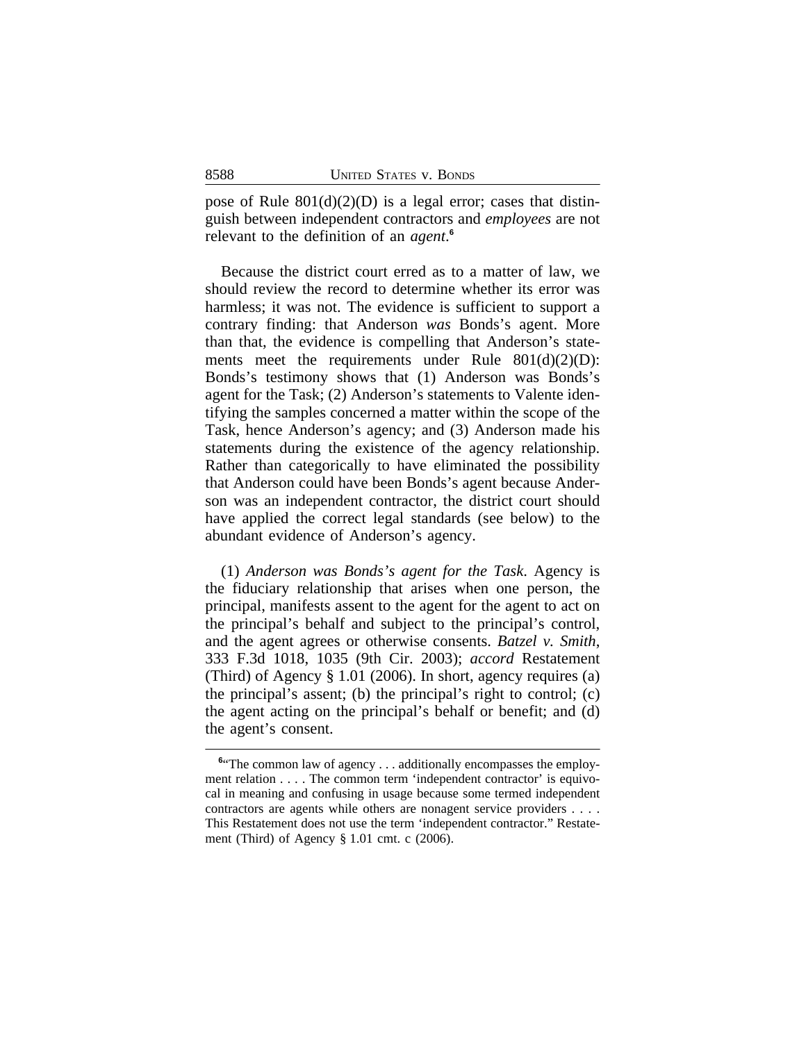pose of Rule 801(d)(2)(D) is a legal error; cases that distinguish between independent contractors and *employees* are not relevant to the definition of an *agent*.[6]

Because the district court erred as to a matter of law, we should review the record to determine whether its error was harmless; it was not. The evidence is sufficient to support a contrary finding: that Anderson *was* Bonds's agent. More than that, the evidence is compelling that Anderson's statements meet the requirements under Rule 801(d)(2)(D): Bonds's testimony shows that (1) Anderson was Bonds's agent for the Task; (2) Anderson's statements to Valente identifying the samples concerned a matter within the scope of the Task, hence Anderson's agency; and (3) Anderson made his statements during the existence of the agency relationship. Rather than categorically to have eliminated the possibility that Anderson could have been Bonds's agent because Anderson was an independent contractor, the district court should have applied the correct legal standards (see below) to the abundant evidence of Anderson's agency.

(1) *Anderson was Bonds's agent for the Task*. Agency is the fiduciary relationship that arises when one person, the principal, manifests assent to the agent for the agent to act on the principal's behalf and subject to the principal's control, and the agent agrees or otherwise consents. *Batzel v. Smith*, 333 F.3d 1018, 1035 (9th Cir. 2003); *accord* Restatement (Third) of Agency § 1.01 (2006). In short, agency requires (a) the principal's assent; (b) the principal's right to control; (c) the agent acting on the principal's behalf or benefit; and (d) the agent's consent.

[6]"The common law of agency . . . additionally encompasses the employment relation . . . . The common term 'independent contractor' is equivocal in meaning and confusing in usage because some termed independent contractors are agents while others are nonagent service providers . . . . This Restatement does not use the term 'independent contractor.'" Restatement (Third) of Agency § 1.01 cmt. c (2006).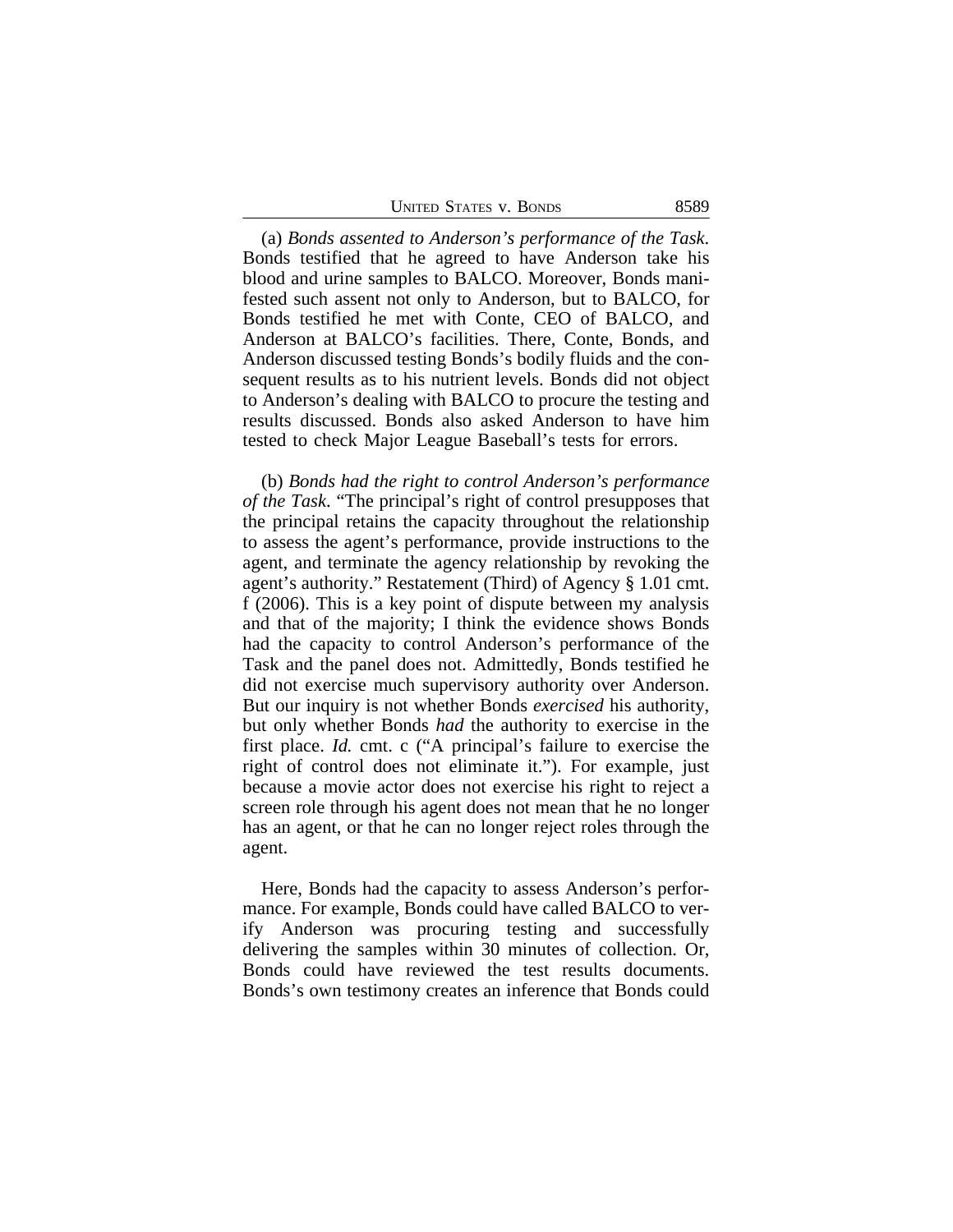(a) *Bonds assented to Anderson's performance of the Task*. Bonds testified that he agreed to have Anderson take his blood and urine samples to BALCO. Moreover, Bonds manifested such assent not only to Anderson, but to BALCO, for Bonds testified he met with Conte, CEO of BALCO, and Anderson at BALCO's facilities. There, Conte, Bonds, and Anderson discussed testing Bonds's bodily fluids and the consequent results as to his nutrient levels. Bonds did not object to Anderson's dealing with BALCO to procure the testing and results discussed. Bonds also asked Anderson to have him tested to check Major League Baseball's tests for errors.

(b) *Bonds had the right to control Anderson's performance of the Task*. "The principal's right of control presupposes that the principal retains the capacity throughout the relationship to assess the agent's performance, provide instructions to the agent, and terminate the agency relationship by revoking the agent's authority." Restatement (Third) of Agency § 1.01 cmt. f (2006). This is a key point of dispute between my analysis and that of the majority; I think the evidence shows Bonds had the capacity to control Anderson's performance of the Task and the panel does not. Admittedly, Bonds testified he did not exercise much supervisory authority over Anderson. But our inquiry is not whether Bonds *exercised* his authority, but only whether Bonds *had* the authority to exercise in the first place. *Id.* cmt. c ("A principal's failure to exercise the right of control does not eliminate it."). For example, just because a movie actor does not exercise his right to reject a screen role through his agent does not mean that he no longer has an agent, or that he can no longer reject roles through the agent.

Here, Bonds had the capacity to assess Anderson's performance. For example, Bonds could have called BALCO to verify Anderson was procuring testing and successfully delivering the samples within 30 minutes of collection. Or, Bonds could have reviewed the test results documents. Bonds's own testimony creates an inference that Bonds could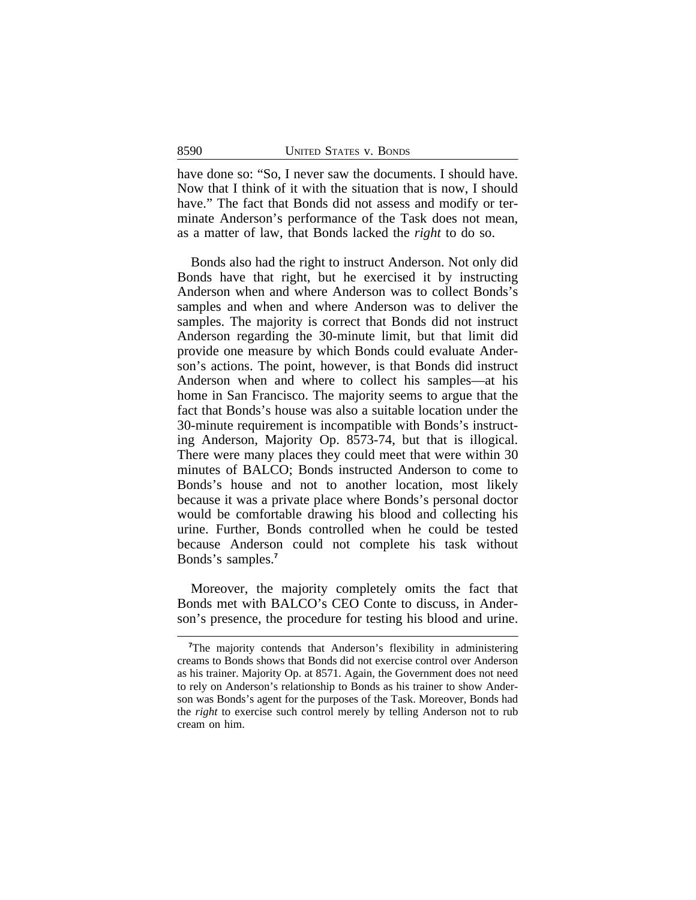have done so: "So, I never saw the documents. I should have. Now that I think of it with the situation that is now, I should have." The fact that Bonds did not assess and modify or terminate Anderson's performance of the Task does not mean, as a matter of law, that Bonds lacked the *right* to do so.

Bonds also had the right to instruct Anderson. Not only did Bonds have that right, but he exercised it by instructing Anderson when and where Anderson was to collect Bonds's samples and when and where Anderson was to deliver the samples. The majority is correct that Bonds did not instruct Anderson regarding the 30-minute limit, but that limit did provide one measure by which Bonds could evaluate Anderson's actions. The point, however, is that Bonds did instruct Anderson when and where to collect his samples—at his home in San Francisco. The majority seems to argue that the fact that Bonds's house was also a suitable location under the 30-minute requirement is incompatible with Bonds's instructing Anderson, Majority Op. 8573-74, but that is illogical. There were many places they could meet that were within 30 minutes of BALCO; Bonds instructed Anderson to come to Bonds's house and not to another location, most likely because it was a private place where Bonds's personal doctor would be comfortable drawing his blood and collecting his urine. Further, Bonds controlled when he could be tested because Anderson could not complete his task without Bonds's samples.[7]

Moreover, the majority completely omits the fact that Bonds met with BALCO's CEO Conte to discuss, in Anderson's presence, the procedure for testing his blood and urine.

---

[7]The majority contends that Anderson's flexibility in administering creams to Bonds shows that Bonds did not exercise control over Anderson as his trainer. Majority Op. at 8571. Again, the Government does not need to rely on Anderson's relationship to Bonds as his trainer to show Anderson was Bonds's agent for the purposes of the Task. Moreover, Bonds had the *right* to exercise such control merely by telling Anderson not to rub cream on him.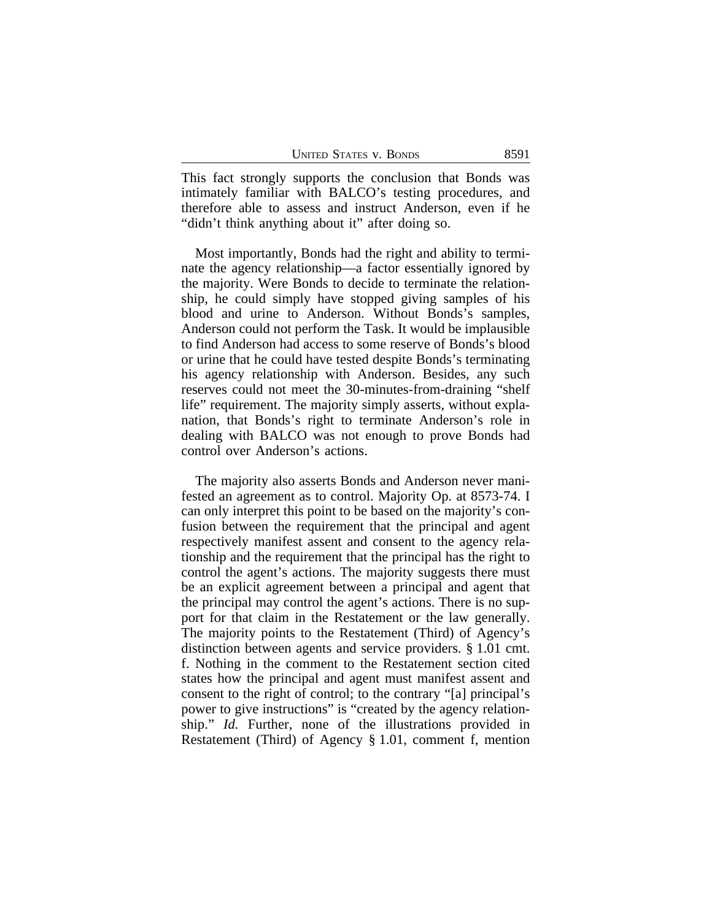This fact strongly supports the conclusion that Bonds was intimately familiar with BALCO's testing procedures, and therefore able to assess and instruct Anderson, even if he "didn't think anything about it" after doing so.

Most importantly, Bonds had the right and ability to terminate the agency relationship—a factor essentially ignored by the majority. Were Bonds to decide to terminate the relationship, he could simply have stopped giving samples of his blood and urine to Anderson. Without Bonds's samples, Anderson could not perform the Task. It would be implausible to find Anderson had access to some reserve of Bonds's blood or urine that he could have tested despite Bonds's terminating his agency relationship with Anderson. Besides, any such reserves could not meet the 30-minutes-from-draining "shelf life" requirement. The majority simply asserts, without explanation, that Bonds's right to terminate Anderson's role in dealing with BALCO was not enough to prove Bonds had control over Anderson's actions.

The majority also asserts Bonds and Anderson never manifested an agreement as to control. Majority Op. at 8573-74. I can only interpret this point to be based on the majority's confusion between the requirement that the principal and agent respectively manifest assent and consent to the agency relationship and the requirement that the principal has the right to control the agent's actions. The majority suggests there must be an explicit agreement between a principal and agent that the principal may control the agent's actions. There is no support for that claim in the Restatement or the law generally. The majority points to the Restatement (Third) of Agency's distinction between agents and service providers. § 1.01 cmt. f. Nothing in the comment to the Restatement section cited states how the principal and agent must manifest assent and consent to the right of control; to the contrary "[a] principal's power to give instructions" is "created by the agency relationship." *Id.* Further, none of the illustrations provided in Restatement (Third) of Agency § 1.01, comment f, mention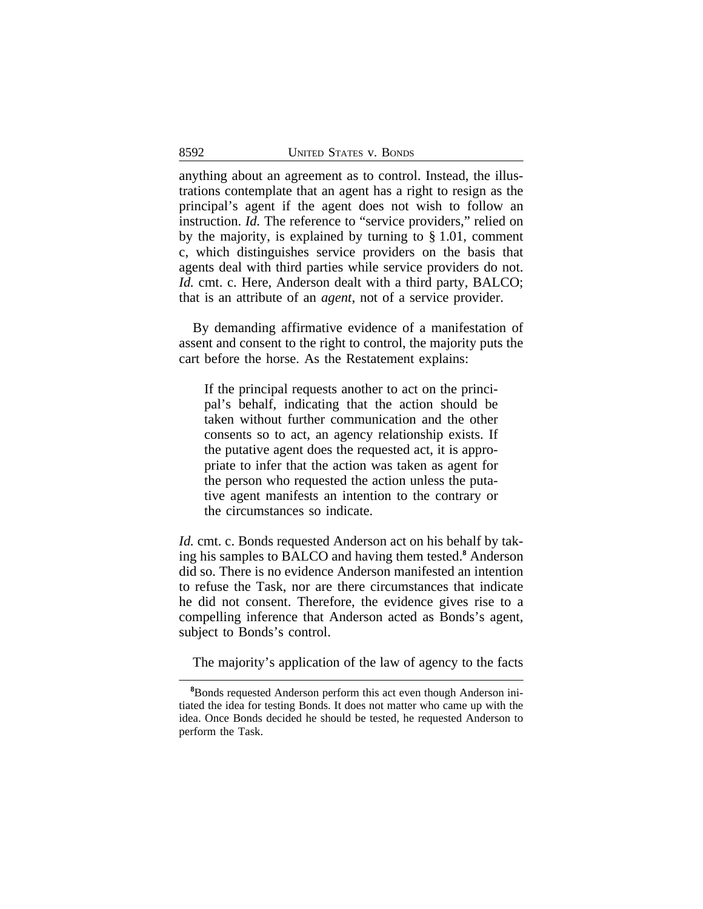anything about an agreement as to control. Instead, the illustrations contemplate that an agent has a right to resign as the principal's agent if the agent does not wish to follow an instruction. *Id.* The reference to "service providers," relied on by the majority, is explained by turning to § 1.01, comment c, which distinguishes service providers on the basis that agents deal with third parties while service providers do not. *Id.* cmt. c. Here, Anderson dealt with a third party, BALCO; that is an attribute of an *agent*, not of a service provider.

By demanding affirmative evidence of a manifestation of assent and consent to the right to control, the majority puts the cart before the horse. As the Restatement explains:

> If the principal requests another to act on the principal's behalf, indicating that the action should be taken without further communication and the other consents so to act, an agency relationship exists. If the putative agent does the requested act, it is appropriate to infer that the action was taken as agent for the person who requested the action unless the putative agent manifests an intention to the contrary or the circumstances so indicate.

*Id.* cmt. c. Bonds requested Anderson act on his behalf by taking his samples to BALCO and having them tested.[8] Anderson did so. There is no evidence Anderson manifested an intention to refuse the Task, nor are there circumstances that indicate he did not consent. Therefore, the evidence gives rise to a compelling inference that Anderson acted as Bonds's agent, subject to Bonds's control.

The majority's application of the law of agency to the facts

---

[8]Bonds requested Anderson perform this act even though Anderson initiated the idea for testing Bonds. It does not matter who came up with the idea. Once Bonds decided he should be tested, he requested Anderson to perform the Task.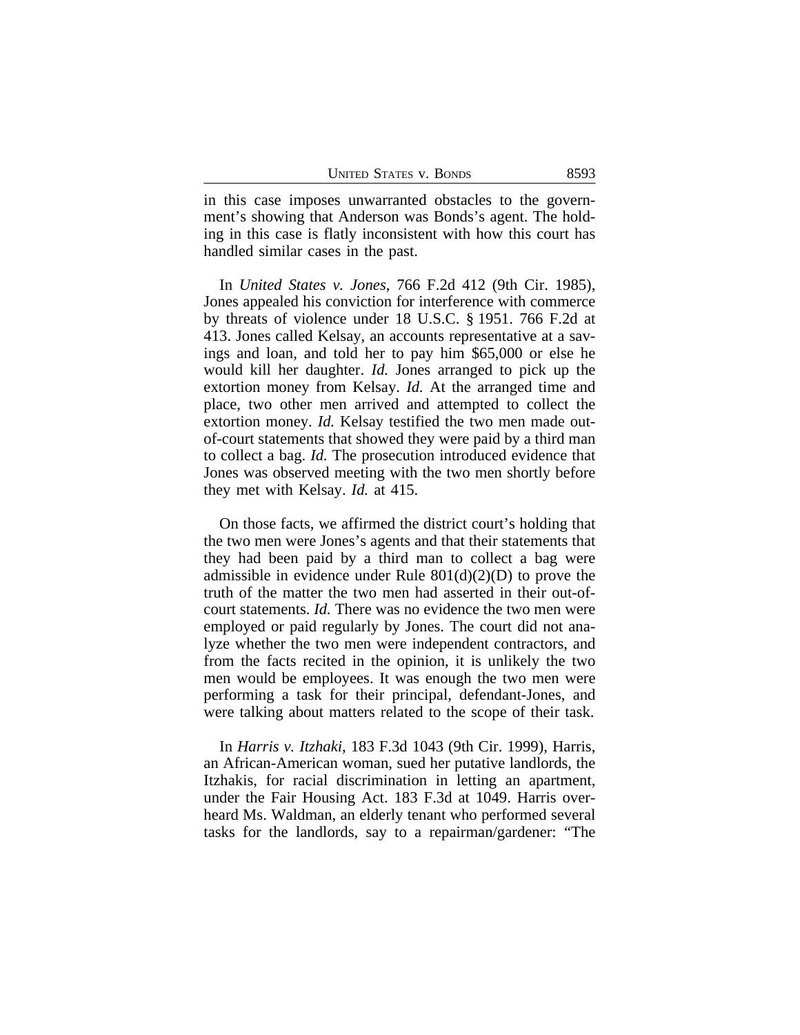in this case imposes unwarranted obstacles to the government's showing that Anderson was Bonds's agent. The holding in this case is flatly inconsistent with how this court has handled similar cases in the past.

In *United States v. Jones*, 766 F.2d 412 (9th Cir. 1985), Jones appealed his conviction for interference with commerce by threats of violence under 18 U.S.C. § 1951. 766 F.2d at 413. Jones called Kelsay, an accounts representative at a savings and loan, and told her to pay him $65,000 or else he would kill her daughter. *Id.* Jones arranged to pick up the extortion money from Kelsay. *Id.* At the arranged time and place, two other men arrived and attempted to collect the extortion money. *Id.* Kelsay testified the two men made out-of-court statements that showed they were paid by a third man to collect a bag. *Id.* The prosecution introduced evidence that Jones was observed meeting with the two men shortly before they met with Kelsay. *Id.* at 415.

On those facts, we affirmed the district court's holding that the two men were Jones's agents and that their statements that they had been paid by a third man to collect a bag were admissible in evidence under Rule 801(d)(2)(D) to prove the truth of the matter the two men had asserted in their out-of-court statements. *Id.* There was no evidence the two men were employed or paid regularly by Jones. The court did not analyze whether the two men were independent contractors, and from the facts recited in the opinion, it is unlikely the two men would be employees. It was enough the two men were performing a task for their principal, defendant-Jones, and were talking about matters related to the scope of their task.

In *Harris v. Itzhaki*, 183 F.3d 1043 (9th Cir. 1999), Harris, an African-American woman, sued her putative landlords, the Itzhakis, for racial discrimination in letting an apartment, under the Fair Housing Act. 183 F.3d at 1049. Harris overheard Ms. Waldman, an elderly tenant who performed several tasks for the landlords, say to a repairman/gardener: "The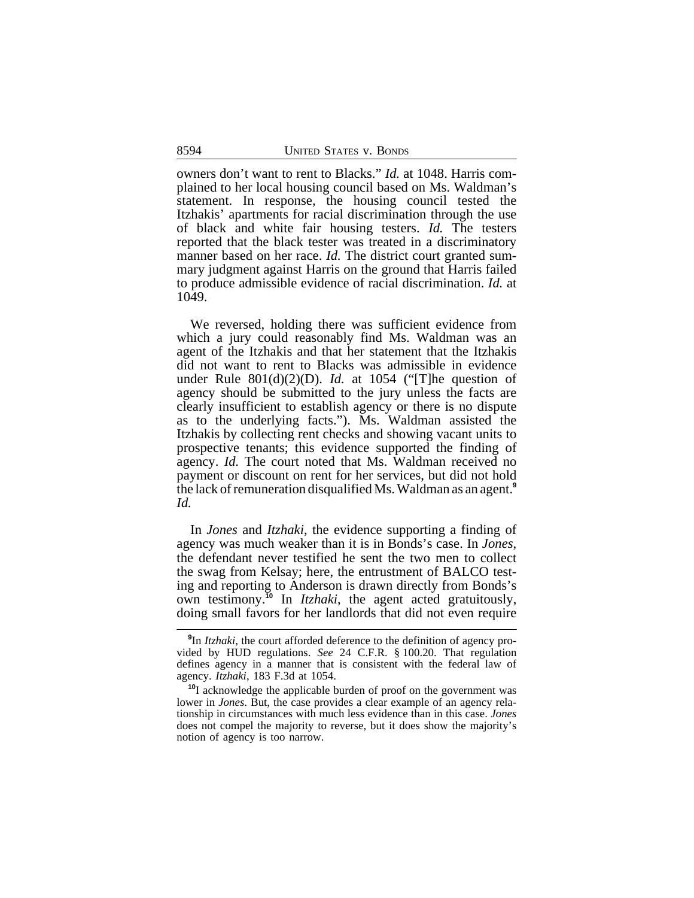owners don't want to rent to Blacks." *Id.* at 1048. Harris complained to her local housing council based on Ms. Waldman's statement. In response, the housing council tested the Itzhakis' apartments for racial discrimination through the use of black and white fair housing testers. *Id.* The testers reported that the black tester was treated in a discriminatory manner based on her race. *Id.* The district court granted summary judgment against Harris on the ground that Harris failed to produce admissible evidence of racial discrimination. *Id.* at 1049.

We reversed, holding there was sufficient evidence from which a jury could reasonably find Ms. Waldman was an agent of the Itzhakis and that her statement that the Itzhakis did not want to rent to Blacks was admissible in evidence under Rule 801(d)(2)(D). *Id.* at 1054 ("[T]he question of agency should be submitted to the jury unless the facts are clearly insufficient to establish agency or there is no dispute as to the underlying facts."). Ms. Waldman assisted the Itzhakis by collecting rent checks and showing vacant units to prospective tenants; this evidence supported the finding of agency. *Id.* The court noted that Ms. Waldman received no payment or discount on rent for her services, but did not hold the lack of remuneration disqualified Ms. Waldman as an agent.[9] *Id.*

In *Jones* and *Itzhaki*, the evidence supporting a finding of agency was much weaker than it is in Bonds's case. In *Jones*, the defendant never testified he sent the two men to collect the swag from Kelsay; here, the entrustment of BALCO testing and reporting to Anderson is drawn directly from Bonds's own testimony.[10] In *Itzhaki*, the agent acted gratuitously, doing small favors for her landlords that did not even require

[9] In *Itzhaki*, the court afforded deference to the definition of agency provided by HUD regulations. *See* 24 C.F.R. § 100.20. That regulation defines agency in a manner that is consistent with the federal law of agency. *Itzhaki*, 183 F.3d at 1054.

[10] I acknowledge the applicable burden of proof on the government was lower in *Jones*. But, the case provides a clear example of an agency relationship in circumstances with much less evidence than in this case. *Jones* does not compel the majority to reverse, but it does show the majority's notion of agency is too narrow.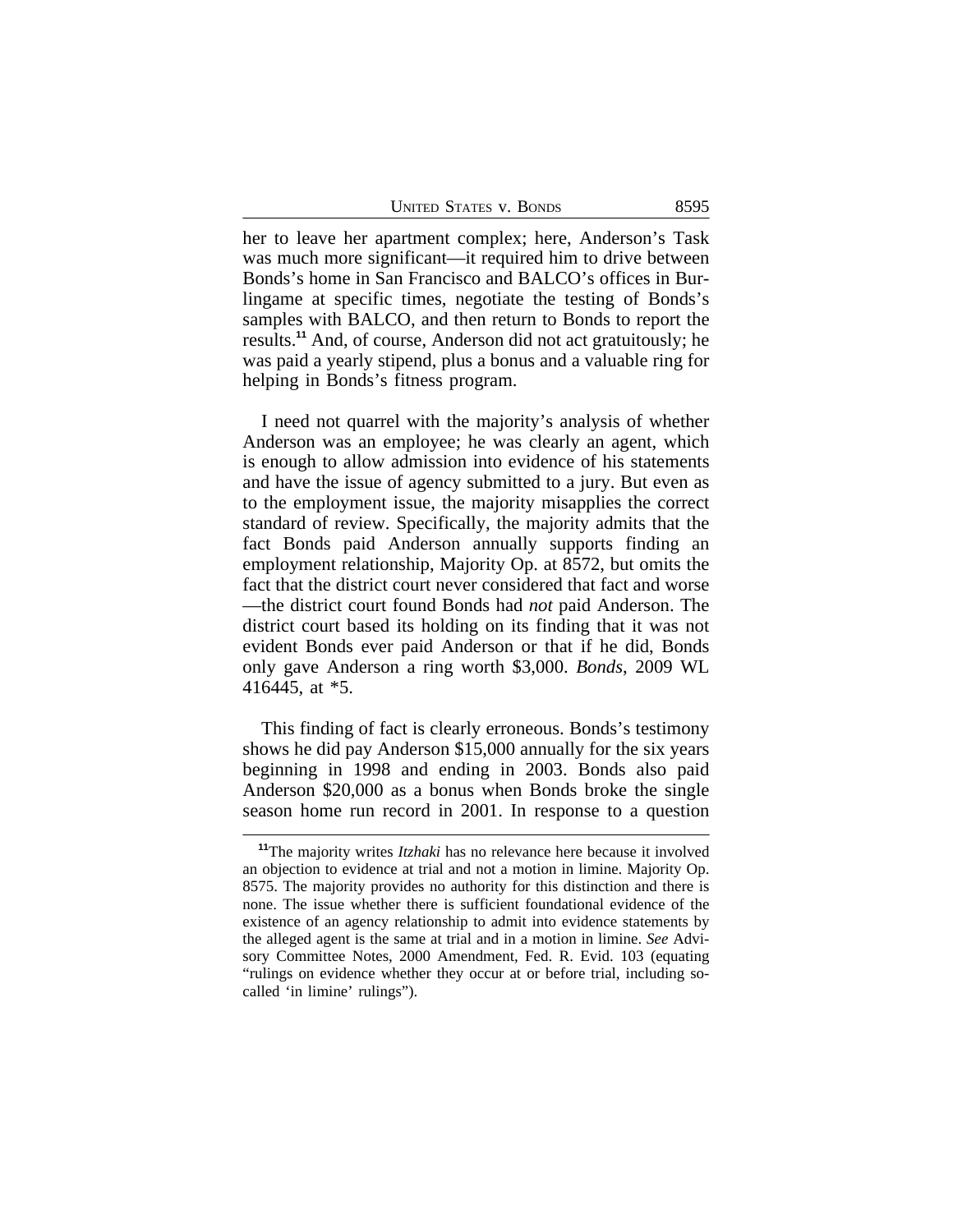her to leave her apartment complex; here, Anderson's Task was much more significant—it required him to drive between Bonds's home in San Francisco and BALCO's offices in Burlingame at specific times, negotiate the testing of Bonds's samples with BALCO, and then return to Bonds to report the results.[11] And, of course, Anderson did not act gratuitously; he was paid a yearly stipend, plus a bonus and a valuable ring for helping in Bonds's fitness program.

I need not quarrel with the majority's analysis of whether Anderson was an employee; he was clearly an agent, which is enough to allow admission into evidence of his statements and have the issue of agency submitted to a jury. But even as to the employment issue, the majority misapplies the correct standard of review. Specifically, the majority admits that the fact Bonds paid Anderson annually supports finding an employment relationship, Majority Op. at 8572, but omits the fact that the district court never considered that fact and worse —the district court found Bonds had *not* paid Anderson. The district court based its holding on its finding that it was not evident Bonds ever paid Anderson or that if he did, Bonds only gave Anderson a ring worth $3,000. *Bonds*, 2009 WL 416445, at *5.

This finding of fact is clearly erroneous. Bonds's testimony shows he did pay Anderson $15,000 annually for the six years beginning in 1998 and ending in 2003. Bonds also paid Anderson $20,000 as a bonus when Bonds broke the single season home run record in 2001. In response to a question

[11]The majority writes *Itzhaki* has no relevance here because it involved an objection to evidence at trial and not a motion in limine. Majority Op. 8575. The majority provides no authority for this distinction and there is none. The issue whether there is sufficient foundational evidence of the existence of an agency relationship to admit into evidence statements by the alleged agent is the same at trial and in a motion in limine. *See* Advisory Committee Notes, 2000 Amendment, Fed. R. Evid. 103 (equating "rulings on evidence whether they occur at or before trial, including so-called 'in limine' rulings").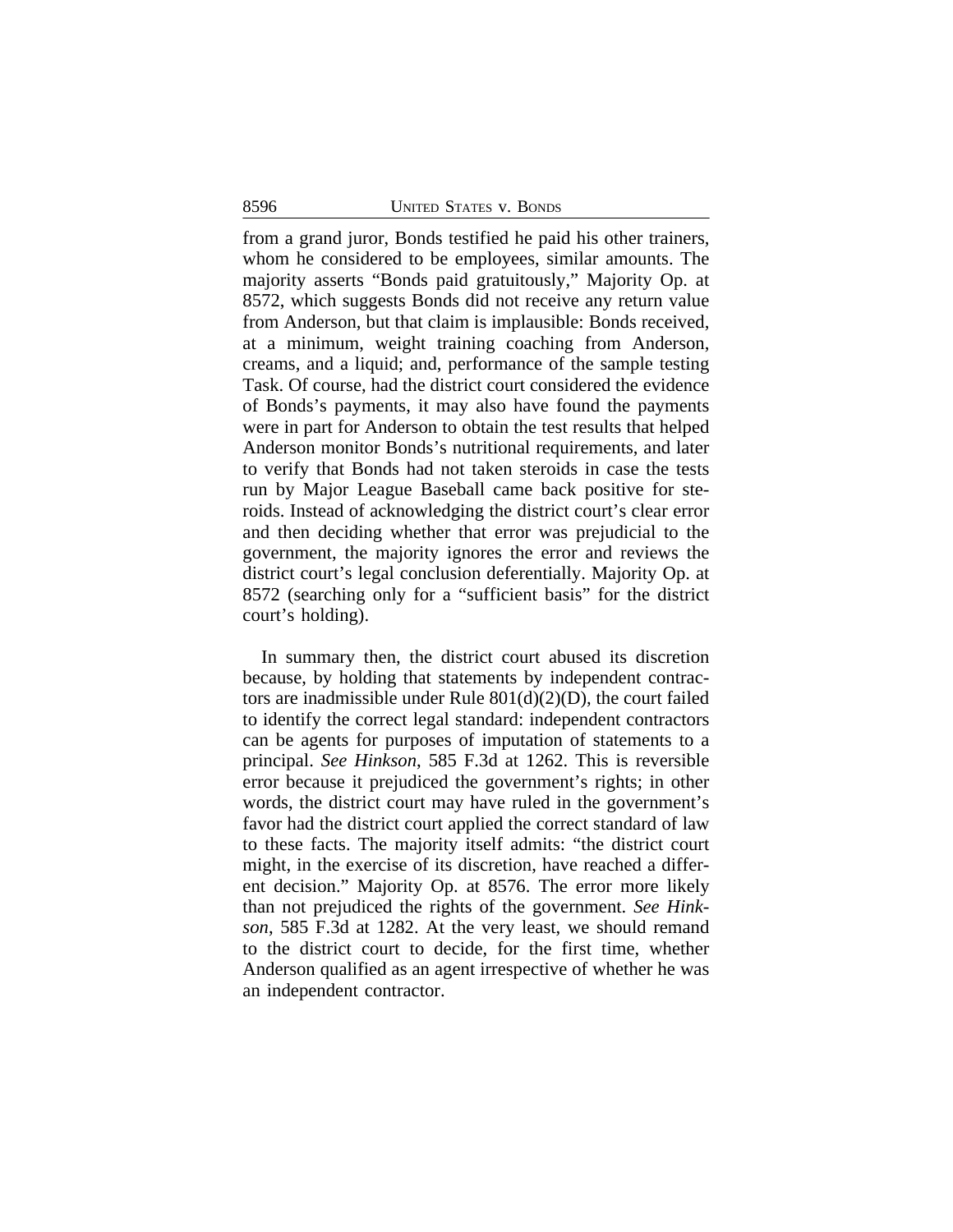from a grand juror, Bonds testified he paid his other trainers, whom he considered to be employees, similar amounts. The majority asserts "Bonds paid gratuitously," Majority Op. at 8572, which suggests Bonds did not receive any return value from Anderson, but that claim is implausible: Bonds received, at a minimum, weight training coaching from Anderson, creams, and a liquid; and, performance of the sample testing Task. Of course, had the district court considered the evidence of Bonds's payments, it may also have found the payments were in part for Anderson to obtain the test results that helped Anderson monitor Bonds's nutritional requirements, and later to verify that Bonds had not taken steroids in case the tests run by Major League Baseball came back positive for steroids. Instead of acknowledging the district court's clear error and then deciding whether that error was prejudicial to the government, the majority ignores the error and reviews the district court's legal conclusion deferentially. Majority Op. at 8572 (searching only for a "sufficient basis" for the district court's holding).

In summary then, the district court abused its discretion because, by holding that statements by independent contractors are inadmissible under Rule 801(d)(2)(D), the court failed to identify the correct legal standard: independent contractors can be agents for purposes of imputation of statements to a principal. *See Hinkson*, 585 F.3d at 1262. This is reversible error because it prejudiced the government's rights; in other words, the district court may have ruled in the government's favor had the district court applied the correct standard of law to these facts. The majority itself admits: "the district court might, in the exercise of its discretion, have reached a different decision." Majority Op. at 8576. The error more likely than not prejudiced the rights of the government. *See Hinkson*, 585 F.3d at 1282. At the very least, we should remand to the district court to decide, for the first time, whether Anderson qualified as an agent irrespective of whether he was an independent contractor.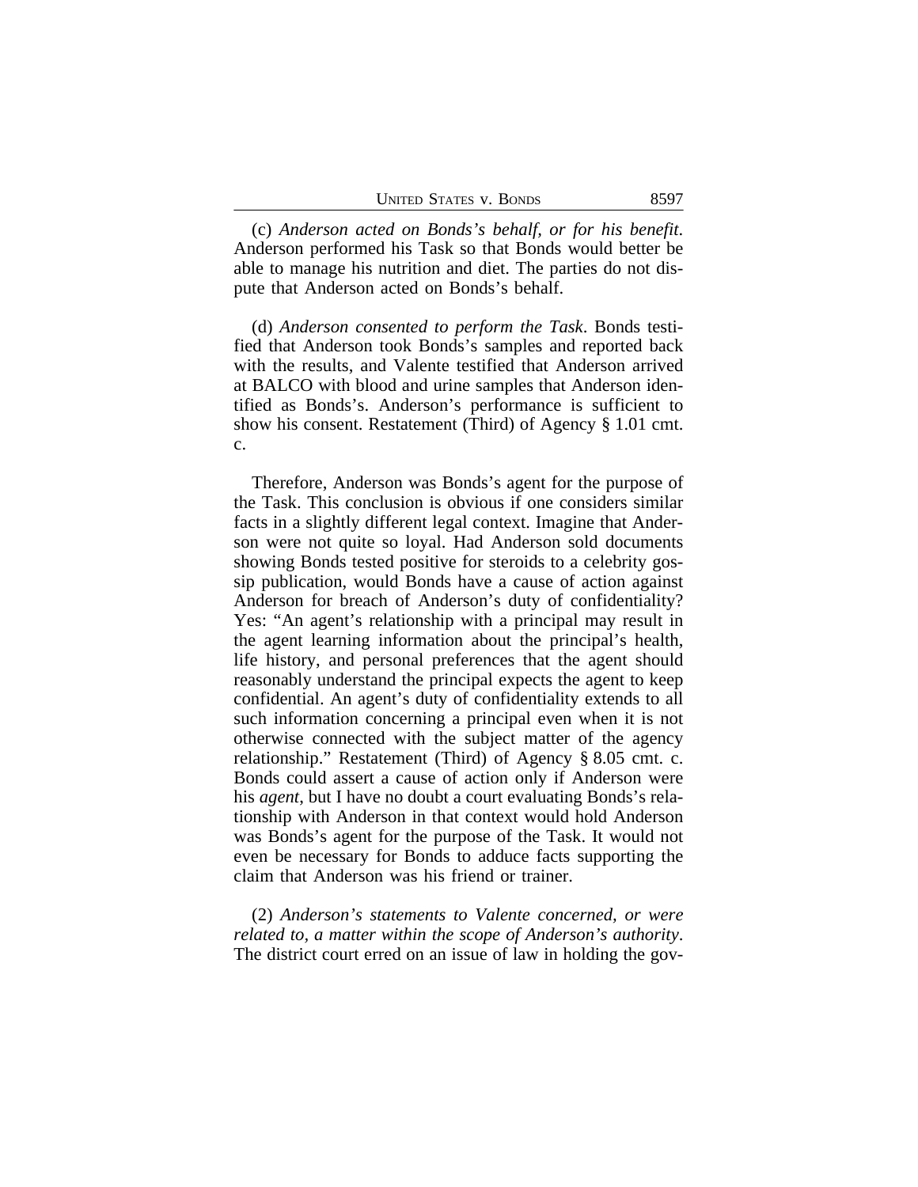(c) *Anderson acted on Bonds's behalf, or for his benefit*. Anderson performed his Task so that Bonds would better be able to manage his nutrition and diet. The parties do not dispute that Anderson acted on Bonds's behalf.

(d) *Anderson consented to perform the Task*. Bonds testified that Anderson took Bonds's samples and reported back with the results, and Valente testified that Anderson arrived at BALCO with blood and urine samples that Anderson identified as Bonds's. Anderson's performance is sufficient to show his consent. Restatement (Third) of Agency § 1.01 cmt. c.

Therefore, Anderson was Bonds's agent for the purpose of the Task. This conclusion is obvious if one considers similar facts in a slightly different legal context. Imagine that Anderson were not quite so loyal. Had Anderson sold documents showing Bonds tested positive for steroids to a celebrity gossip publication, would Bonds have a cause of action against Anderson for breach of Anderson's duty of confidentiality? Yes: "An agent's relationship with a principal may result in the agent learning information about the principal's health, life history, and personal preferences that the agent should reasonably understand the principal expects the agent to keep confidential. An agent's duty of confidentiality extends to all such information concerning a principal even when it is not otherwise connected with the subject matter of the agency relationship." Restatement (Third) of Agency § 8.05 cmt. c. Bonds could assert a cause of action only if Anderson were his *agent*, but I have no doubt a court evaluating Bonds's relationship with Anderson in that context would hold Anderson was Bonds's agent for the purpose of the Task. It would not even be necessary for Bonds to adduce facts supporting the claim that Anderson was his friend or trainer.

(2) *Anderson's statements to Valente concerned, or were related to, a matter within the scope of Anderson's authority*. The district court erred on an issue of law in holding the gov-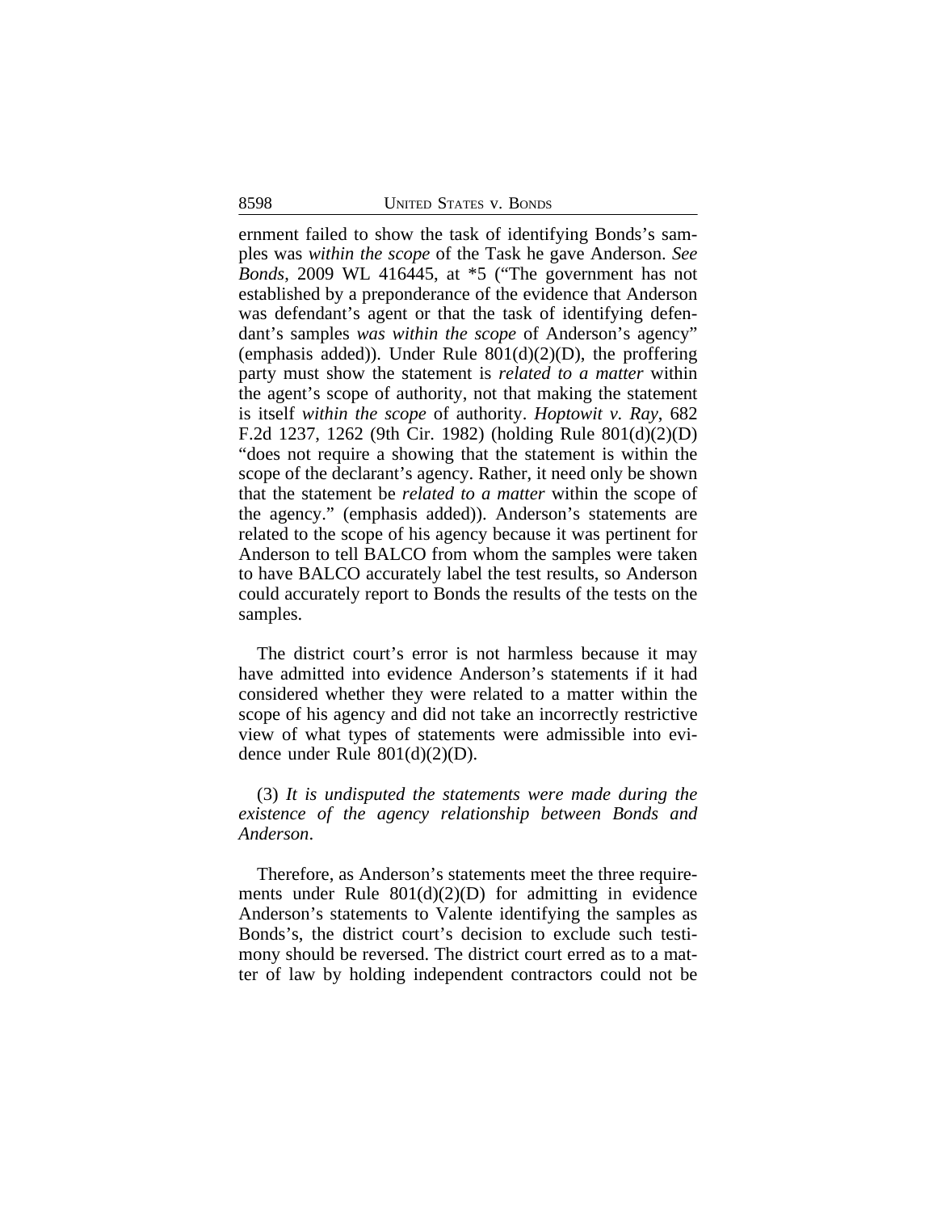ernment failed to show the task of identifying Bonds's samples was *within the scope* of the Task he gave Anderson. *See Bonds*, 2009 WL 416445, at *5 ("The government has not established by a preponderance of the evidence that Anderson was defendant's agent or that the task of identifying defendant's samples *was within the scope* of Anderson's agency" (emphasis added)). Under Rule 801(d)(2)(D), the proffering party must show the statement is *related to a matter* within the agent's scope of authority, not that making the statement is itself *within the scope* of authority. *Hoptowit v. Ray*, 682 F.2d 1237, 1262 (9th Cir. 1982) (holding Rule 801(d)(2)(D) "does not require a showing that the statement is within the scope of the declarant's agency. Rather, it need only be shown that the statement be *related to a matter* within the scope of the agency." (emphasis added)). Anderson's statements are related to the scope of his agency because it was pertinent for Anderson to tell BALCO from whom the samples were taken to have BALCO accurately label the test results, so Anderson could accurately report to Bonds the results of the tests on the samples.

The district court's error is not harmless because it may have admitted into evidence Anderson's statements if it had considered whether they were related to a matter within the scope of his agency and did not take an incorrectly restrictive view of what types of statements were admissible into evidence under Rule 801(d)(2)(D).

(3) *It is undisputed the statements were made during the existence of the agency relationship between Bonds and Anderson*.

Therefore, as Anderson's statements meet the three requirements under Rule 801(d)(2)(D) for admitting in evidence Anderson's statements to Valente identifying the samples as Bonds's, the district court's decision to exclude such testimony should be reversed. The district court erred as to a matter of law by holding independent contractors could not be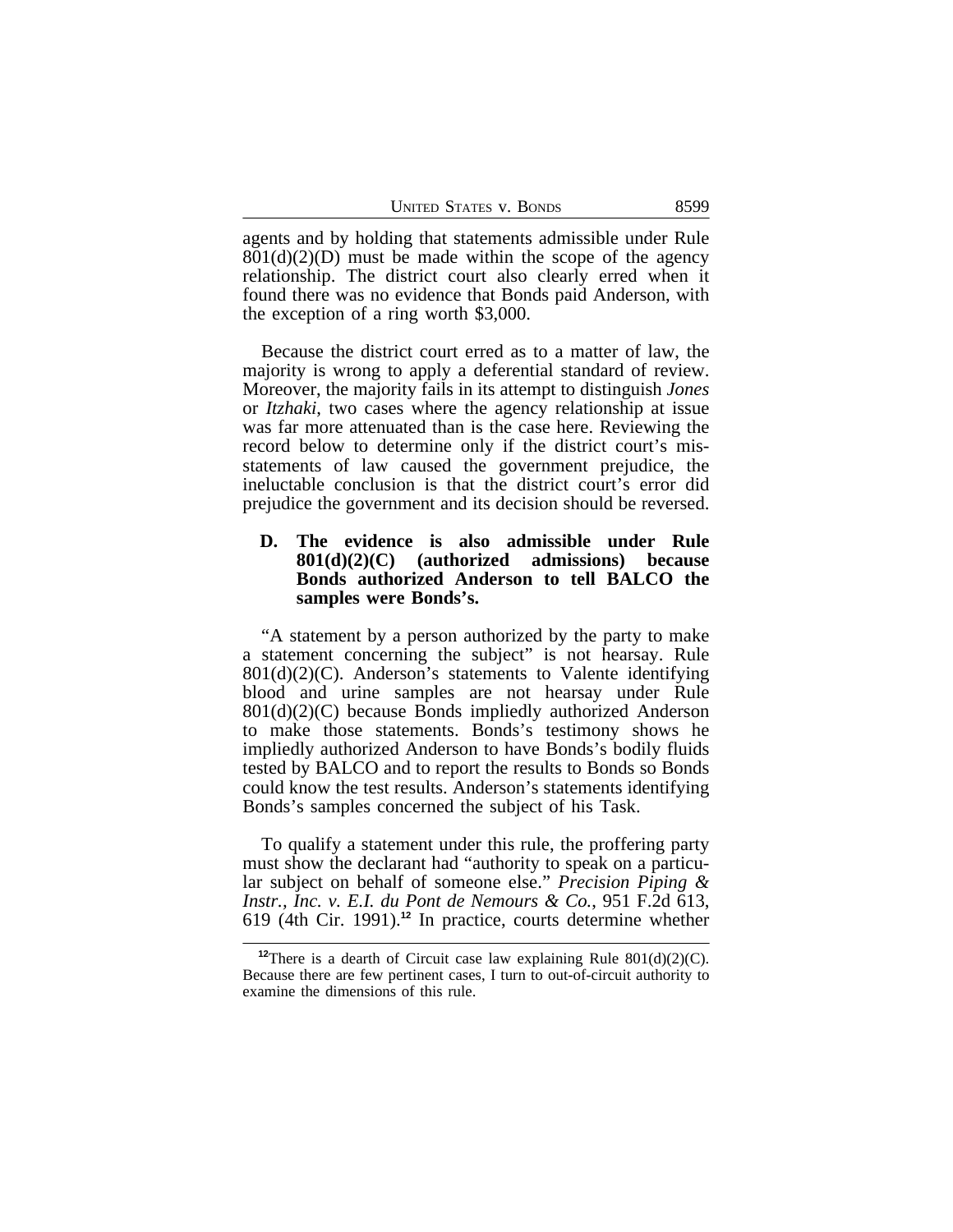agents and by holding that statements admissible under Rule 801(d)(2)(D) must be made within the scope of the agency relationship. The district court also clearly erred when it found there was no evidence that Bonds paid Anderson, with the exception of a ring worth $3,000.

Because the district court erred as to a matter of law, the majority is wrong to apply a deferential standard of review. Moreover, the majority fails in its attempt to distinguish *Jones* or *Itzhaki*, two cases where the agency relationship at issue was far more attenuated than is the case here. Reviewing the record below to determine only if the district court's misstatements of law caused the government prejudice, the ineluctable conclusion is that the district court's error did prejudice the government and its decision should be reversed.

### D. The evidence is also admissible under Rule 801(d)(2)(C) (authorized admissions) because Bonds authorized Anderson to tell BALCO the samples were Bonds's.

"A statement by a person authorized by the party to make a statement concerning the subject" is not hearsay. Rule 801(d)(2)(C). Anderson's statements to Valente identifying blood and urine samples are not hearsay under Rule 801(d)(2)(C) because Bonds impliedly authorized Anderson to make those statements. Bonds's testimony shows he impliedly authorized Anderson to have Bonds's bodily fluids tested by BALCO and to report the results to Bonds so Bonds could know the test results. Anderson's statements identifying Bonds's samples concerned the subject of his Task.

To qualify a statement under this rule, the proffering party must show the declarant had "authority to speak on a particular subject on behalf of someone else." *Precision Piping & Instr., Inc. v. E.I. du Pont de Nemours & Co.*, 951 F.2d 613, 619 (4th Cir. 1991).[12] In practice, courts determine whether

[12] There is a dearth of Circuit case law explaining Rule 801(d)(2)(C). Because there are few pertinent cases, I turn to out-of-circuit authority to examine the dimensions of this rule.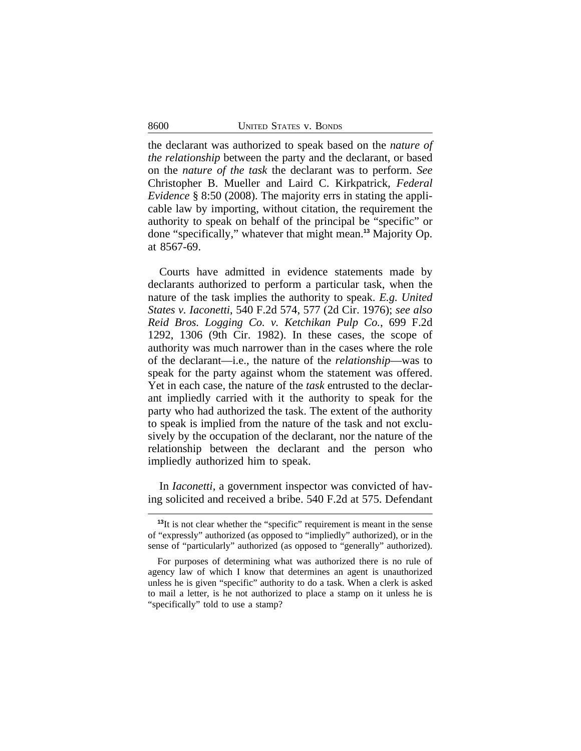the declarant was authorized to speak based on the *nature of the relationship* between the party and the declarant, or based on the *nature of the task* the declarant was to perform. *See* Christopher B. Mueller and Laird C. Kirkpatrick, *Federal Evidence* § 8:50 (2008). The majority errs in stating the applicable law by importing, without citation, the requirement the authority to speak on behalf of the principal be "specific" or done "specifically," whatever that might mean.[13] Majority Op. at 8567-69.

Courts have admitted in evidence statements made by declarants authorized to perform a particular task, when the nature of the task implies the authority to speak. *E.g. United States v. Iaconetti*, 540 F.2d 574, 577 (2d Cir. 1976); *see also Reid Bros. Logging Co. v. Ketchikan Pulp Co.*, 699 F.2d 1292, 1306 (9th Cir. 1982). In these cases, the scope of authority was much narrower than in the cases where the role of the declarant—i.e., the nature of the *relationship*—was to speak for the party against whom the statement was offered. Yet in each case, the nature of the *task* entrusted to the declarant impliedly carried with it the authority to speak for the party who had authorized the task. The extent of the authority to speak is implied from the nature of the task and not exclusively by the occupation of the declarant, nor the nature of the relationship between the declarant and the person who impliedly authorized him to speak.

In *Iaconetti*, a government inspector was convicted of having solicited and received a bribe. 540 F.2d at 575. Defendant

---

[13]It is not clear whether the "specific" requirement is meant in the sense of "expressly" authorized (as opposed to "impliedly" authorized), or in the sense of "particularly" authorized (as opposed to "generally" authorized).

For purposes of determining what was authorized there is no rule of agency law of which I know that determines an agent is unauthorized unless he is given "specific" authority to do a task. When a clerk is asked to mail a letter, is he not authorized to place a stamp on it unless he is "specifically" told to use a stamp?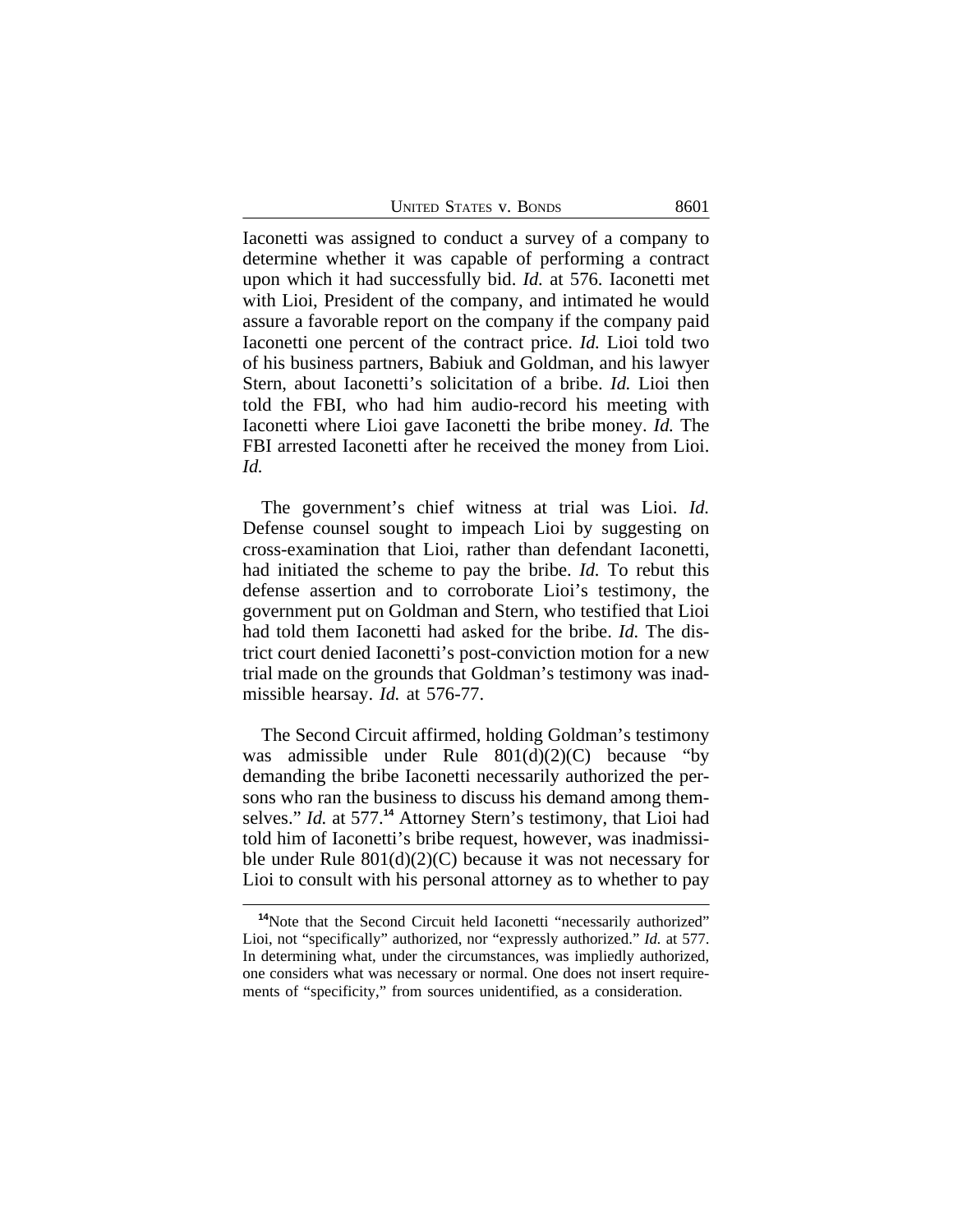Iaconetti was assigned to conduct a survey of a company to determine whether it was capable of performing a contract upon which it had successfully bid. *Id.* at 576. Iaconetti met with Lioi, President of the company, and intimated he would assure a favorable report on the company if the company paid Iaconetti one percent of the contract price. *Id.* Lioi told two of his business partners, Babiuk and Goldman, and his lawyer Stern, about Iaconetti's solicitation of a bribe. *Id.* Lioi then told the FBI, who had him audio-record his meeting with Iaconetti where Lioi gave Iaconetti the bribe money. *Id.* The FBI arrested Iaconetti after he received the money from Lioi. *Id.*

The government's chief witness at trial was Lioi. *Id.* Defense counsel sought to impeach Lioi by suggesting on cross-examination that Lioi, rather than defendant Iaconetti, had initiated the scheme to pay the bribe. *Id.* To rebut this defense assertion and to corroborate Lioi's testimony, the government put on Goldman and Stern, who testified that Lioi had told them Iaconetti had asked for the bribe. *Id.* The district court denied Iaconetti's post-conviction motion for a new trial made on the grounds that Goldman's testimony was inadmissible hearsay. *Id.* at 576-77.

The Second Circuit affirmed, holding Goldman's testimony was admissible under Rule 801(d)(2)(C) because "by demanding the bribe Iaconetti necessarily authorized the persons who ran the business to discuss his demand among themselves." *Id.* at 577.[14] Attorney Stern's testimony, that Lioi had told him of Iaconetti's bribe request, however, was inadmissible under Rule 801(d)(2)(C) because it was not necessary for Lioi to consult with his personal attorney as to whether to pay

[14] Note that the Second Circuit held Iaconetti "necessarily authorized" Lioi, not "specifically" authorized, nor "expressly authorized." *Id.* at 577. In determining what, under the circumstances, was impliedly authorized, one considers what was necessary or normal. One does not insert requirements of "specificity," from sources unidentified, as a consideration.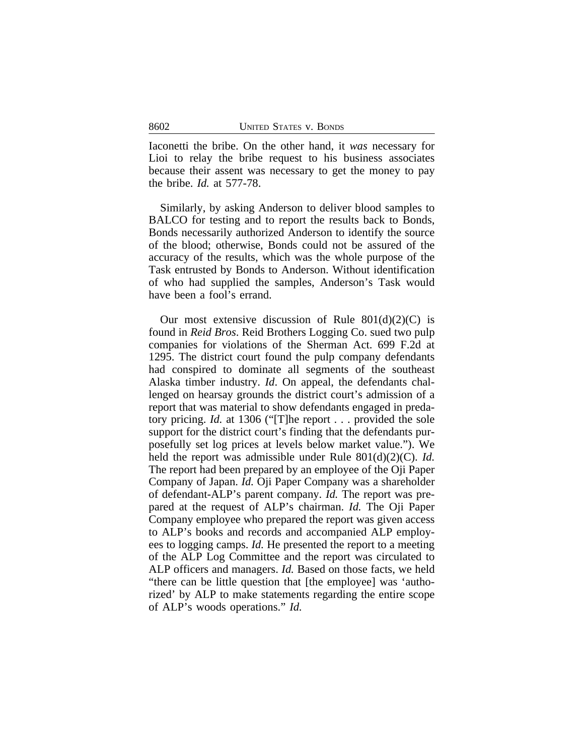Iaconetti the bribe. On the other hand, it *was* necessary for Lioi to relay the bribe request to his business associates because their assent was necessary to get the money to pay the bribe. *Id.* at 577-78.

Similarly, by asking Anderson to deliver blood samples to BALCO for testing and to report the results back to Bonds, Bonds necessarily authorized Anderson to identify the source of the blood; otherwise, Bonds could not be assured of the accuracy of the results, which was the whole purpose of the Task entrusted by Bonds to Anderson. Without identification of who had supplied the samples, Anderson's Task would have been a fool's errand.

Our most extensive discussion of Rule 801(d)(2)(C) is found in *Reid Bros*. Reid Brothers Logging Co. sued two pulp companies for violations of the Sherman Act. 699 F.2d at 1295. The district court found the pulp company defendants had conspired to dominate all segments of the southeast Alaska timber industry. *Id*. On appeal, the defendants challenged on hearsay grounds the district court's admission of a report that was material to show defendants engaged in predatory pricing. *Id.* at 1306 ("[T]he report . . . provided the sole support for the district court's finding that the defendants purposefully set log prices at levels below market value."). We held the report was admissible under Rule 801(d)(2)(C). *Id.* The report had been prepared by an employee of the Oji Paper Company of Japan. *Id.* Oji Paper Company was a shareholder of defendant-ALP's parent company. *Id.* The report was prepared at the request of ALP's chairman. *Id.* The Oji Paper Company employee who prepared the report was given access to ALP's books and records and accompanied ALP employees to logging camps. *Id.* He presented the report to a meeting of the ALP Log Committee and the report was circulated to ALP officers and managers. *Id.* Based on those facts, we held "there can be little question that [the employee] was 'authorized' by ALP to make statements regarding the entire scope of ALP's woods operations." *Id.*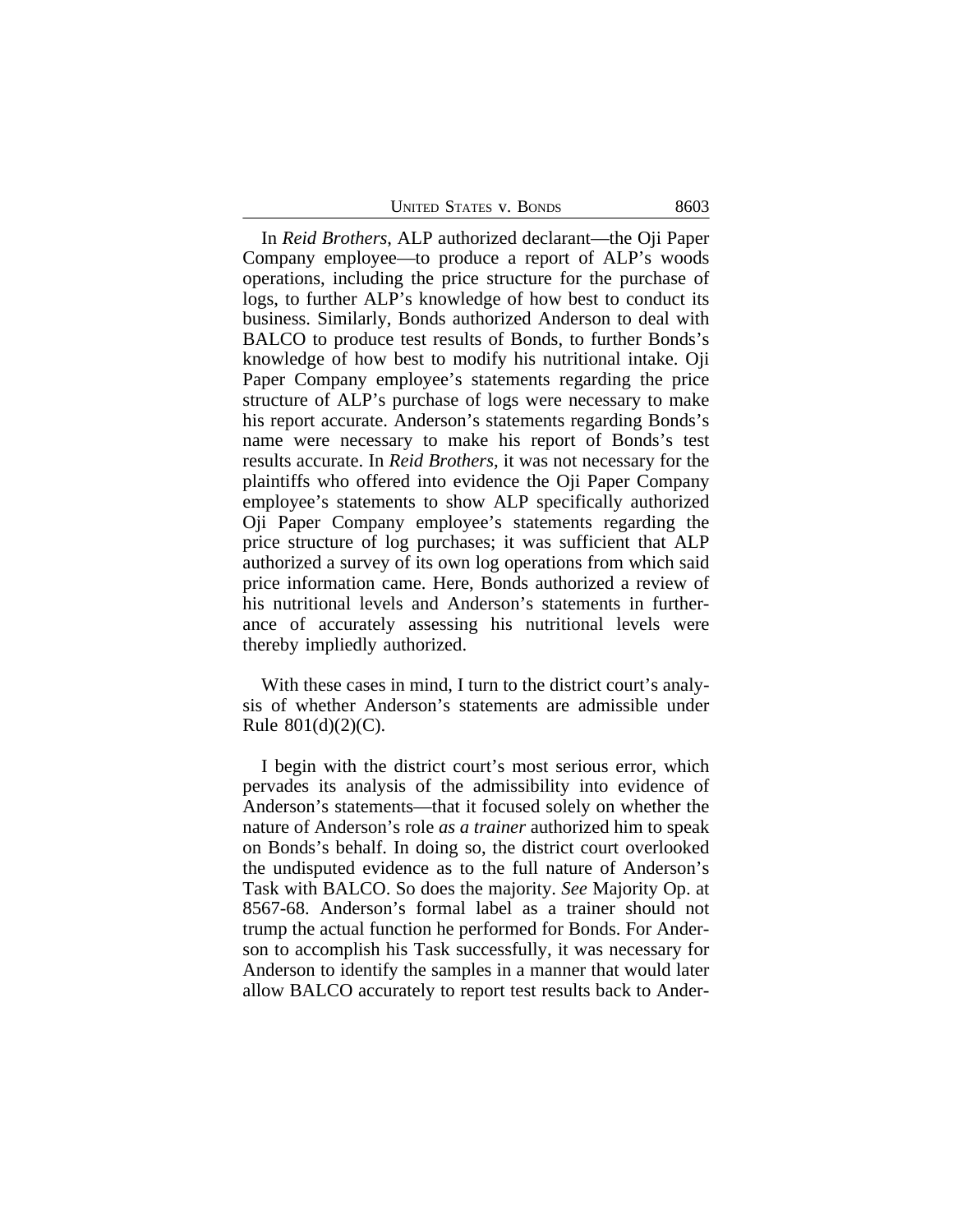In *Reid Brothers*, ALP authorized declarant—the Oji Paper Company employee—to produce a report of ALP's woods operations, including the price structure for the purchase of logs, to further ALP's knowledge of how best to conduct its business. Similarly, Bonds authorized Anderson to deal with BALCO to produce test results of Bonds, to further Bonds's knowledge of how best to modify his nutritional intake. Oji Paper Company employee's statements regarding the price structure of ALP's purchase of logs were necessary to make his report accurate. Anderson's statements regarding Bonds's name were necessary to make his report of Bonds's test results accurate. In *Reid Brothers*, it was not necessary for the plaintiffs who offered into evidence the Oji Paper Company employee's statements to show ALP specifically authorized Oji Paper Company employee's statements regarding the price structure of log purchases; it was sufficient that ALP authorized a survey of its own log operations from which said price information came. Here, Bonds authorized a review of his nutritional levels and Anderson's statements in furtherance of accurately assessing his nutritional levels were thereby impliedly authorized.

With these cases in mind, I turn to the district court's analysis of whether Anderson's statements are admissible under Rule 801(d)(2)(C).

I begin with the district court's most serious error, which pervades its analysis of the admissibility into evidence of Anderson's statements—that it focused solely on whether the nature of Anderson's role *as a trainer* authorized him to speak on Bonds's behalf. In doing so, the district court overlooked the undisputed evidence as to the full nature of Anderson's Task with BALCO. So does the majority. *See* Majority Op. at 8567-68. Anderson's formal label as a trainer should not trump the actual function he performed for Bonds. For Anderson to accomplish his Task successfully, it was necessary for Anderson to identify the samples in a manner that would later allow BALCO accurately to report test results back to Ander-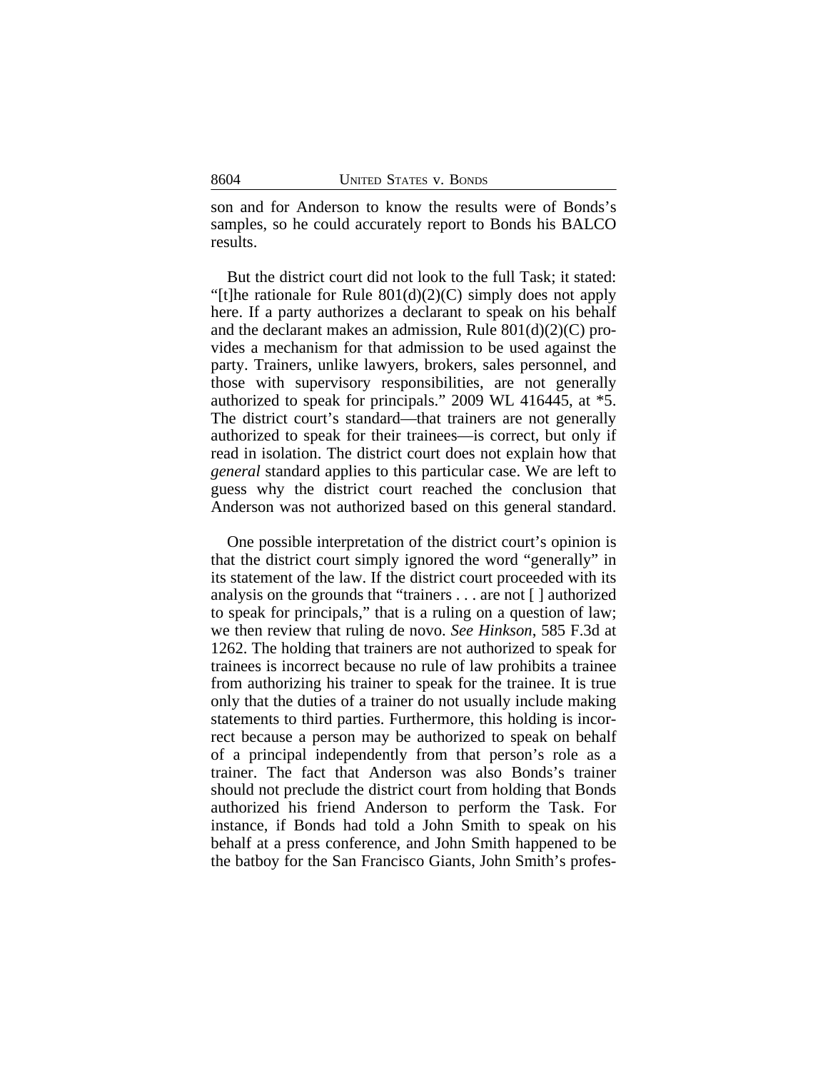son and for Anderson to know the results were of Bonds's samples, so he could accurately report to Bonds his BALCO results.

But the district court did not look to the full Task; it stated: "[t]he rationale for Rule 801(d)(2)(C) simply does not apply here. If a party authorizes a declarant to speak on his behalf and the declarant makes an admission, Rule 801(d)(2)(C) provides a mechanism for that admission to be used against the party. Trainers, unlike lawyers, brokers, sales personnel, and those with supervisory responsibilities, are not generally authorized to speak for principals." 2009 WL 416445, at *5. The district court's standard—that trainers are not generally authorized to speak for their trainees—is correct, but only if read in isolation. The district court does not explain how that *general* standard applies to this particular case. We are left to guess why the district court reached the conclusion that Anderson was not authorized based on this general standard.

One possible interpretation of the district court's opinion is that the district court simply ignored the word "generally" in its statement of the law. If the district court proceeded with its analysis on the grounds that "trainers . . . are not [ ] authorized to speak for principals," that is a ruling on a question of law; we then review that ruling de novo. *See Hinkson*, 585 F.3d at 1262. The holding that trainers are not authorized to speak for trainees is incorrect because no rule of law prohibits a trainee from authorizing his trainer to speak for the trainee. It is true only that the duties of a trainer do not usually include making statements to third parties. Furthermore, this holding is incorrect because a person may be authorized to speak on behalf of a principal independently from that person's role as a trainer. The fact that Anderson was also Bonds's trainer should not preclude the district court from holding that Bonds authorized his friend Anderson to perform the Task. For instance, if Bonds had told a John Smith to speak on his behalf at a press conference, and John Smith happened to be the batboy for the San Francisco Giants, John Smith's profes-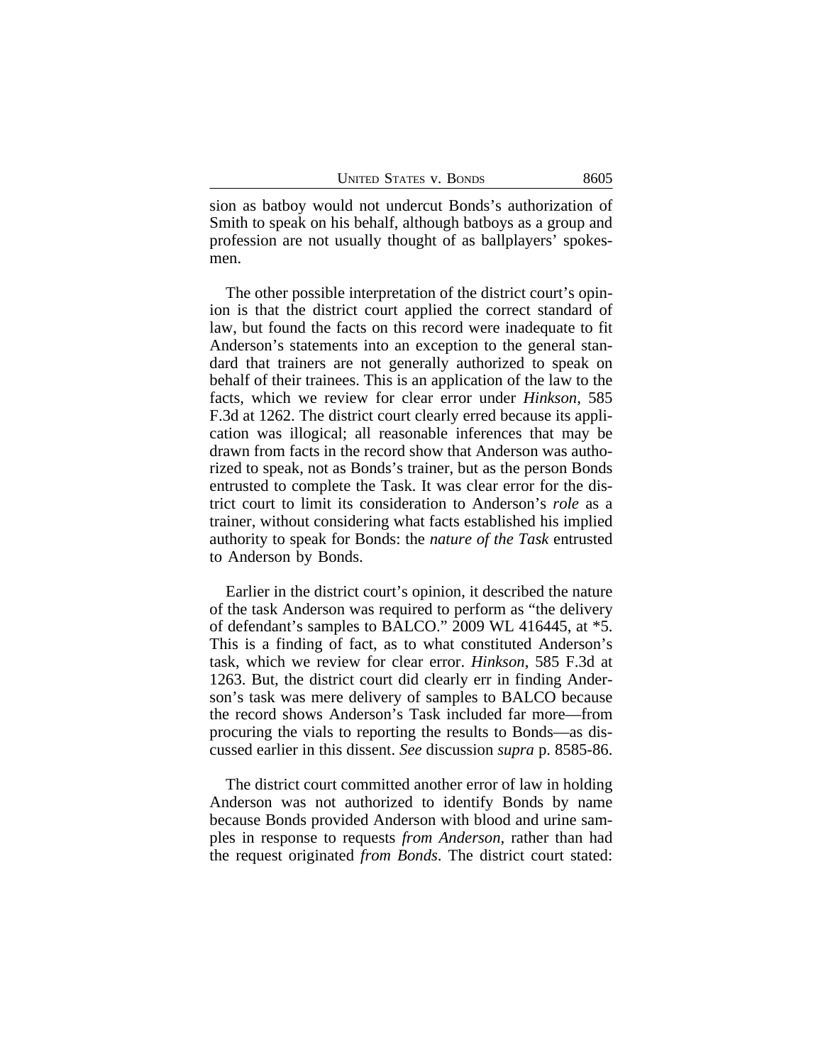sion as batboy would not undercut Bonds's authorization of Smith to speak on his behalf, although batboys as a group and profession are not usually thought of as ballplayers' spokesmen.

The other possible interpretation of the district court's opinion is that the district court applied the correct standard of law, but found the facts on this record were inadequate to fit Anderson's statements into an exception to the general standard that trainers are not generally authorized to speak on behalf of their trainees. This is an application of the law to the facts, which we review for clear error under *Hinkson*, 585 F.3d at 1262. The district court clearly erred because its application was illogical; all reasonable inferences that may be drawn from facts in the record show that Anderson was authorized to speak, not as Bonds's trainer, but as the person Bonds entrusted to complete the Task. It was clear error for the district court to limit its consideration to Anderson's *role* as a trainer, without considering what facts established his implied authority to speak for Bonds: the *nature of the Task* entrusted to Anderson by Bonds.

Earlier in the district court's opinion, it described the nature of the task Anderson was required to perform as "the delivery of defendant's samples to BALCO." 2009 WL 416445, at *5. This is a finding of fact, as to what constituted Anderson's task, which we review for clear error. *Hinkson*, 585 F.3d at 1263. But, the district court did clearly err in finding Anderson's task was mere delivery of samples to BALCO because the record shows Anderson's Task included far more—from procuring the vials to reporting the results to Bonds—as discussed earlier in this dissent. *See* discussion *supra* p. 8585-86.

The district court committed another error of law in holding Anderson was not authorized to identify Bonds by name because Bonds provided Anderson with blood and urine samples in response to requests *from Anderson*, rather than had the request originated *from Bonds*. The district court stated: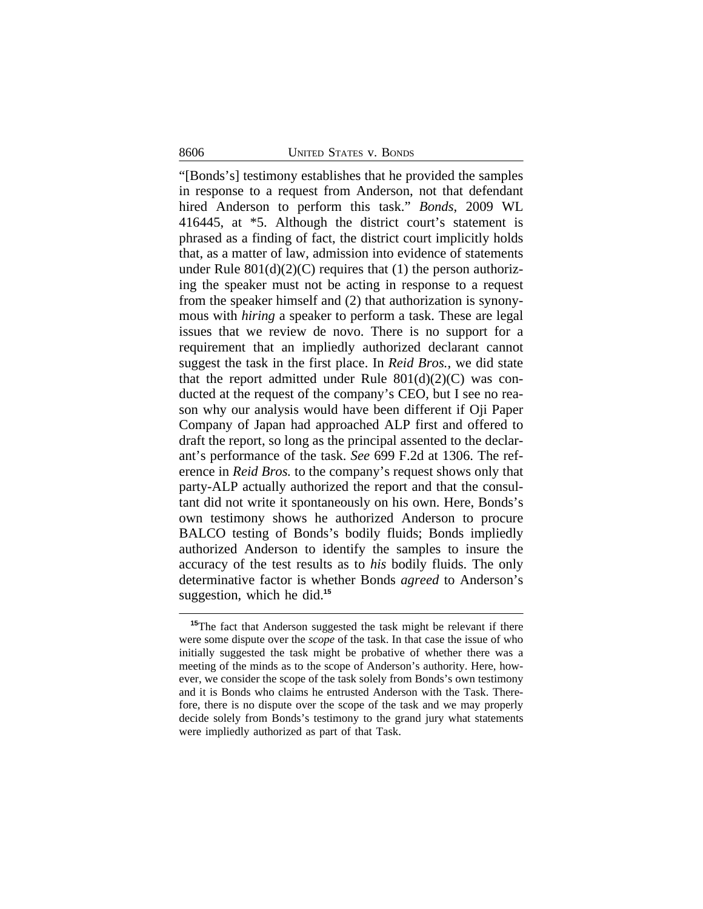"[Bonds's] testimony establishes that he provided the samples in response to a request from Anderson, not that defendant hired Anderson to perform this task." *Bonds*, 2009 WL 416445, at *5. Although the district court's statement is phrased as a finding of fact, the district court implicitly holds that, as a matter of law, admission into evidence of statements under Rule 801(d)(2)(C) requires that (1) the person authorizing the speaker must not be acting in response to a request from the speaker himself and (2) that authorization is synonymous with *hiring* a speaker to perform a task. These are legal issues that we review de novo. There is no support for a requirement that an impliedly authorized declarant cannot suggest the task in the first place. In *Reid Bros.*, we did state that the report admitted under Rule 801(d)(2)(C) was conducted at the request of the company's CEO, but I see no reason why our analysis would have been different if Oji Paper Company of Japan had approached ALP first and offered to draft the report, so long as the principal assented to the declarant's performance of the task. *See* 699 F.2d at 1306. The reference in *Reid Bros.* to the company's request shows only that party-ALP actually authorized the report and that the consultant did not write it spontaneously on his own. Here, Bonds's own testimony shows he authorized Anderson to procure BALCO testing of Bonds's bodily fluids; Bonds impliedly authorized Anderson to identify the samples to insure the accuracy of the test results as to *his* bodily fluids. The only determinative factor is whether Bonds *agreed* to Anderson's suggestion, which he did.[15]

[15]The fact that Anderson suggested the task might be relevant if there were some dispute over the *scope* of the task. In that case the issue of who initially suggested the task might be probative of whether there was a meeting of the minds as to the scope of Anderson's authority. Here, however, we consider the scope of the task solely from Bonds's own testimony and it is Bonds who claims he entrusted Anderson with the Task. Therefore, there is no dispute over the scope of the task and we may properly decide solely from Bonds's testimony to the grand jury what statements were impliedly authorized as part of that Task.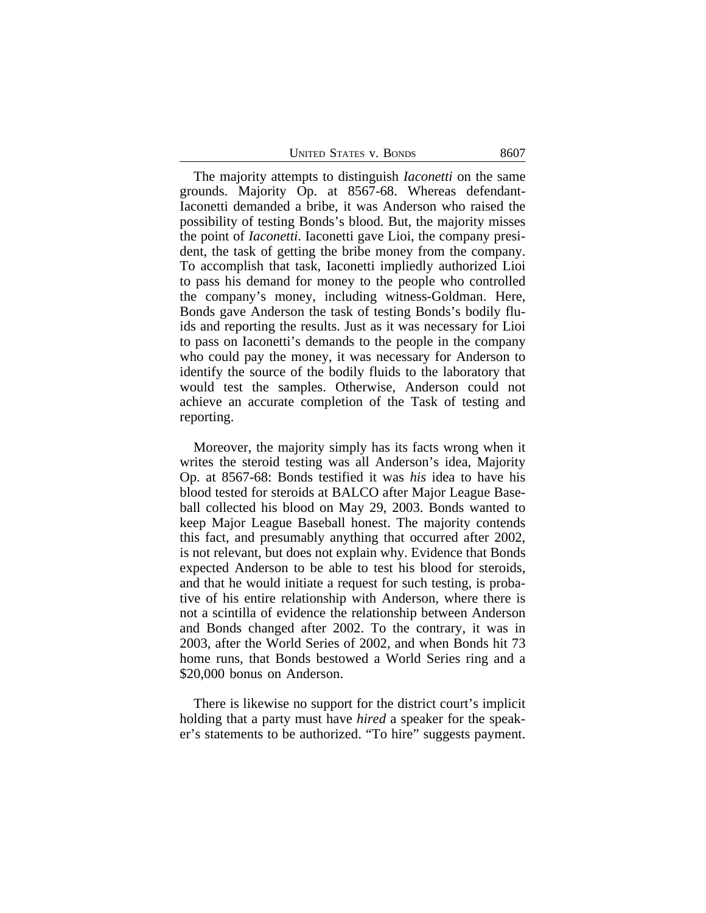The majority attempts to distinguish *Iaconetti* on the same grounds. Majority Op. at 8567-68. Whereas defendant-Iaconetti demanded a bribe, it was Anderson who raised the possibility of testing Bonds's blood. But, the majority misses the point of *Iaconetti*. Iaconetti gave Lioi, the company president, the task of getting the bribe money from the company. To accomplish that task, Iaconetti impliedly authorized Lioi to pass his demand for money to the people who controlled the company's money, including witness-Goldman. Here, Bonds gave Anderson the task of testing Bonds's bodily fluids and reporting the results. Just as it was necessary for Lioi to pass on Iaconetti's demands to the people in the company who could pay the money, it was necessary for Anderson to identify the source of the bodily fluids to the laboratory that would test the samples. Otherwise, Anderson could not achieve an accurate completion of the Task of testing and reporting.

Moreover, the majority simply has its facts wrong when it writes the steroid testing was all Anderson's idea, Majority Op. at 8567-68: Bonds testified it was *his* idea to have his blood tested for steroids at BALCO after Major League Baseball collected his blood on May 29, 2003. Bonds wanted to keep Major League Baseball honest. The majority contends this fact, and presumably anything that occurred after 2002, is not relevant, but does not explain why. Evidence that Bonds expected Anderson to be able to test his blood for steroids, and that he would initiate a request for such testing, is probative of his entire relationship with Anderson, where there is not a scintilla of evidence the relationship between Anderson and Bonds changed after 2002. To the contrary, it was in 2003, after the World Series of 2002, and when Bonds hit 73 home runs, that Bonds bestowed a World Series ring and a $20,000 bonus on Anderson.

There is likewise no support for the district court's implicit holding that a party must have *hired* a speaker for the speaker's statements to be authorized. "To hire" suggests payment.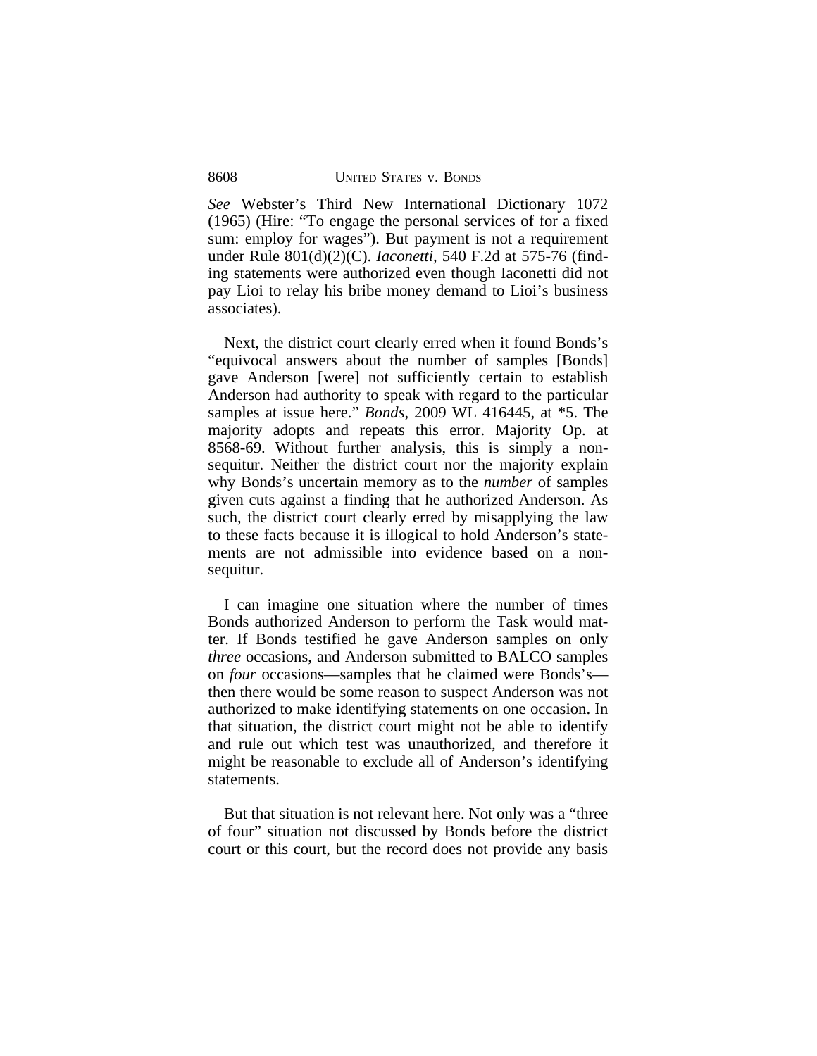*See* Webster's Third New International Dictionary 1072 (1965) (Hire: "To engage the personal services of for a fixed sum: employ for wages"). But payment is not a requirement under Rule 801(d)(2)(C). *Iaconetti*, 540 F.2d at 575-76 (finding statements were authorized even though Iaconetti did not pay Lioi to relay his bribe money demand to Lioi's business associates).

Next, the district court clearly erred when it found Bonds's "equivocal answers about the number of samples [Bonds] gave Anderson [were] not sufficiently certain to establish Anderson had authority to speak with regard to the particular samples at issue here." *Bonds*, 2009 WL 416445, at *5. The majority adopts and repeats this error. Majority Op. at 8568-69. Without further analysis, this is simply a non-sequitur. Neither the district court nor the majority explain why Bonds's uncertain memory as to the *number* of samples given cuts against a finding that he authorized Anderson. As such, the district court clearly erred by misapplying the law to these facts because it is illogical to hold Anderson's statements are not admissible into evidence based on a non-sequitur.

I can imagine one situation where the number of times Bonds authorized Anderson to perform the Task would matter. If Bonds testified he gave Anderson samples on only *three* occasions, and Anderson submitted to BALCO samples on *four* occasions—samples that he claimed were Bonds's—then there would be some reason to suspect Anderson was not authorized to make identifying statements on one occasion. In that situation, the district court might not be able to identify and rule out which test was unauthorized, and therefore it might be reasonable to exclude all of Anderson's identifying statements.

But that situation is not relevant here. Not only was a "three of four" situation not discussed by Bonds before the district court or this court, but the record does not provide any basis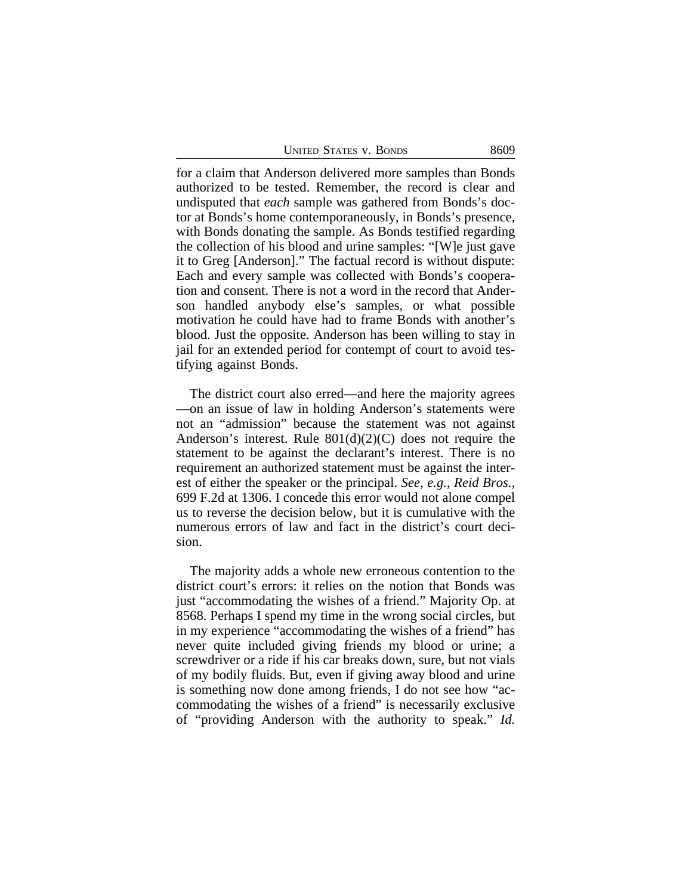for a claim that Anderson delivered more samples than Bonds authorized to be tested. Remember, the record is clear and undisputed that *each* sample was gathered from Bonds's doctor at Bonds's home contemporaneously, in Bonds's presence, with Bonds donating the sample. As Bonds testified regarding the collection of his blood and urine samples: "[W]e just gave it to Greg [Anderson]." The factual record is without dispute: Each and every sample was collected with Bonds's cooperation and consent. There is not a word in the record that Anderson handled anybody else's samples, or what possible motivation he could have had to frame Bonds with another's blood. Just the opposite. Anderson has been willing to stay in jail for an extended period for contempt of court to avoid testifying against Bonds.

The district court also erred—and here the majority agrees—on an issue of law in holding Anderson's statements were not an "admission" because the statement was not against Anderson's interest. Rule 801(d)(2)(C) does not require the statement to be against the declarant's interest. There is no requirement an authorized statement must be against the interest of either the speaker or the principal. *See, e.g.*, *Reid Bros.*, 699 F.2d at 1306. I concede this error would not alone compel us to reverse the decision below, but it is cumulative with the numerous errors of law and fact in the district's court decision.

The majority adds a whole new erroneous contention to the district court's errors: it relies on the notion that Bonds was just "accommodating the wishes of a friend." Majority Op. at 8568. Perhaps I spend my time in the wrong social circles, but in my experience "accommodating the wishes of a friend" has never quite included giving friends my blood or urine; a screwdriver or a ride if his car breaks down, sure, but not vials of my bodily fluids. But, even if giving away blood and urine is something now done among friends, I do not see how "accommodating the wishes of a friend" is necessarily exclusive of "providing Anderson with the authority to speak." *Id.*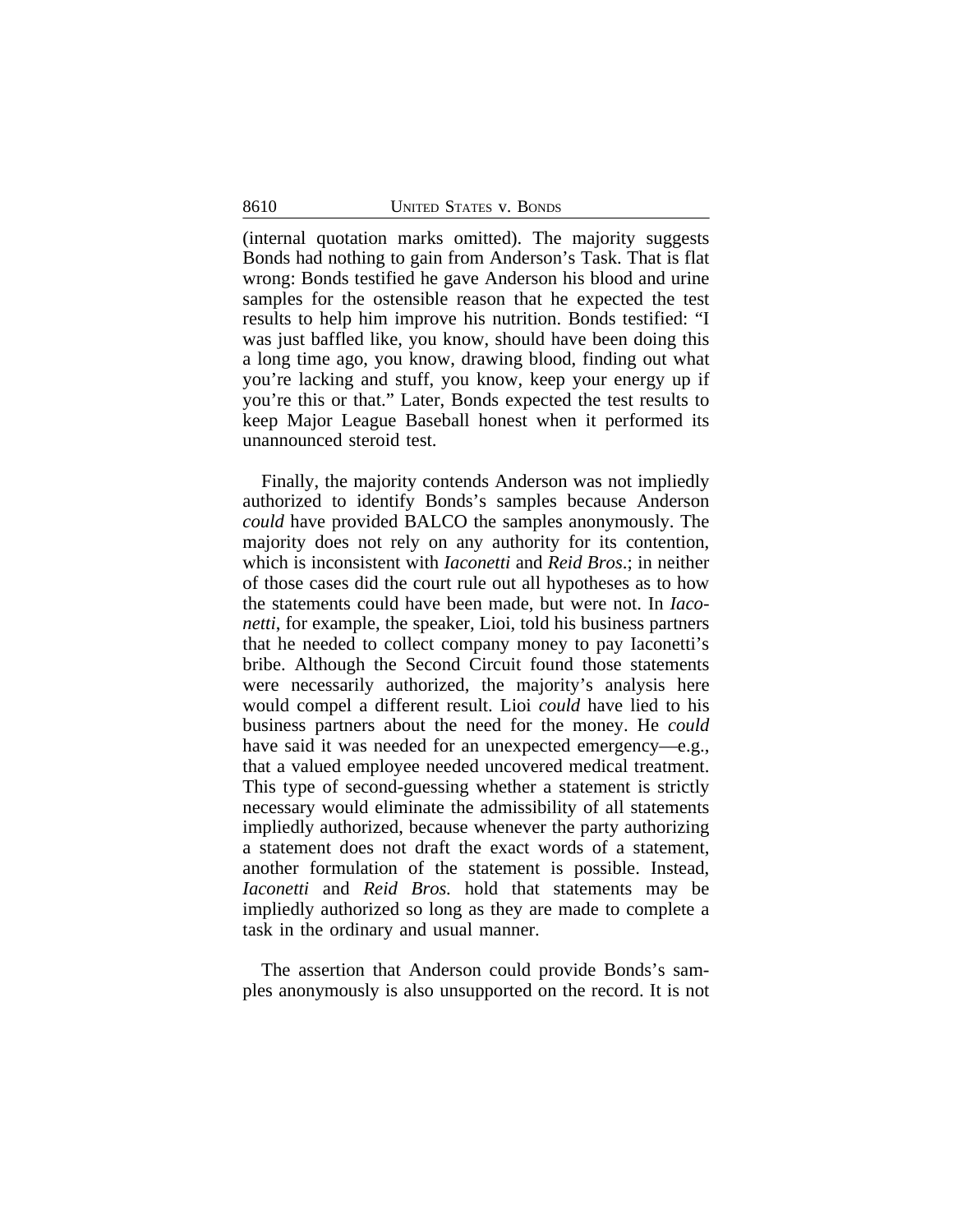(internal quotation marks omitted). The majority suggests Bonds had nothing to gain from Anderson's Task. That is flat wrong: Bonds testified he gave Anderson his blood and urine samples for the ostensible reason that he expected the test results to help him improve his nutrition. Bonds testified: "I was just baffled like, you know, should have been doing this a long time ago, you know, drawing blood, finding out what you're lacking and stuff, you know, keep your energy up if you're this or that." Later, Bonds expected the test results to keep Major League Baseball honest when it performed its unannounced steroid test.

Finally, the majority contends Anderson was not impliedly authorized to identify Bonds's samples because Anderson *could* have provided BALCO the samples anonymously. The majority does not rely on any authority for its contention, which is inconsistent with *Iaconetti* and *Reid Bros*.; in neither of those cases did the court rule out all hypotheses as to how the statements could have been made, but were not. In *Iaconetti*, for example, the speaker, Lioi, told his business partners that he needed to collect company money to pay Iaconetti's bribe. Although the Second Circuit found those statements were necessarily authorized, the majority's analysis here would compel a different result. Lioi *could* have lied to his business partners about the need for the money. He *could* have said it was needed for an unexpected emergency—e.g., that a valued employee needed uncovered medical treatment. This type of second-guessing whether a statement is strictly necessary would eliminate the admissibility of all statements impliedly authorized, because whenever the party authorizing a statement does not draft the exact words of a statement, another formulation of the statement is possible. Instead, *Iaconetti* and *Reid Bros.* hold that statements may be impliedly authorized so long as they are made to complete a task in the ordinary and usual manner.

The assertion that Anderson could provide Bonds's samples anonymously is also unsupported on the record. It is not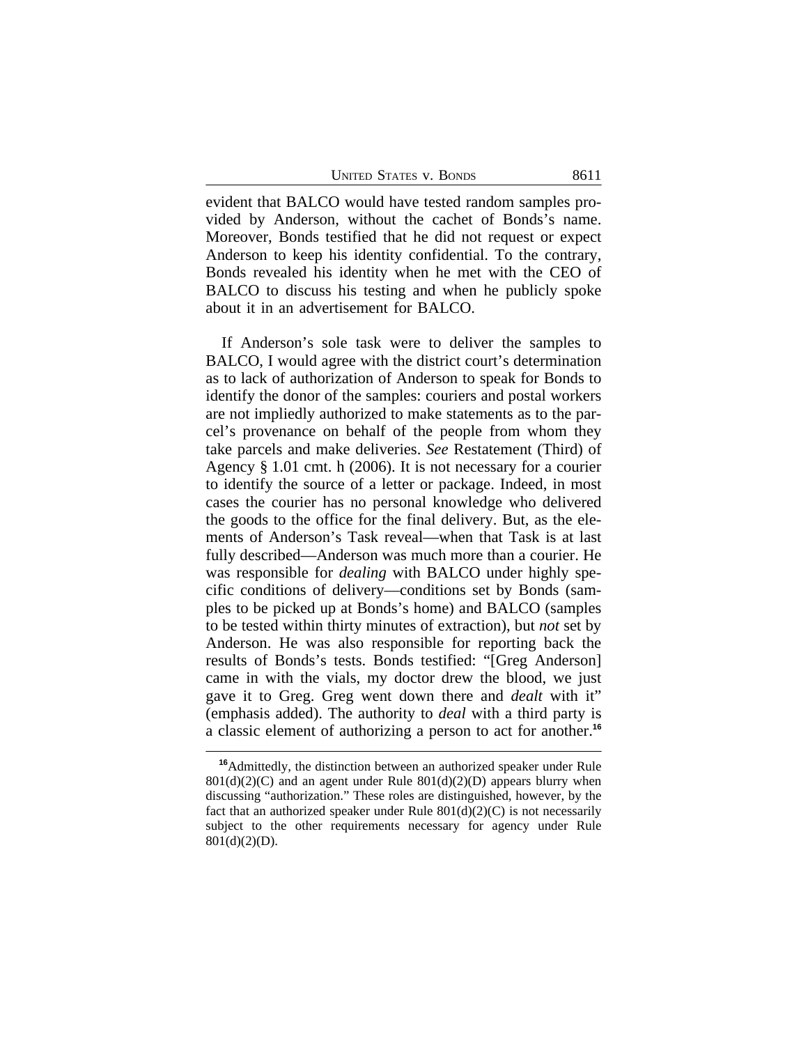evident that BALCO would have tested random samples provided by Anderson, without the cachet of Bonds's name. Moreover, Bonds testified that he did not request or expect Anderson to keep his identity confidential. To the contrary, Bonds revealed his identity when he met with the CEO of BALCO to discuss his testing and when he publicly spoke about it in an advertisement for BALCO.

If Anderson's sole task were to deliver the samples to BALCO, I would agree with the district court's determination as to lack of authorization of Anderson to speak for Bonds to identify the donor of the samples: couriers and postal workers are not impliedly authorized to make statements as to the parcel's provenance on behalf of the people from whom they take parcels and make deliveries. *See* Restatement (Third) of Agency § 1.01 cmt. h (2006). It is not necessary for a courier to identify the source of a letter or package. Indeed, in most cases the courier has no personal knowledge who delivered the goods to the office for the final delivery. But, as the elements of Anderson's Task reveal—when that Task is at last fully described—Anderson was much more than a courier. He was responsible for *dealing* with BALCO under highly specific conditions of delivery—conditions set by Bonds (samples to be picked up at Bonds's home) and BALCO (samples to be tested within thirty minutes of extraction), but *not* set by Anderson. He was also responsible for reporting back the results of Bonds's tests. Bonds testified: "[Greg Anderson] came in with the vials, my doctor drew the blood, we just gave it to Greg. Greg went down there and *dealt* with it" (emphasis added). The authority to *deal* with a third party is a classic element of authorizing a person to act for another.[16]

[16]Admittedly, the distinction between an authorized speaker under Rule 801(d)(2)(C) and an agent under Rule 801(d)(2)(D) appears blurry when discussing "authorization." These roles are distinguished, however, by the fact that an authorized speaker under Rule 801(d)(2)(C) is not necessarily subject to the other requirements necessary for agency under Rule 801(d)(2)(D).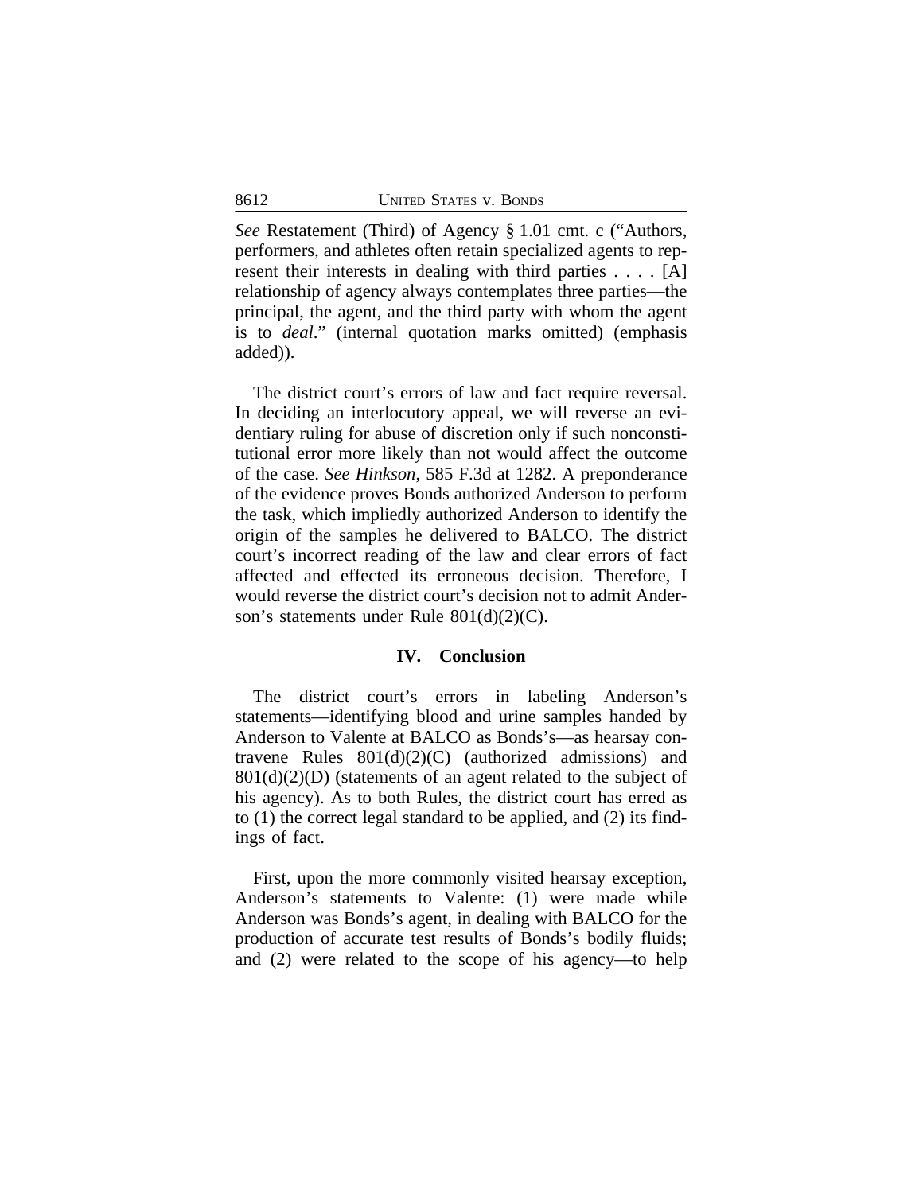*See* Restatement (Third) of Agency § 1.01 cmt. c ("Authors, performers, and athletes often retain specialized agents to represent their interests in dealing with third parties . . . . [A] relationship of agency always contemplates three parties—the principal, the agent, and the third party with whom the agent is to *deal*." (internal quotation marks omitted) (emphasis added)).

The district court's errors of law and fact require reversal. In deciding an interlocutory appeal, we will reverse an evidentiary ruling for abuse of discretion only if such nonconstitutional error more likely than not would affect the outcome of the case. *See Hinkson*, 585 F.3d at 1282. A preponderance of the evidence proves Bonds authorized Anderson to perform the task, which impliedly authorized Anderson to identify the origin of the samples he delivered to BALCO. The district court's incorrect reading of the law and clear errors of fact affected and effected its erroneous decision. Therefore, I would reverse the district court's decision not to admit Anderson's statements under Rule 801(d)(2)(C).

## IV. Conclusion

The district court's errors in labeling Anderson's statements—identifying blood and urine samples handed by Anderson to Valente at BALCO as Bonds's—as hearsay contravene Rules 801(d)(2)(C) (authorized admissions) and 801(d)(2)(D) (statements of an agent related to the subject of his agency). As to both Rules, the district court has erred as to (1) the correct legal standard to be applied, and (2) its findings of fact.

First, upon the more commonly visited hearsay exception, Anderson's statements to Valente: (1) were made while Anderson was Bonds's agent, in dealing with BALCO for the production of accurate test results of Bonds's bodily fluids; and (2) were related to the scope of his agency—to help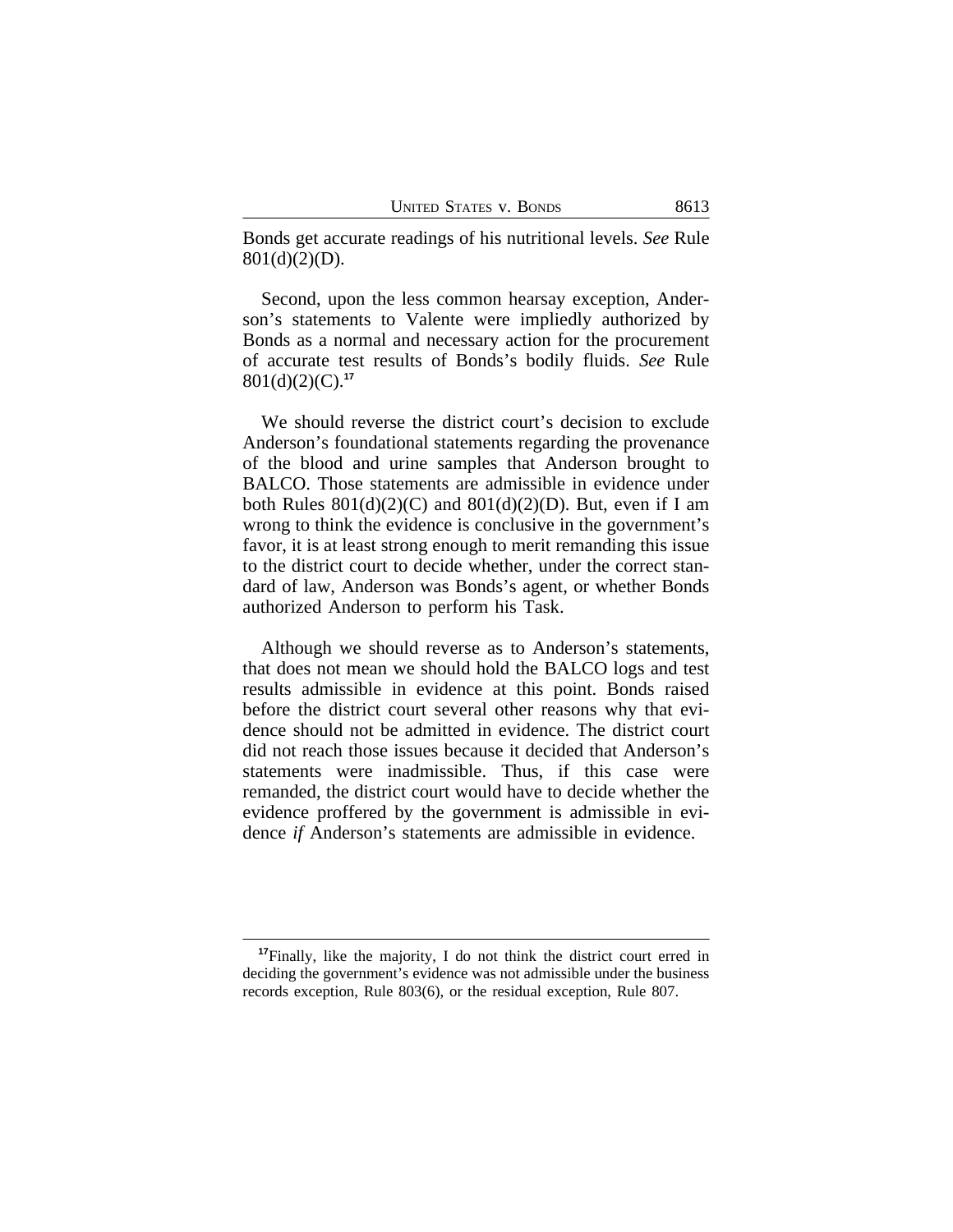Bonds get accurate readings of his nutritional levels. *See* Rule 801(d)(2)(D).

Second, upon the less common hearsay exception, Anderson's statements to Valente were impliedly authorized by Bonds as a normal and necessary action for the procurement of accurate test results of Bonds's bodily fluids. *See* Rule 801(d)(2)(C).[17]

We should reverse the district court's decision to exclude Anderson's foundational statements regarding the provenance of the blood and urine samples that Anderson brought to BALCO. Those statements are admissible in evidence under both Rules 801(d)(2)(C) and 801(d)(2)(D). But, even if I am wrong to think the evidence is conclusive in the government's favor, it is at least strong enough to merit remanding this issue to the district court to decide whether, under the correct standard of law, Anderson was Bonds's agent, or whether Bonds authorized Anderson to perform his Task.

Although we should reverse as to Anderson's statements, that does not mean we should hold the BALCO logs and test results admissible in evidence at this point. Bonds raised before the district court several other reasons why that evidence should not be admitted in evidence. The district court did not reach those issues because it decided that Anderson's statements were inadmissible. Thus, if this case were remanded, the district court would have to decide whether the evidence proffered by the government is admissible in evidence *if* Anderson's statements are admissible in evidence.

[17]Finally, like the majority, I do not think the district court erred in deciding the government's evidence was not admissible under the business records exception, Rule 803(6), or the residual exception, Rule 807.